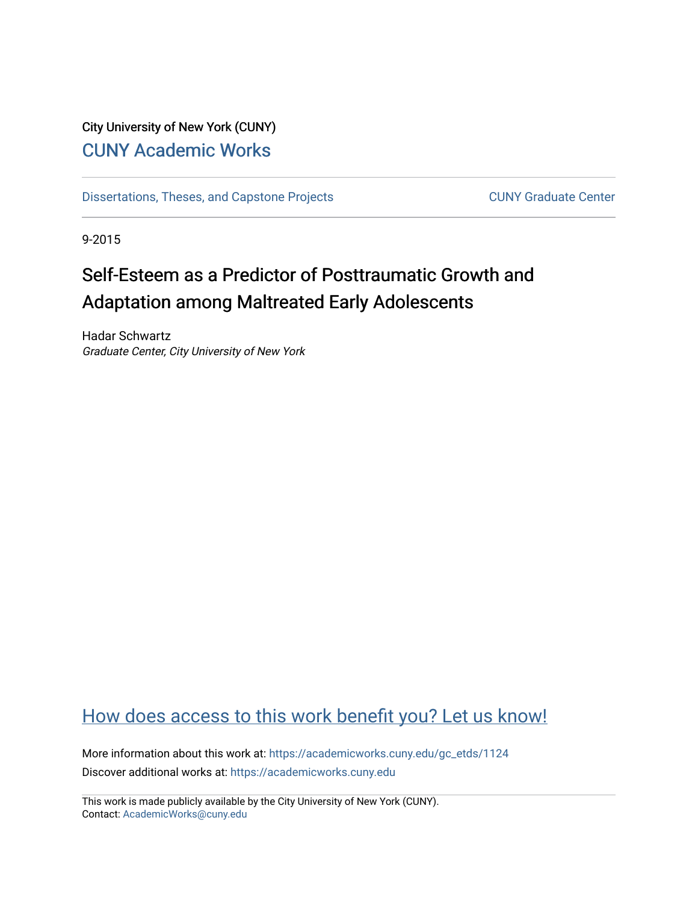City University of New York (CUNY)

CUNY Academic Works

Dissertations, Theses, and Capstone Projects

CUNY Graduate Center

9-2015

# Self-Esteem as a Predictor of Posttraumatic Growth and Adaptation among Maltreated Early Adolescents

Hadar Schwartz

*Graduate Center, City University of New York*

How does access to this work benefit you? Let us know!

More information about this work at: https://academicworks.cuny.edu/gc_etds/1124

Discover additional works at: https://academicworks.cuny.edu

This work is made publicly available by the City University of New York (CUNY).
Contact: AcademicWorks@cuny.edu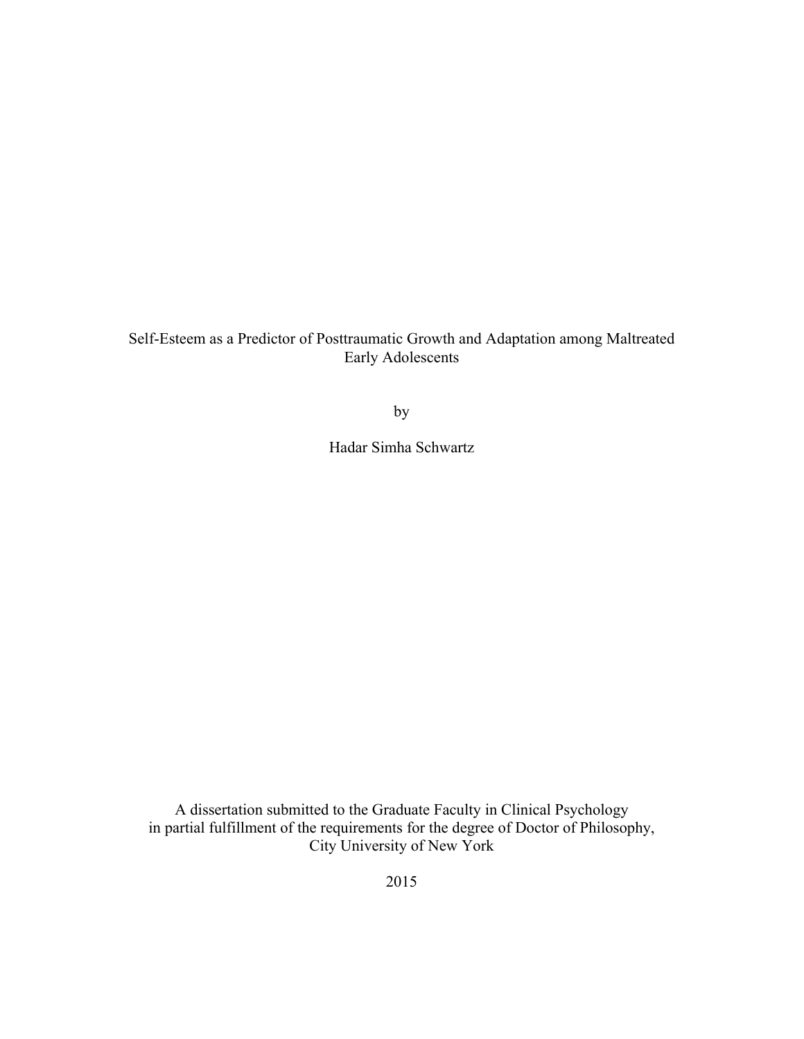Self-Esteem as a Predictor of Posttraumatic Growth and Adaptation among Maltreated Early Adolescents

by

Hadar Simha Schwartz

A dissertation submitted to the Graduate Faculty in Clinical Psychology in partial fulfillment of the requirements for the degree of Doctor of Philosophy, City University of New York

2015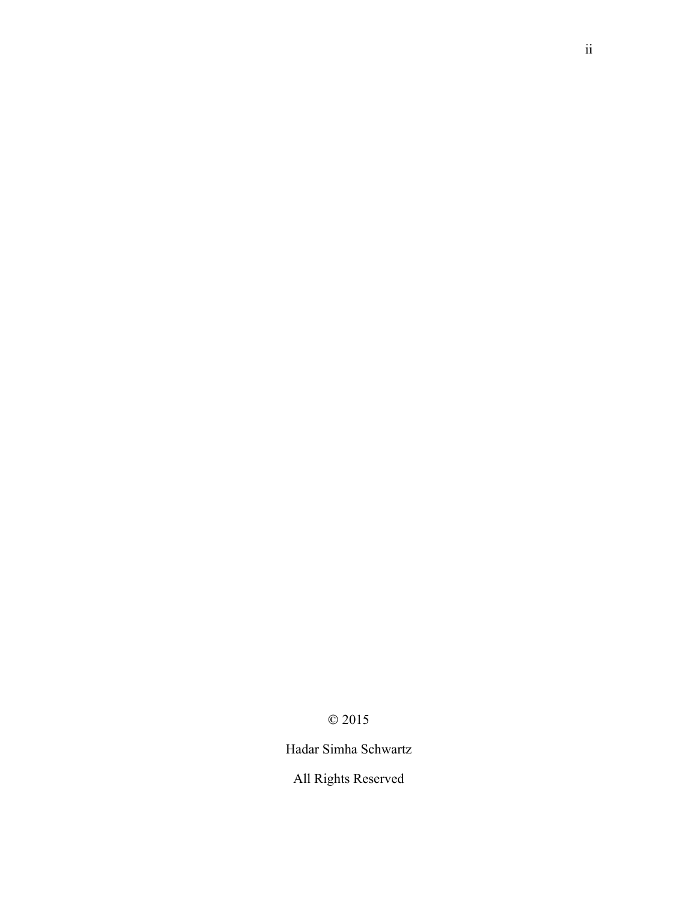© 2015

Hadar Simha Schwartz

All Rights Reserved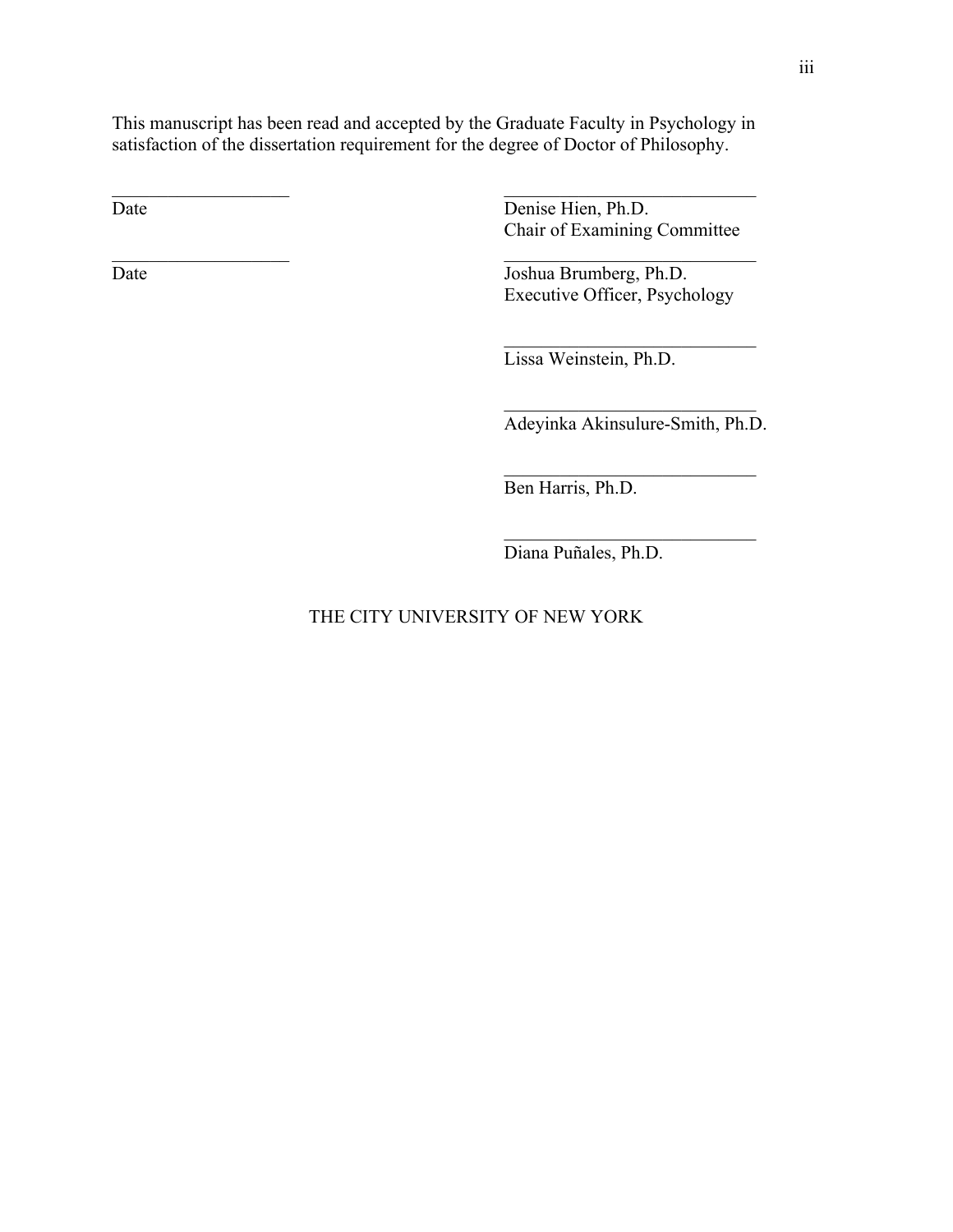This manuscript has been read and accepted by the Graduate Faculty in Psychology in satisfaction of the dissertation requirement for the degree of Doctor of Philosophy.

| | |
|---|---|
| ___________________ | ___________________________ |
| Date | Denise Hien, Ph.D.<br>Chair of Examining Committee |
| ___________________ | ___________________________ |
| Date | Joshua Brumberg, Ph.D.<br>Executive Officer, Psychology |

___________________________
Lissa Weinstein, Ph.D.

___________________________
Adeyinka Akinsulure-Smith, Ph.D.

___________________________
Ben Harris, Ph.D.

___________________________
Diana Puñales, Ph.D.

THE CITY UNIVERSITY OF NEW YORK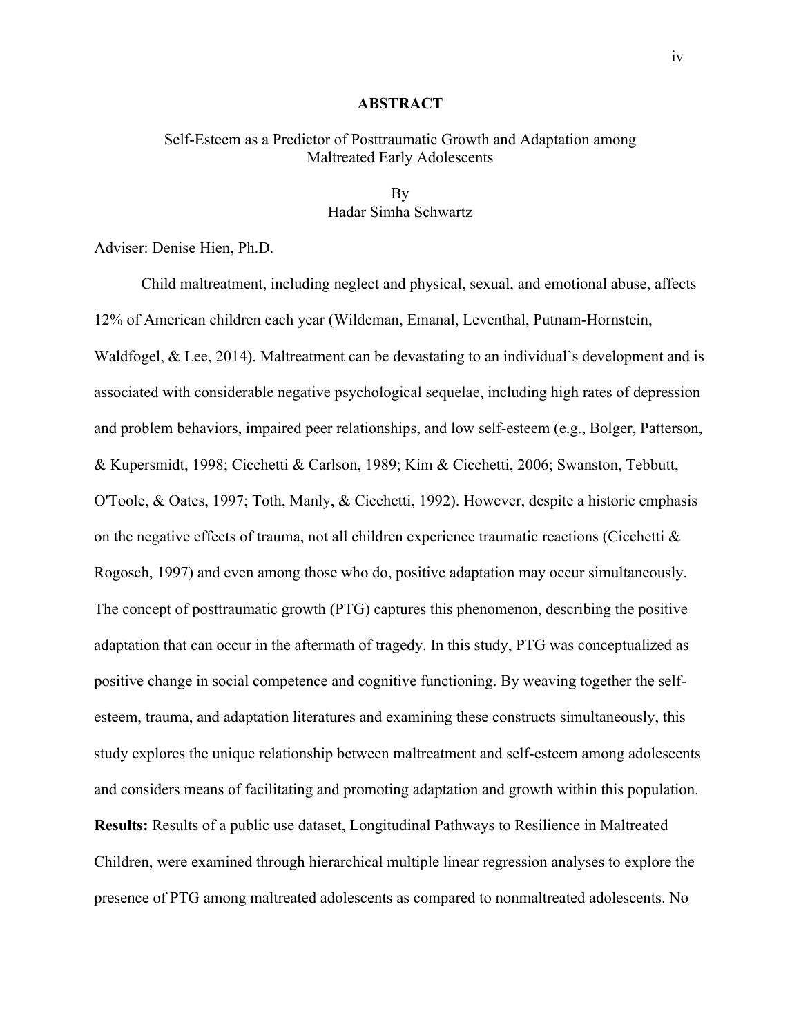## ABSTRACT

Self-Esteem as a Predictor of Posttraumatic Growth and Adaptation among Maltreated Early Adolescents

By
Hadar Simha Schwartz

Adviser: Denise Hien, Ph.D.

Child maltreatment, including neglect and physical, sexual, and emotional abuse, affects 12% of American children each year (Wildeman, Emanal, Leventhal, Putnam-Hornstein, Waldfogel, & Lee, 2014). Maltreatment can be devastating to an individual's development and is associated with considerable negative psychological sequelae, including high rates of depression and problem behaviors, impaired peer relationships, and low self-esteem (e.g., Bolger, Patterson, & Kupersmidt, 1998; Cicchetti & Carlson, 1989; Kim & Cicchetti, 2006; Swanston, Tebbutt, O'Toole, & Oates, 1997; Toth, Manly, & Cicchetti, 1992). However, despite a historic emphasis on the negative effects of trauma, not all children experience traumatic reactions (Cicchetti & Rogosch, 1997) and even among those who do, positive adaptation may occur simultaneously. The concept of posttraumatic growth (PTG) captures this phenomenon, describing the positive adaptation that can occur in the aftermath of tragedy. In this study, PTG was conceptualized as positive change in social competence and cognitive functioning. By weaving together the self-esteem, trauma, and adaptation literatures and examining these constructs simultaneously, this study explores the unique relationship between maltreatment and self-esteem among adolescents and considers means of facilitating and promoting adaptation and growth within this population. **Results:** Results of a public use dataset, Longitudinal Pathways to Resilience in Maltreated Children, were examined through hierarchical multiple linear regression analyses to explore the presence of PTG among maltreated adolescents as compared to nonmaltreated adolescents. No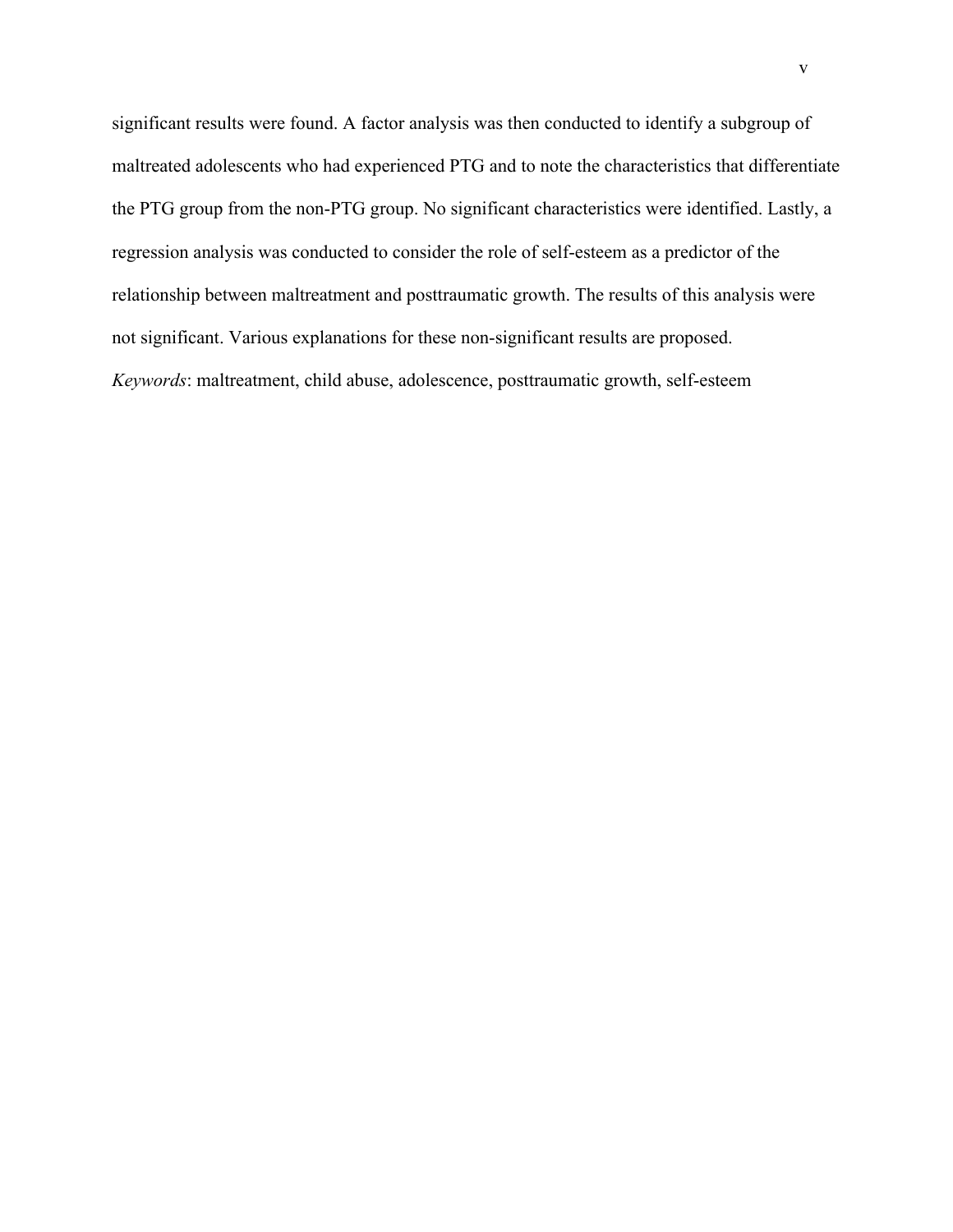significant results were found. A factor analysis was then conducted to identify a subgroup of maltreated adolescents who had experienced PTG and to note the characteristics that differentiate the PTG group from the non-PTG group. No significant characteristics were identified. Lastly, a regression analysis was conducted to consider the role of self-esteem as a predictor of the relationship between maltreatment and posttraumatic growth. The results of this analysis were not significant. Various explanations for these non-significant results are proposed.

*Keywords*: maltreatment, child abuse, adolescence, posttraumatic growth, self-esteem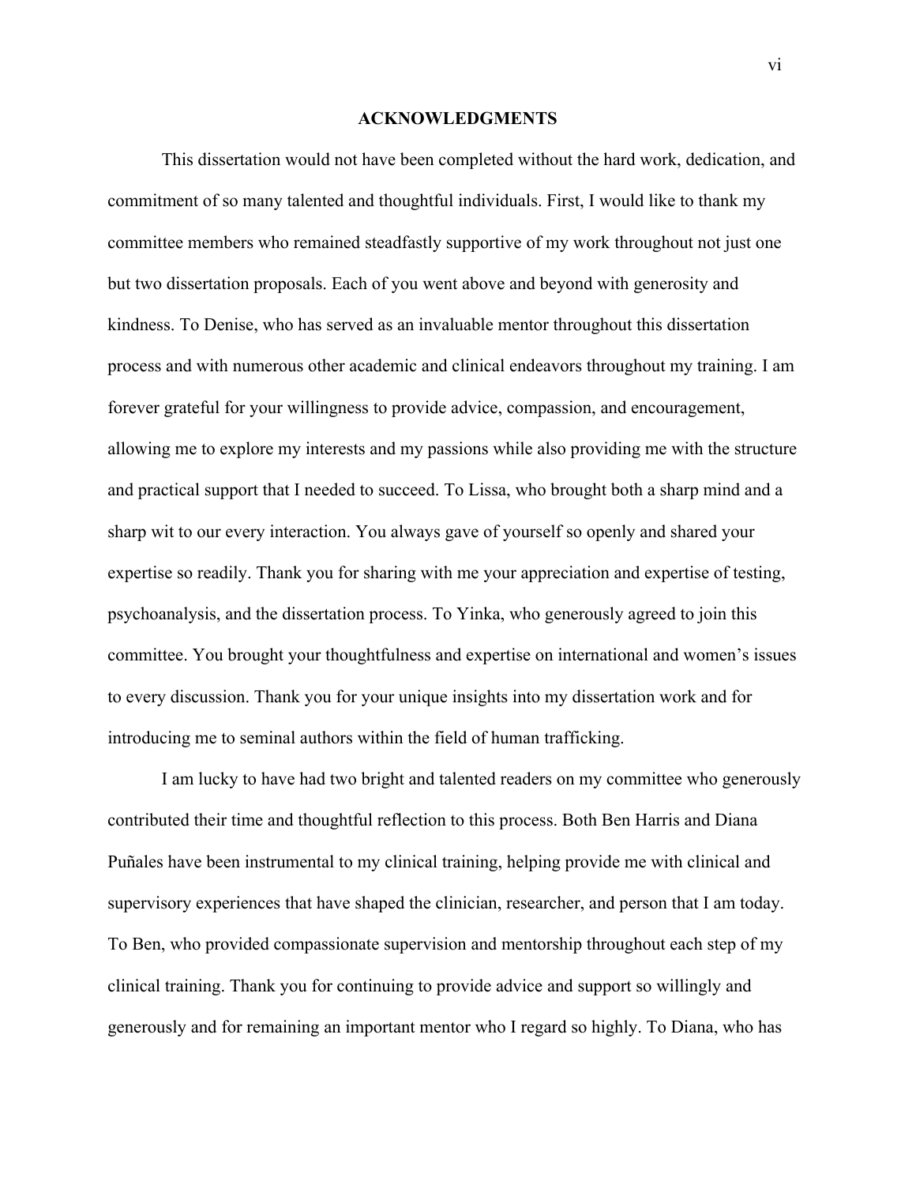## ACKNOWLEDGMENTS

This dissertation would not have been completed without the hard work, dedication, and commitment of so many talented and thoughtful individuals. First, I would like to thank my committee members who remained steadfastly supportive of my work throughout not just one but two dissertation proposals. Each of you went above and beyond with generosity and kindness. To Denise, who has served as an invaluable mentor throughout this dissertation process and with numerous other academic and clinical endeavors throughout my training. I am forever grateful for your willingness to provide advice, compassion, and encouragement, allowing me to explore my interests and my passions while also providing me with the structure and practical support that I needed to succeed. To Lissa, who brought both a sharp mind and a sharp wit to our every interaction. You always gave of yourself so openly and shared your expertise so readily. Thank you for sharing with me your appreciation and expertise of testing, psychoanalysis, and the dissertation process. To Yinka, who generously agreed to join this committee. You brought your thoughtfulness and expertise on international and women's issues to every discussion. Thank you for your unique insights into my dissertation work and for introducing me to seminal authors within the field of human trafficking.

I am lucky to have had two bright and talented readers on my committee who generously contributed their time and thoughtful reflection to this process. Both Ben Harris and Diana Puñales have been instrumental to my clinical training, helping provide me with clinical and supervisory experiences that have shaped the clinician, researcher, and person that I am today. To Ben, who provided compassionate supervision and mentorship throughout each step of my clinical training. Thank you for continuing to provide advice and support so willingly and generously and for remaining an important mentor who I regard so highly. To Diana, who has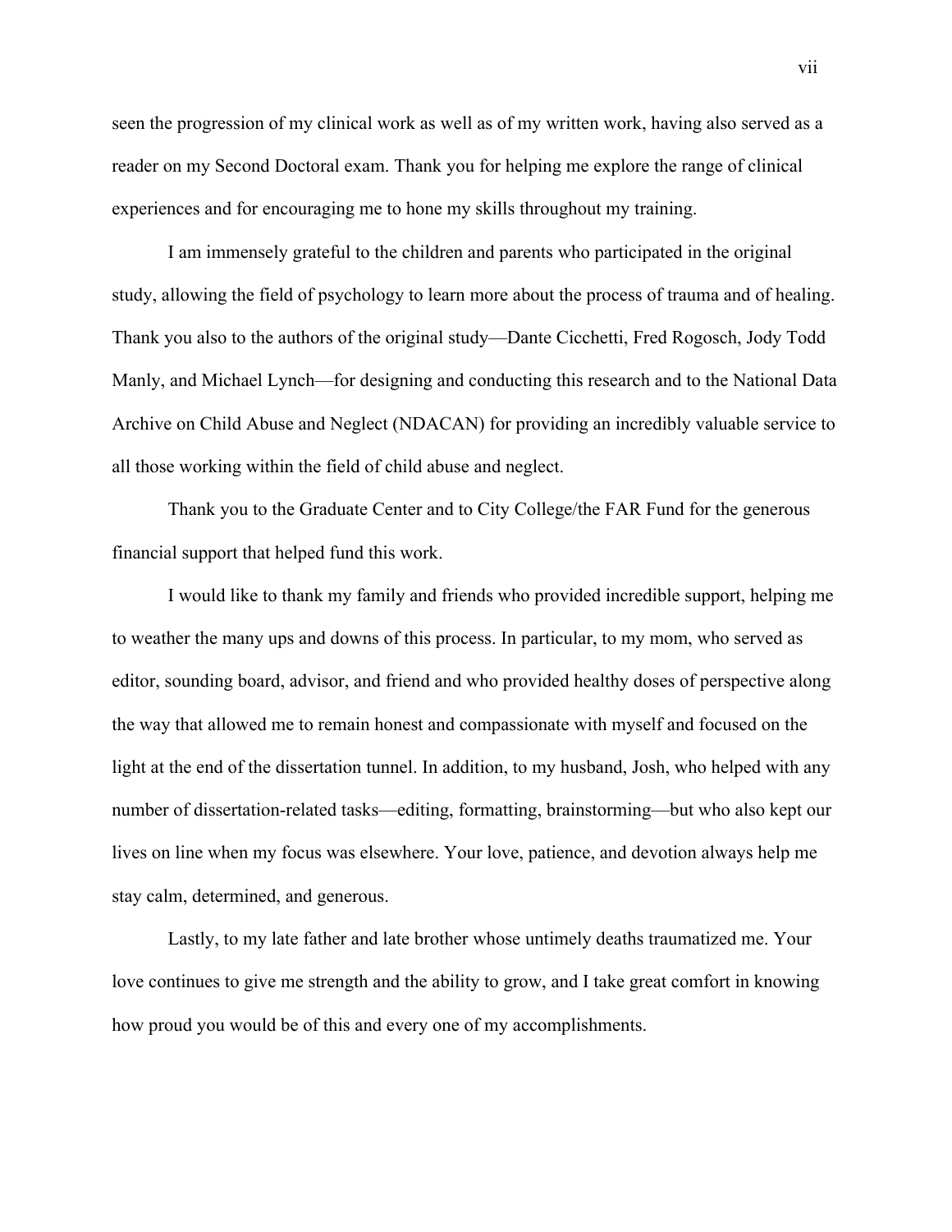seen the progression of my clinical work as well as of my written work, having also served as a reader on my Second Doctoral exam. Thank you for helping me explore the range of clinical experiences and for encouraging me to hone my skills throughout my training.

I am immensely grateful to the children and parents who participated in the original study, allowing the field of psychology to learn more about the process of trauma and of healing. Thank you also to the authors of the original study—Dante Cicchetti, Fred Rogosch, Jody Todd Manly, and Michael Lynch—for designing and conducting this research and to the National Data Archive on Child Abuse and Neglect (NDACAN) for providing an incredibly valuable service to all those working within the field of child abuse and neglect.

Thank you to the Graduate Center and to City College/the FAR Fund for the generous financial support that helped fund this work.

I would like to thank my family and friends who provided incredible support, helping me to weather the many ups and downs of this process. In particular, to my mom, who served as editor, sounding board, advisor, and friend and who provided healthy doses of perspective along the way that allowed me to remain honest and compassionate with myself and focused on the light at the end of the dissertation tunnel. In addition, to my husband, Josh, who helped with any number of dissertation-related tasks—editing, formatting, brainstorming—but who also kept our lives on line when my focus was elsewhere. Your love, patience, and devotion always help me stay calm, determined, and generous.

Lastly, to my late father and late brother whose untimely deaths traumatized me. Your love continues to give me strength and the ability to grow, and I take great comfort in knowing how proud you would be of this and every one of my accomplishments.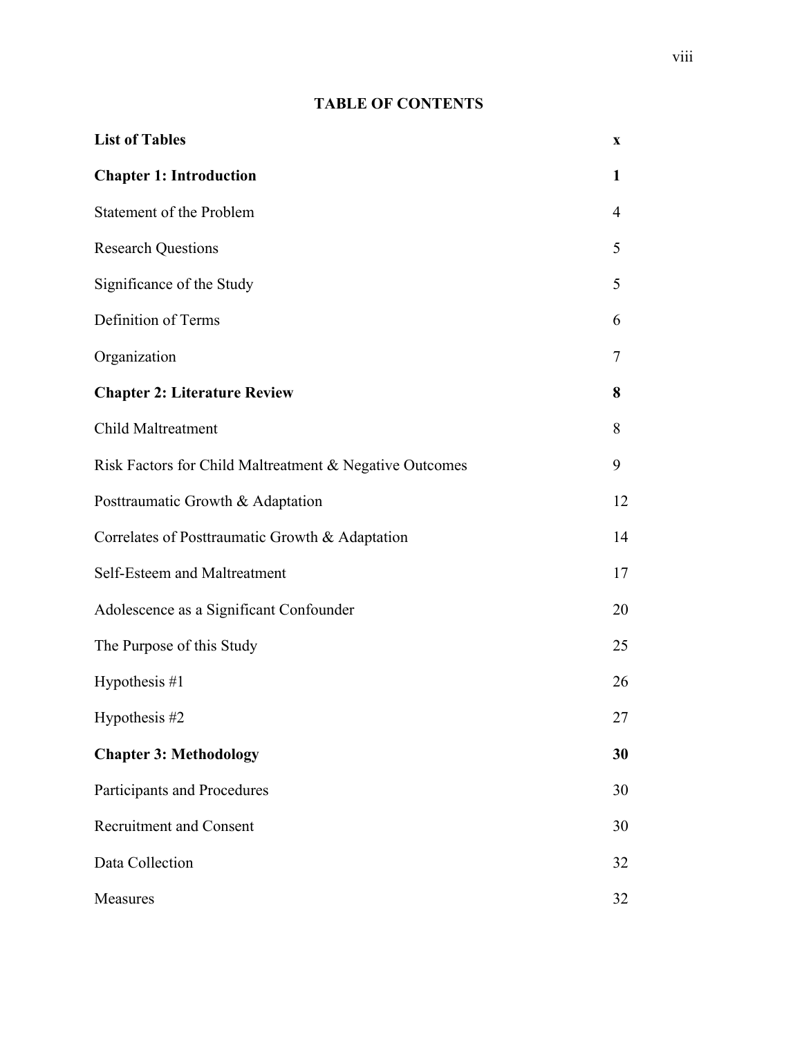## TABLE OF CONTENTS

| | |
|---|---|
| **List of Tables** | **x** |
| **Chapter 1: Introduction** | **1** |
| Statement of the Problem | 4 |
| Research Questions | 5 |
| Significance of the Study | 5 |
| Definition of Terms | 6 |
| Organization | 7 |
| **Chapter 2: Literature Review** | **8** |
| Child Maltreatment | 8 |
| Risk Factors for Child Maltreatment & Negative Outcomes | 9 |
| Posttraumatic Growth & Adaptation | 12 |
| Correlates of Posttraumatic Growth & Adaptation | 14 |
| Self-Esteem and Maltreatment | 17 |
| Adolescence as a Significant Confounder | 20 |
| The Purpose of this Study | 25 |
| Hypothesis #1 | 26 |
| Hypothesis #2 | 27 |
| **Chapter 3: Methodology** | **30** |
| Participants and Procedures | 30 |
| Recruitment and Consent | 30 |
| Data Collection | 32 |
| Measures | 32 |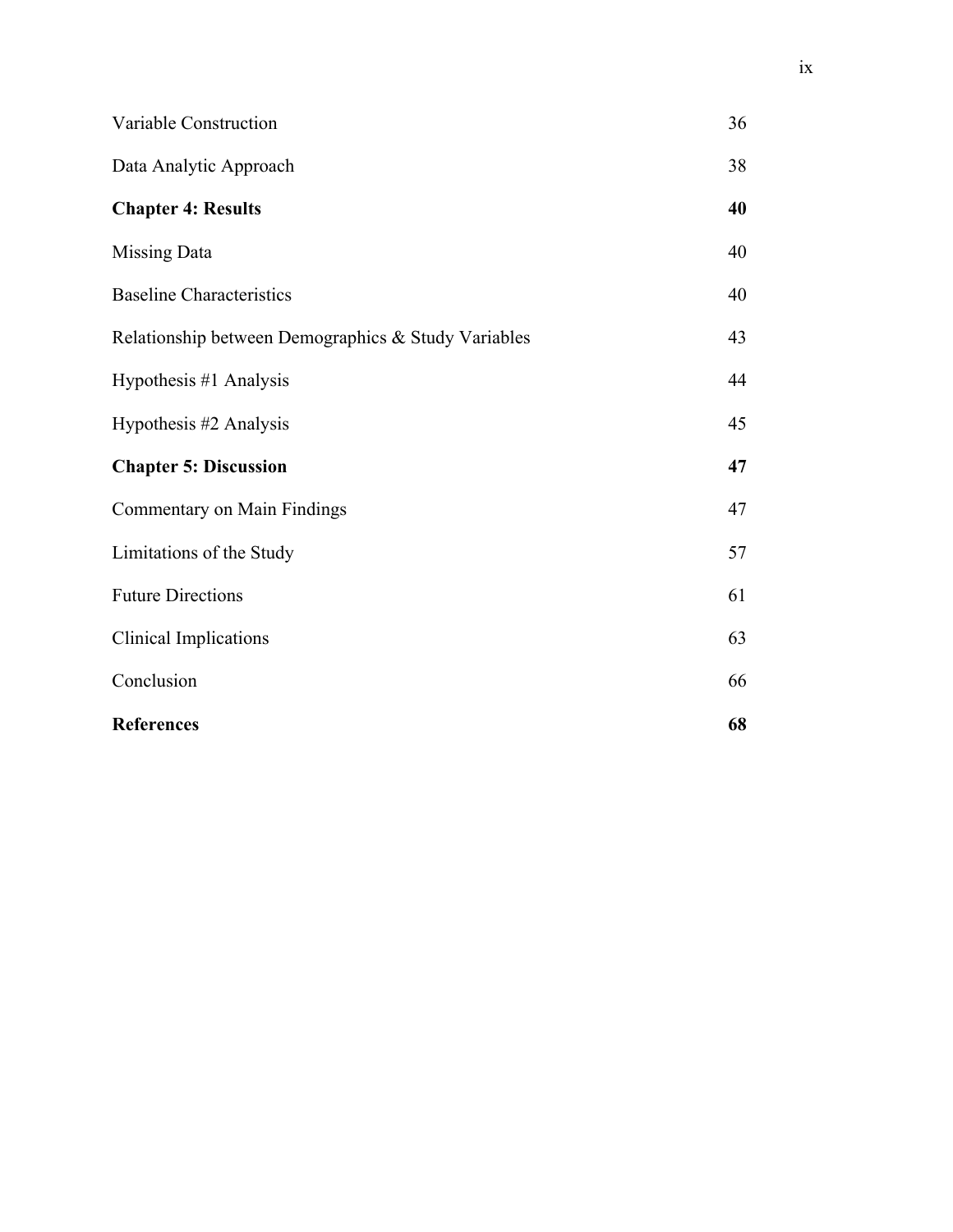| | |
|---|---|
| Variable Construction | 36 |
| Data Analytic Approach | 38 |
| **Chapter 4: Results** | **40** |
| Missing Data | 40 |
| Baseline Characteristics | 40 |
| Relationship between Demographics & Study Variables | 43 |
| Hypothesis #1 Analysis | 44 |
| Hypothesis #2 Analysis | 45 |
| **Chapter 5: Discussion** | **47** |
| Commentary on Main Findings | 47 |
| Limitations of the Study | 57 |
| Future Directions | 61 |
| Clinical Implications | 63 |
| Conclusion | 66 |
| **References** | **68** |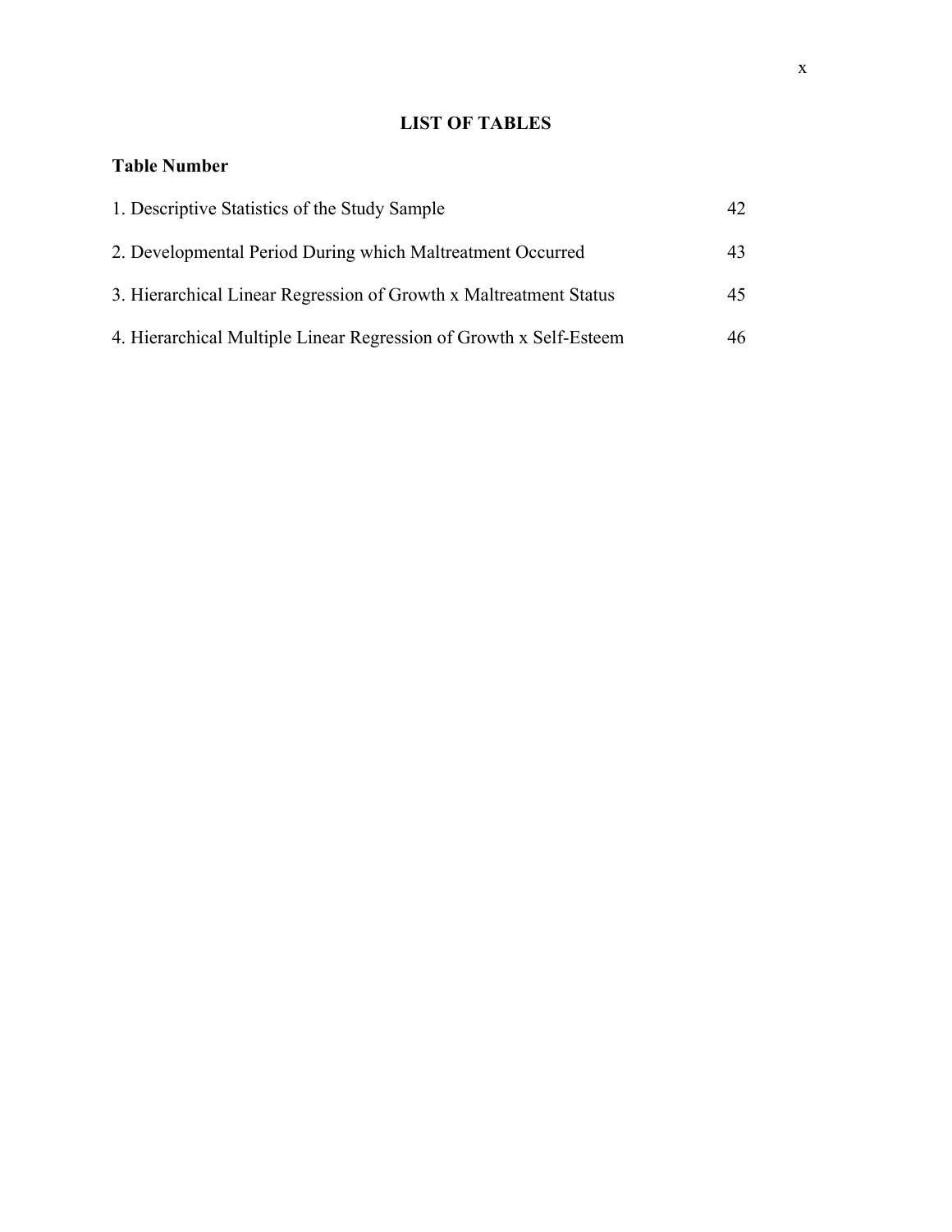# LIST OF TABLES

**Table Number**

| | |
|---|---|
| 1. Descriptive Statistics of the Study Sample | 42 |
| 2. Developmental Period During which Maltreatment Occurred | 43 |
| 3. Hierarchical Linear Regression of Growth x Maltreatment Status | 45 |
| 4. Hierarchical Multiple Linear Regression of Growth x Self-Esteem | 46 |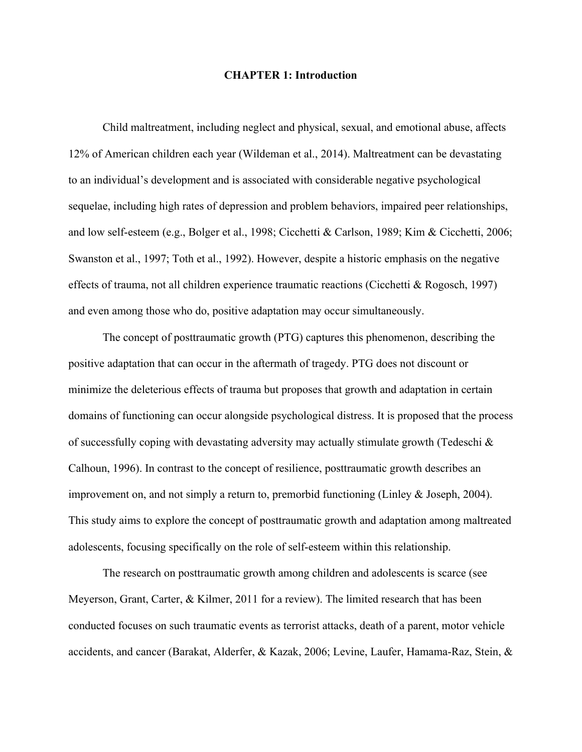# CHAPTER 1: Introduction

Child maltreatment, including neglect and physical, sexual, and emotional abuse, affects 12% of American children each year (Wildeman et al., 2014). Maltreatment can be devastating to an individual's development and is associated with considerable negative psychological sequelae, including high rates of depression and problem behaviors, impaired peer relationships, and low self-esteem (e.g., Bolger et al., 1998; Cicchetti & Carlson, 1989; Kim & Cicchetti, 2006; Swanston et al., 1997; Toth et al., 1992). However, despite a historic emphasis on the negative effects of trauma, not all children experience traumatic reactions (Cicchetti & Rogosch, 1997) and even among those who do, positive adaptation may occur simultaneously.

The concept of posttraumatic growth (PTG) captures this phenomenon, describing the positive adaptation that can occur in the aftermath of tragedy. PTG does not discount or minimize the deleterious effects of trauma but proposes that growth and adaptation in certain domains of functioning can occur alongside psychological distress. It is proposed that the process of successfully coping with devastating adversity may actually stimulate growth (Tedeschi & Calhoun, 1996). In contrast to the concept of resilience, posttraumatic growth describes an improvement on, and not simply a return to, premorbid functioning (Linley & Joseph, 2004). This study aims to explore the concept of posttraumatic growth and adaptation among maltreated adolescents, focusing specifically on the role of self-esteem within this relationship.

The research on posttraumatic growth among children and adolescents is scarce (see Meyerson, Grant, Carter, & Kilmer, 2011 for a review). The limited research that has been conducted focuses on such traumatic events as terrorist attacks, death of a parent, motor vehicle accidents, and cancer (Barakat, Alderfer, & Kazak, 2006; Levine, Laufer, Hamama-Raz, Stein, &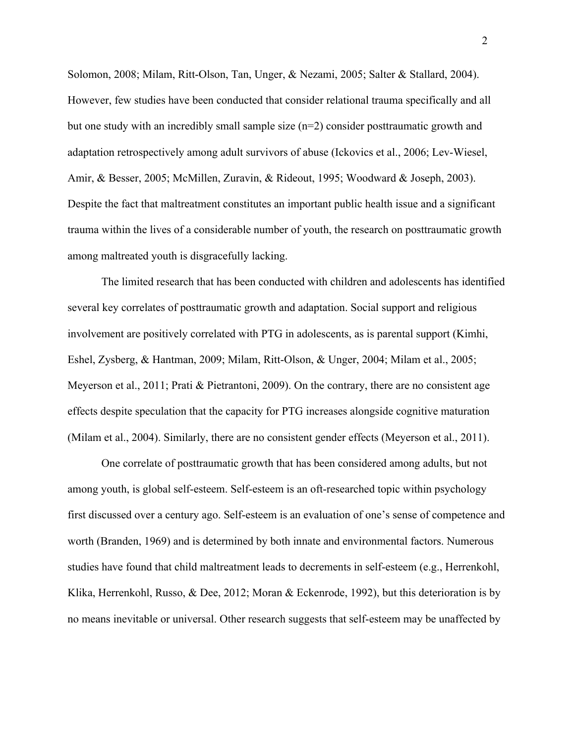Solomon, 2008; Milam, Ritt-Olson, Tan, Unger, & Nezami, 2005; Salter & Stallard, 2004). However, few studies have been conducted that consider relational trauma specifically and all but one study with an incredibly small sample size (n=2) consider posttraumatic growth and adaptation retrospectively among adult survivors of abuse (Ickovics et al., 2006; Lev-Wiesel, Amir, & Besser, 2005; McMillen, Zuravin, & Rideout, 1995; Woodward & Joseph, 2003). Despite the fact that maltreatment constitutes an important public health issue and a significant trauma within the lives of a considerable number of youth, the research on posttraumatic growth among maltreated youth is disgracefully lacking.

The limited research that has been conducted with children and adolescents has identified several key correlates of posttraumatic growth and adaptation. Social support and religious involvement are positively correlated with PTG in adolescents, as is parental support (Kimhi, Eshel, Zysberg, & Hantman, 2009; Milam, Ritt-Olson, & Unger, 2004; Milam et al., 2005; Meyerson et al., 2011; Prati & Pietrantoni, 2009). On the contrary, there are no consistent age effects despite speculation that the capacity for PTG increases alongside cognitive maturation (Milam et al., 2004). Similarly, there are no consistent gender effects (Meyerson et al., 2011).

One correlate of posttraumatic growth that has been considered among adults, but not among youth, is global self-esteem. Self-esteem is an oft-researched topic within psychology first discussed over a century ago. Self-esteem is an evaluation of one's sense of competence and worth (Branden, 1969) and is determined by both innate and environmental factors. Numerous studies have found that child maltreatment leads to decrements in self-esteem (e.g., Herrenkohl, Klika, Herrenkohl, Russo, & Dee, 2012; Moran & Eckenrode, 1992), but this deterioration is by no means inevitable or universal. Other research suggests that self-esteem may be unaffected by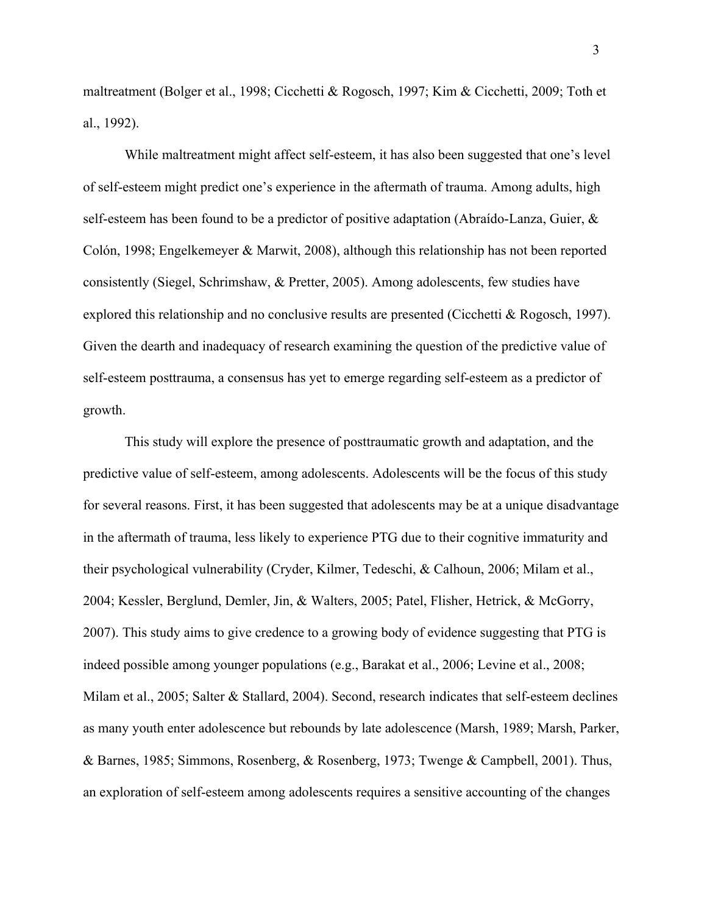maltreatment (Bolger et al., 1998; Cicchetti & Rogosch, 1997; Kim & Cicchetti, 2009; Toth et al., 1992).

While maltreatment might affect self-esteem, it has also been suggested that one's level of self-esteem might predict one's experience in the aftermath of trauma. Among adults, high self-esteem has been found to be a predictor of positive adaptation (Abraído-Lanza, Guier, & Colón, 1998; Engelkemeyer & Marwit, 2008), although this relationship has not been reported consistently (Siegel, Schrimshaw, & Pretter, 2005). Among adolescents, few studies have explored this relationship and no conclusive results are presented (Cicchetti & Rogosch, 1997). Given the dearth and inadequacy of research examining the question of the predictive value of self-esteem posttrauma, a consensus has yet to emerge regarding self-esteem as a predictor of growth.

This study will explore the presence of posttraumatic growth and adaptation, and the predictive value of self-esteem, among adolescents. Adolescents will be the focus of this study for several reasons. First, it has been suggested that adolescents may be at a unique disadvantage in the aftermath of trauma, less likely to experience PTG due to their cognitive immaturity and their psychological vulnerability (Cryder, Kilmer, Tedeschi, & Calhoun, 2006; Milam et al., 2004; Kessler, Berglund, Demler, Jin, & Walters, 2005; Patel, Flisher, Hetrick, & McGorry, 2007). This study aims to give credence to a growing body of evidence suggesting that PTG is indeed possible among younger populations (e.g., Barakat et al., 2006; Levine et al., 2008; Milam et al., 2005; Salter & Stallard, 2004). Second, research indicates that self-esteem declines as many youth enter adolescence but rebounds by late adolescence (Marsh, 1989; Marsh, Parker, & Barnes, 1985; Simmons, Rosenberg, & Rosenberg, 1973; Twenge & Campbell, 2001). Thus, an exploration of self-esteem among adolescents requires a sensitive accounting of the changes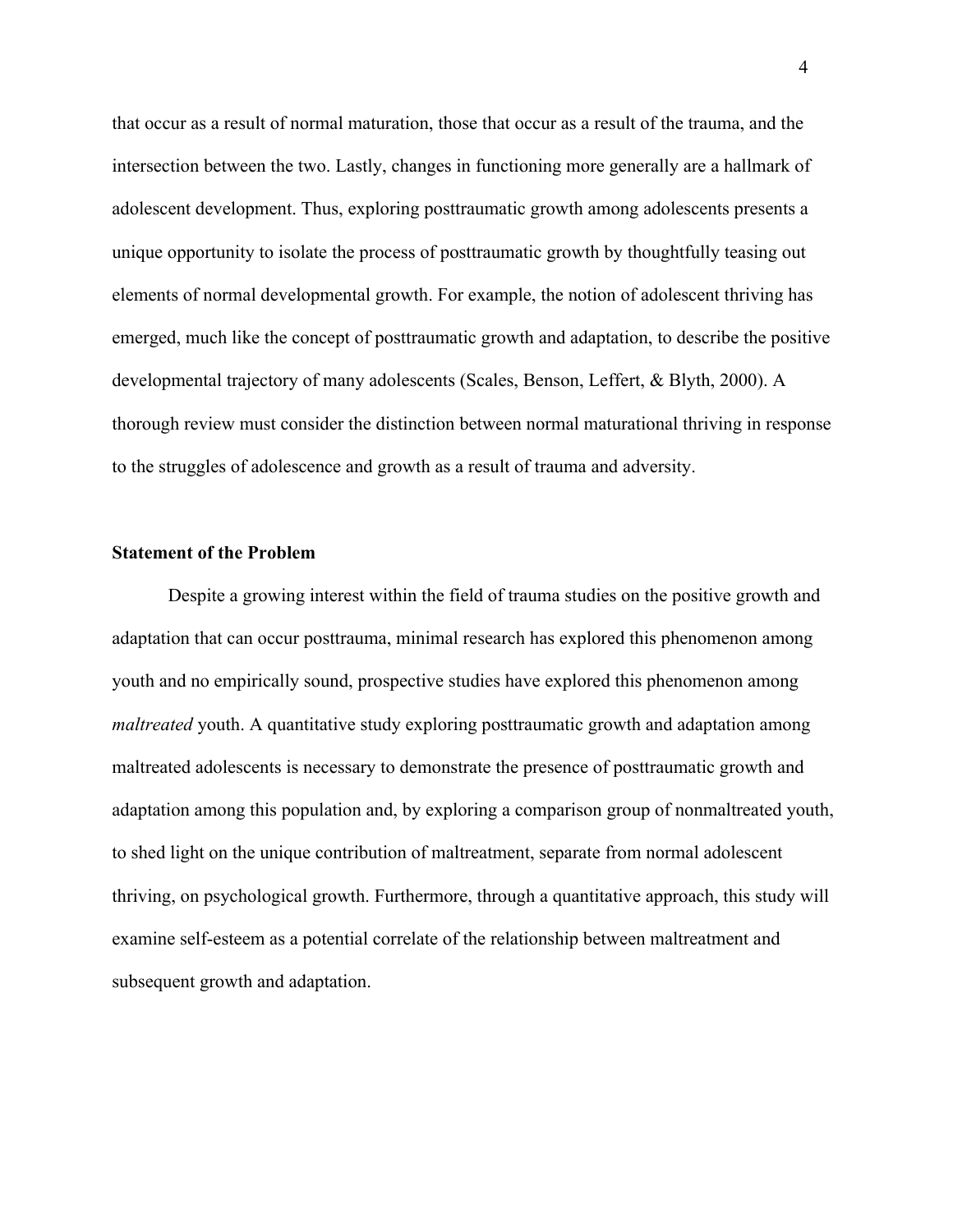that occur as a result of normal maturation, those that occur as a result of the trauma, and the intersection between the two. Lastly, changes in functioning more generally are a hallmark of adolescent development. Thus, exploring posttraumatic growth among adolescents presents a unique opportunity to isolate the process of posttraumatic growth by thoughtfully teasing out elements of normal developmental growth. For example, the notion of adolescent thriving has emerged, much like the concept of posttraumatic growth and adaptation, to describe the positive developmental trajectory of many adolescents (Scales, Benson, Leffert, & Blyth, 2000). A thorough review must consider the distinction between normal maturational thriving in response to the struggles of adolescence and growth as a result of trauma and adversity.

**Statement of the Problem**

Despite a growing interest within the field of trauma studies on the positive growth and adaptation that can occur posttrauma, minimal research has explored this phenomenon among youth and no empirically sound, prospective studies have explored this phenomenon among *maltreated* youth. A quantitative study exploring posttraumatic growth and adaptation among maltreated adolescents is necessary to demonstrate the presence of posttraumatic growth and adaptation among this population and, by exploring a comparison group of nonmaltreated youth, to shed light on the unique contribution of maltreatment, separate from normal adolescent thriving, on psychological growth. Furthermore, through a quantitative approach, this study will examine self-esteem as a potential correlate of the relationship between maltreatment and subsequent growth and adaptation.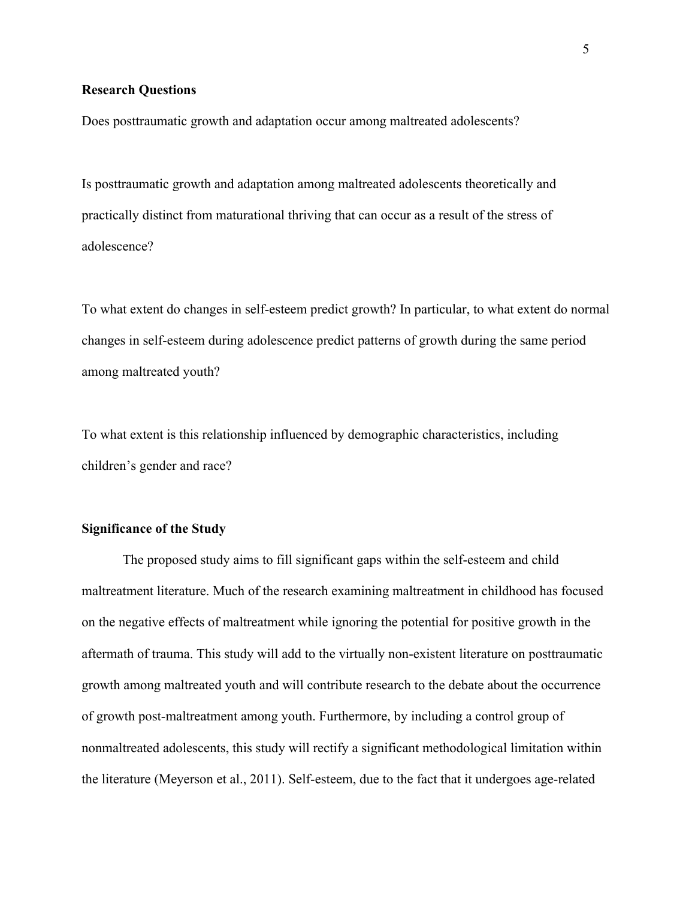## Research Questions

Does posttraumatic growth and adaptation occur among maltreated adolescents?

Is posttraumatic growth and adaptation among maltreated adolescents theoretically and practically distinct from maturational thriving that can occur as a result of the stress of adolescence?

To what extent do changes in self-esteem predict growth? In particular, to what extent do normal changes in self-esteem during adolescence predict patterns of growth during the same period among maltreated youth?

To what extent is this relationship influenced by demographic characteristics, including children's gender and race?

## Significance of the Study

The proposed study aims to fill significant gaps within the self-esteem and child maltreatment literature. Much of the research examining maltreatment in childhood has focused on the negative effects of maltreatment while ignoring the potential for positive growth in the aftermath of trauma. This study will add to the virtually non-existent literature on posttraumatic growth among maltreated youth and will contribute research to the debate about the occurrence of growth post-maltreatment among youth. Furthermore, by including a control group of nonmaltreated adolescents, this study will rectify a significant methodological limitation within the literature (Meyerson et al., 2011). Self-esteem, due to the fact that it undergoes age-related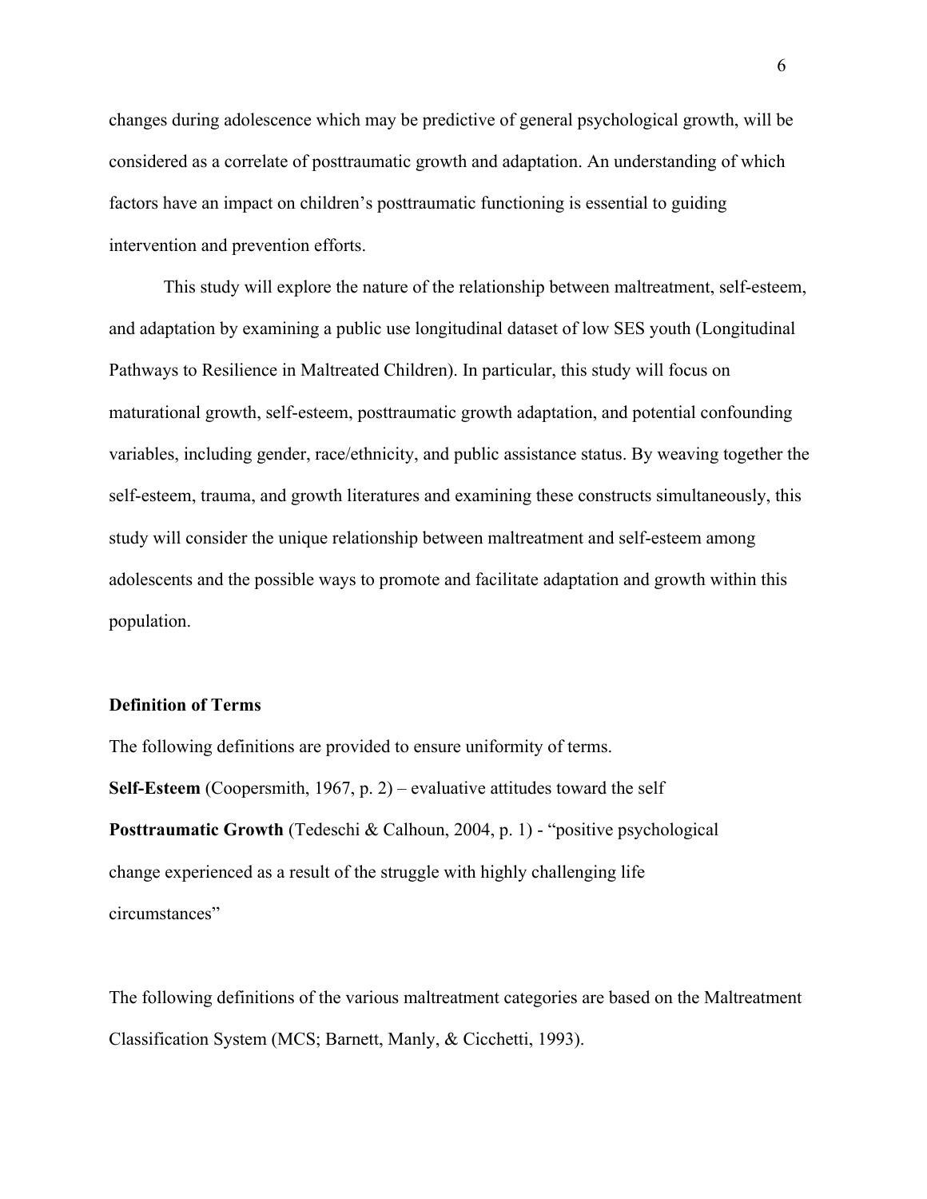changes during adolescence which may be predictive of general psychological growth, will be considered as a correlate of posttraumatic growth and adaptation. An understanding of which factors have an impact on children's posttraumatic functioning is essential to guiding intervention and prevention efforts.

This study will explore the nature of the relationship between maltreatment, self-esteem, and adaptation by examining a public use longitudinal dataset of low SES youth (Longitudinal Pathways to Resilience in Maltreated Children). In particular, this study will focus on maturational growth, self-esteem, posttraumatic growth adaptation, and potential confounding variables, including gender, race/ethnicity, and public assistance status. By weaving together the self-esteem, trauma, and growth literatures and examining these constructs simultaneously, this study will consider the unique relationship between maltreatment and self-esteem among adolescents and the possible ways to promote and facilitate adaptation and growth within this population.

### Definition of Terms

The following definitions are provided to ensure uniformity of terms.

**Self-Esteem** (Coopersmith, 1967, p. 2) – evaluative attitudes toward the self

**Posttraumatic Growth** (Tedeschi & Calhoun, 2004, p. 1) - "positive psychological change experienced as a result of the struggle with highly challenging life circumstances"

The following definitions of the various maltreatment categories are based on the Maltreatment Classification System (MCS; Barnett, Manly, & Cicchetti, 1993).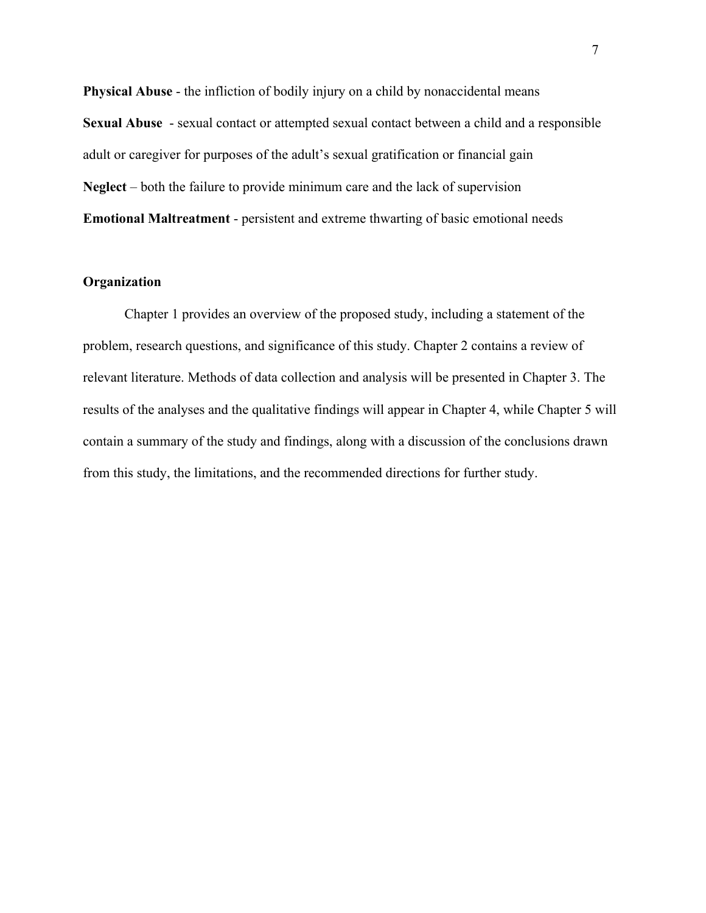**Physical Abuse** - the infliction of bodily injury on a child by nonaccidental means

**Sexual Abuse** - sexual contact or attempted sexual contact between a child and a responsible adult or caregiver for purposes of the adult's sexual gratification or financial gain

**Neglect** – both the failure to provide minimum care and the lack of supervision

**Emotional Maltreatment** - persistent and extreme thwarting of basic emotional needs

## Organization

Chapter 1 provides an overview of the proposed study, including a statement of the problem, research questions, and significance of this study. Chapter 2 contains a review of relevant literature. Methods of data collection and analysis will be presented in Chapter 3. The results of the analyses and the qualitative findings will appear in Chapter 4, while Chapter 5 will contain a summary of the study and findings, along with a discussion of the conclusions drawn from this study, the limitations, and the recommended directions for further study.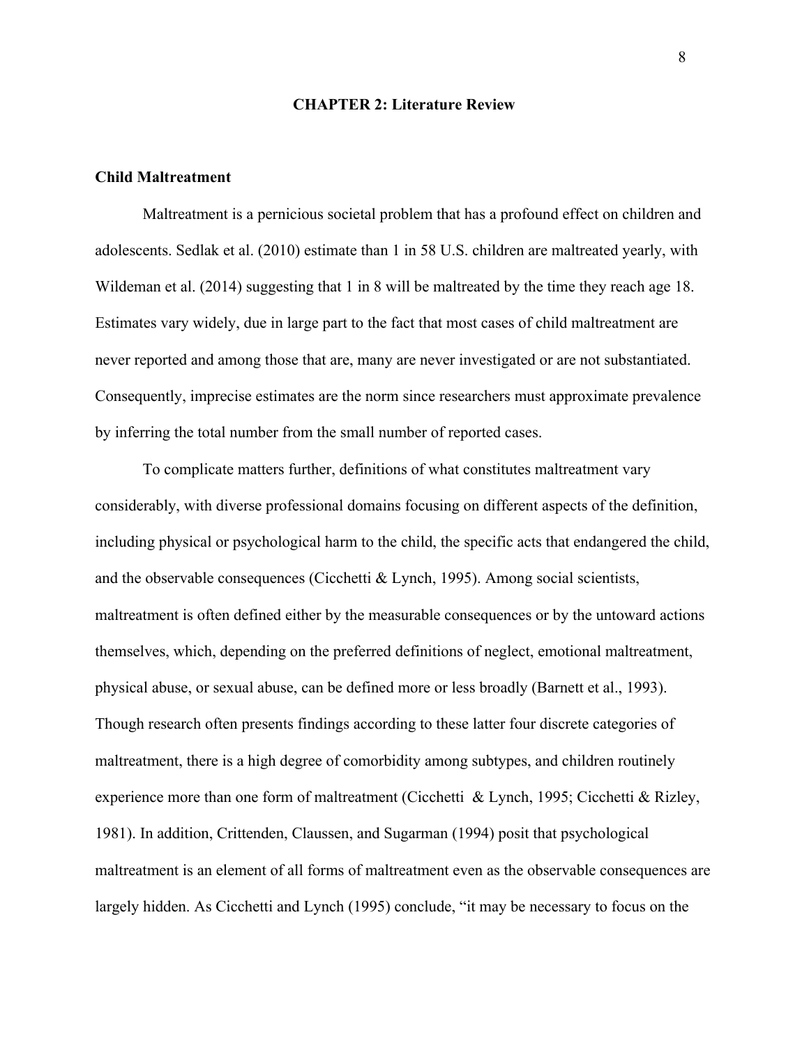# CHAPTER 2: Literature Review

## Child Maltreatment

Maltreatment is a pernicious societal problem that has a profound effect on children and adolescents. Sedlak et al. (2010) estimate than 1 in 58 U.S. children are maltreated yearly, with Wildeman et al. (2014) suggesting that 1 in 8 will be maltreated by the time they reach age 18. Estimates vary widely, due in large part to the fact that most cases of child maltreatment are never reported and among those that are, many are never investigated or are not substantiated. Consequently, imprecise estimates are the norm since researchers must approximate prevalence by inferring the total number from the small number of reported cases.

To complicate matters further, definitions of what constitutes maltreatment vary considerably, with diverse professional domains focusing on different aspects of the definition, including physical or psychological harm to the child, the specific acts that endangered the child, and the observable consequences (Cicchetti & Lynch, 1995). Among social scientists, maltreatment is often defined either by the measurable consequences or by the untoward actions themselves, which, depending on the preferred definitions of neglect, emotional maltreatment, physical abuse, or sexual abuse, can be defined more or less broadly (Barnett et al., 1993). Though research often presents findings according to these latter four discrete categories of maltreatment, there is a high degree of comorbidity among subtypes, and children routinely experience more than one form of maltreatment (Cicchetti & Lynch, 1995; Cicchetti & Rizley, 1981). In addition, Crittenden, Claussen, and Sugarman (1994) posit that psychological maltreatment is an element of all forms of maltreatment even as the observable consequences are largely hidden. As Cicchetti and Lynch (1995) conclude, "it may be necessary to focus on the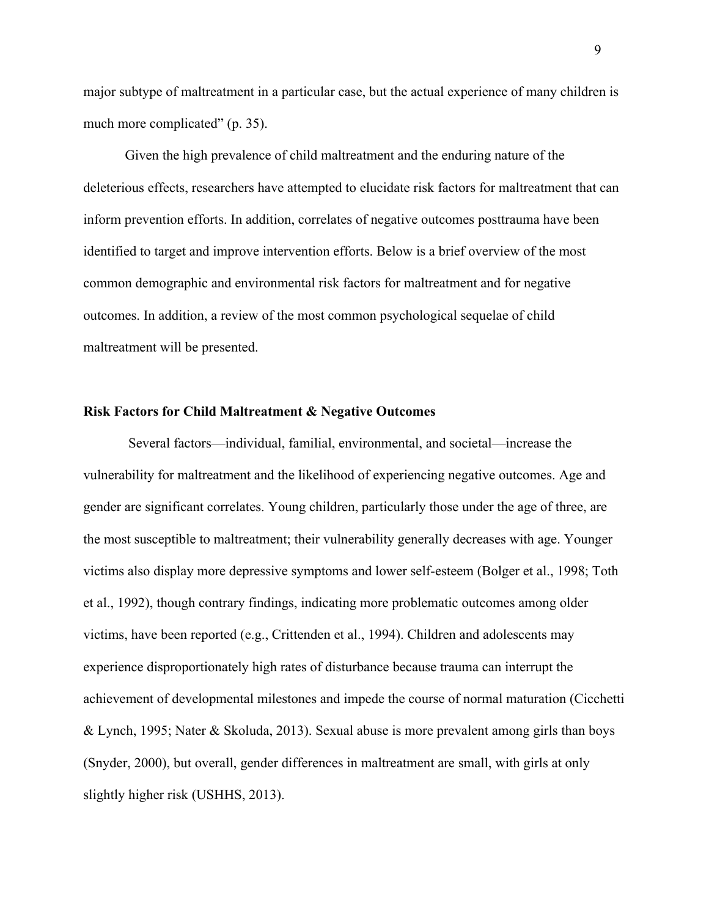major subtype of maltreatment in a particular case, but the actual experience of many children is much more complicated" (p. 35).

Given the high prevalence of child maltreatment and the enduring nature of the deleterious effects, researchers have attempted to elucidate risk factors for maltreatment that can inform prevention efforts. In addition, correlates of negative outcomes posttrauma have been identified to target and improve intervention efforts. Below is a brief overview of the most common demographic and environmental risk factors for maltreatment and for negative outcomes. In addition, a review of the most common psychological sequelae of child maltreatment will be presented.

## Risk Factors for Child Maltreatment & Negative Outcomes

Several factors—individual, familial, environmental, and societal—increase the vulnerability for maltreatment and the likelihood of experiencing negative outcomes. Age and gender are significant correlates. Young children, particularly those under the age of three, are the most susceptible to maltreatment; their vulnerability generally decreases with age. Younger victims also display more depressive symptoms and lower self-esteem (Bolger et al., 1998; Toth et al., 1992), though contrary findings, indicating more problematic outcomes among older victims, have been reported (e.g., Crittenden et al., 1994). Children and adolescents may experience disproportionately high rates of disturbance because trauma can interrupt the achievement of developmental milestones and impede the course of normal maturation (Cicchetti & Lynch, 1995; Nater & Skoluda, 2013). Sexual abuse is more prevalent among girls than boys (Snyder, 2000), but overall, gender differences in maltreatment are small, with girls at only slightly higher risk (USHHS, 2013).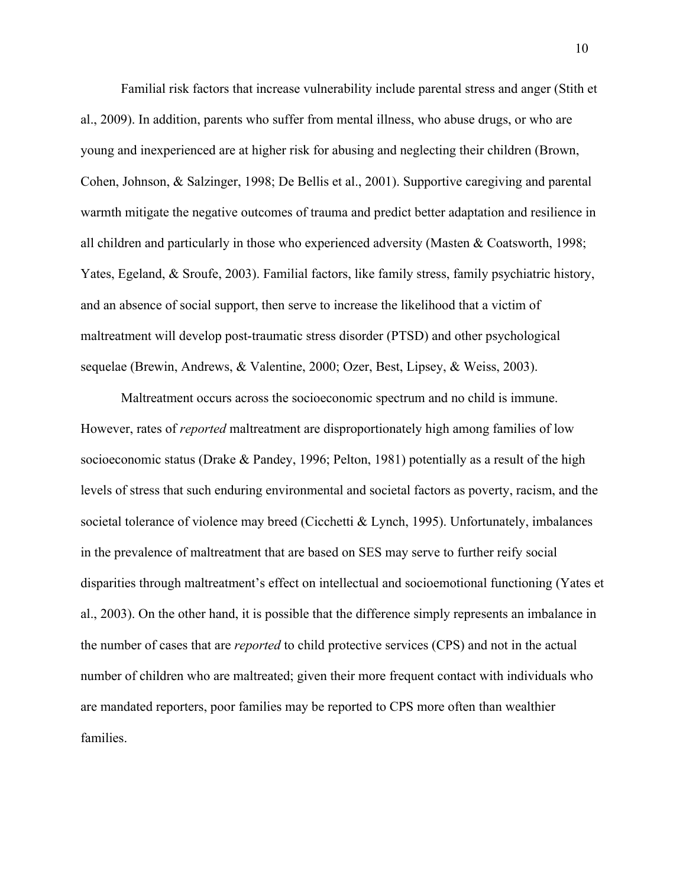Familial risk factors that increase vulnerability include parental stress and anger (Stith et al., 2009). In addition, parents who suffer from mental illness, who abuse drugs, or who are young and inexperienced are at higher risk for abusing and neglecting their children (Brown, Cohen, Johnson, & Salzinger, 1998; De Bellis et al., 2001). Supportive caregiving and parental warmth mitigate the negative outcomes of trauma and predict better adaptation and resilience in all children and particularly in those who experienced adversity (Masten & Coatsworth, 1998; Yates, Egeland, & Sroufe, 2003). Familial factors, like family stress, family psychiatric history, and an absence of social support, then serve to increase the likelihood that a victim of maltreatment will develop post-traumatic stress disorder (PTSD) and other psychological sequelae (Brewin, Andrews, & Valentine, 2000; Ozer, Best, Lipsey, & Weiss, 2003).

Maltreatment occurs across the socioeconomic spectrum and no child is immune. However, rates of *reported* maltreatment are disproportionately high among families of low socioeconomic status (Drake & Pandey, 1996; Pelton, 1981) potentially as a result of the high levels of stress that such enduring environmental and societal factors as poverty, racism, and the societal tolerance of violence may breed (Cicchetti & Lynch, 1995). Unfortunately, imbalances in the prevalence of maltreatment that are based on SES may serve to further reify social disparities through maltreatment's effect on intellectual and socioemotional functioning (Yates et al., 2003). On the other hand, it is possible that the difference simply represents an imbalance in the number of cases that are *reported* to child protective services (CPS) and not in the actual number of children who are maltreated; given their more frequent contact with individuals who are mandated reporters, poor families may be reported to CPS more often than wealthier families.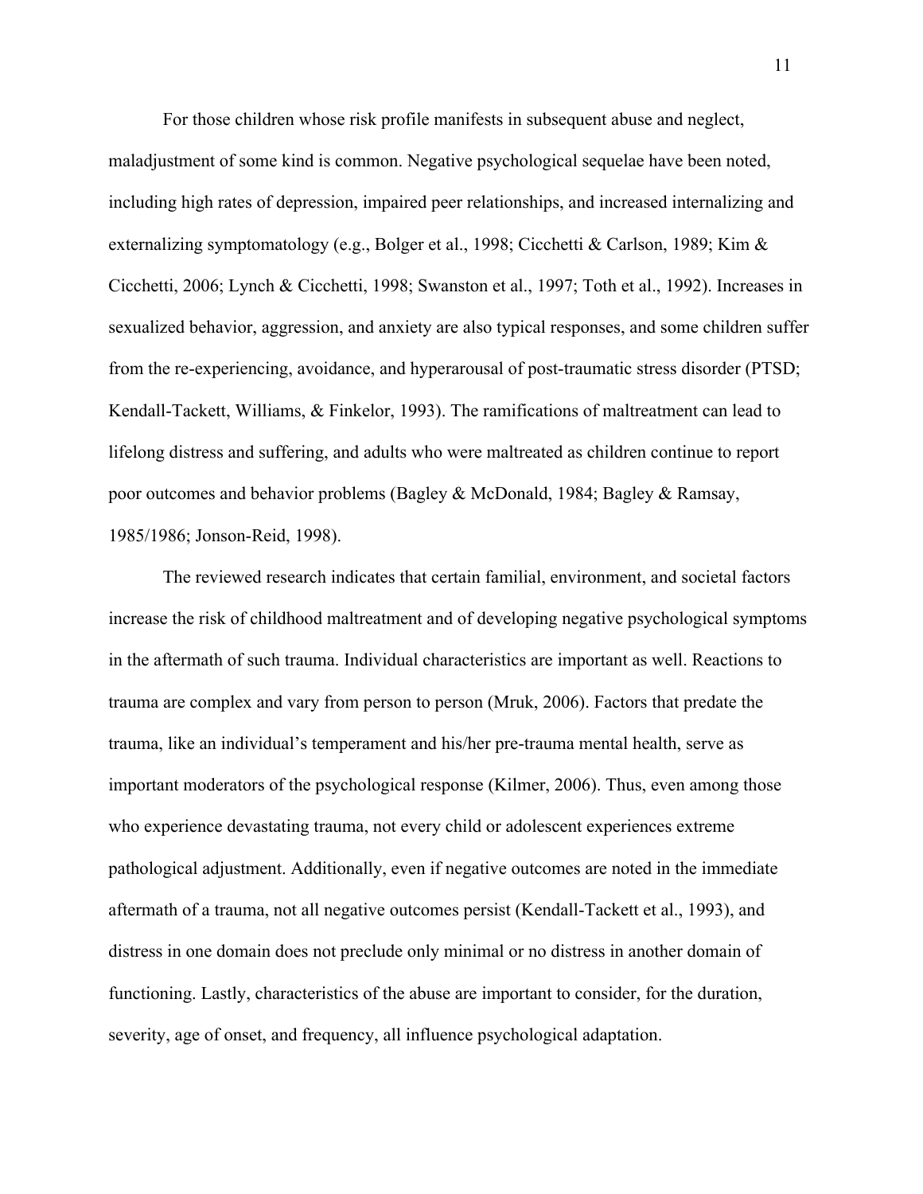For those children whose risk profile manifests in subsequent abuse and neglect, maladjustment of some kind is common. Negative psychological sequelae have been noted, including high rates of depression, impaired peer relationships, and increased internalizing and externalizing symptomatology (e.g., Bolger et al., 1998; Cicchetti & Carlson, 1989; Kim & Cicchetti, 2006; Lynch & Cicchetti, 1998; Swanston et al., 1997; Toth et al., 1992). Increases in sexualized behavior, aggression, and anxiety are also typical responses, and some children suffer from the re-experiencing, avoidance, and hyperarousal of post-traumatic stress disorder (PTSD; Kendall-Tackett, Williams, & Finkelor, 1993). The ramifications of maltreatment can lead to lifelong distress and suffering, and adults who were maltreated as children continue to report poor outcomes and behavior problems (Bagley & McDonald, 1984; Bagley & Ramsay, 1985/1986; Jonson-Reid, 1998).

The reviewed research indicates that certain familial, environment, and societal factors increase the risk of childhood maltreatment and of developing negative psychological symptoms in the aftermath of such trauma. Individual characteristics are important as well. Reactions to trauma are complex and vary from person to person (Mruk, 2006). Factors that predate the trauma, like an individual's temperament and his/her pre-trauma mental health, serve as important moderators of the psychological response (Kilmer, 2006). Thus, even among those who experience devastating trauma, not every child or adolescent experiences extreme pathological adjustment. Additionally, even if negative outcomes are noted in the immediate aftermath of a trauma, not all negative outcomes persist (Kendall-Tackett et al., 1993), and distress in one domain does not preclude only minimal or no distress in another domain of functioning. Lastly, characteristics of the abuse are important to consider, for the duration, severity, age of onset, and frequency, all influence psychological adaptation.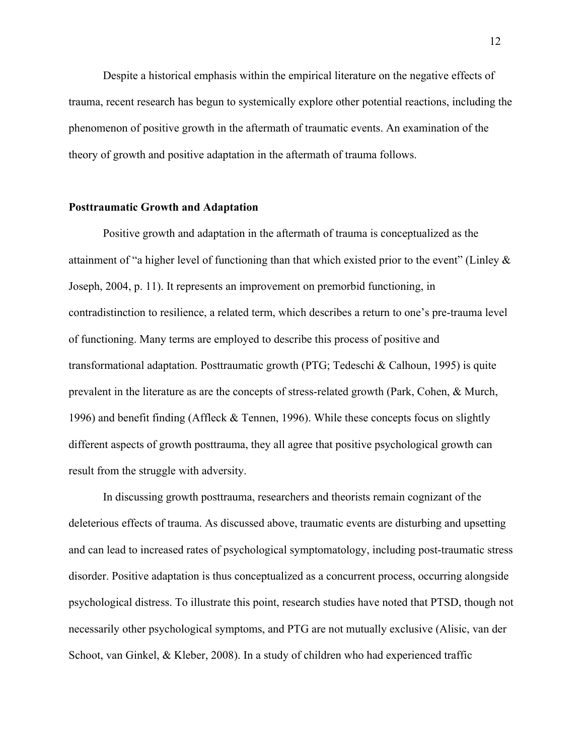Despite a historical emphasis within the empirical literature on the negative effects of trauma, recent research has begun to systemically explore other potential reactions, including the phenomenon of positive growth in the aftermath of traumatic events. An examination of the theory of growth and positive adaptation in the aftermath of trauma follows.

**Posttraumatic Growth and Adaptation**

Positive growth and adaptation in the aftermath of trauma is conceptualized as the attainment of "a higher level of functioning than that which existed prior to the event" (Linley & Joseph, 2004, p. 11). It represents an improvement on premorbid functioning, in contradistinction to resilience, a related term, which describes a return to one's pre-trauma level of functioning. Many terms are employed to describe this process of positive and transformational adaptation. Posttraumatic growth (PTG; Tedeschi & Calhoun, 1995) is quite prevalent in the literature as are the concepts of stress-related growth (Park, Cohen, & Murch, 1996) and benefit finding (Affleck & Tennen, 1996). While these concepts focus on slightly different aspects of growth posttrauma, they all agree that positive psychological growth can result from the struggle with adversity.

In discussing growth posttrauma, researchers and theorists remain cognizant of the deleterious effects of trauma. As discussed above, traumatic events are disturbing and upsetting and can lead to increased rates of psychological symptomatology, including post-traumatic stress disorder. Positive adaptation is thus conceptualized as a concurrent process, occurring alongside psychological distress. To illustrate this point, research studies have noted that PTSD, though not necessarily other psychological symptoms, and PTG are not mutually exclusive (Alisic, van der Schoot, van Ginkel, & Kleber, 2008). In a study of children who had experienced traffic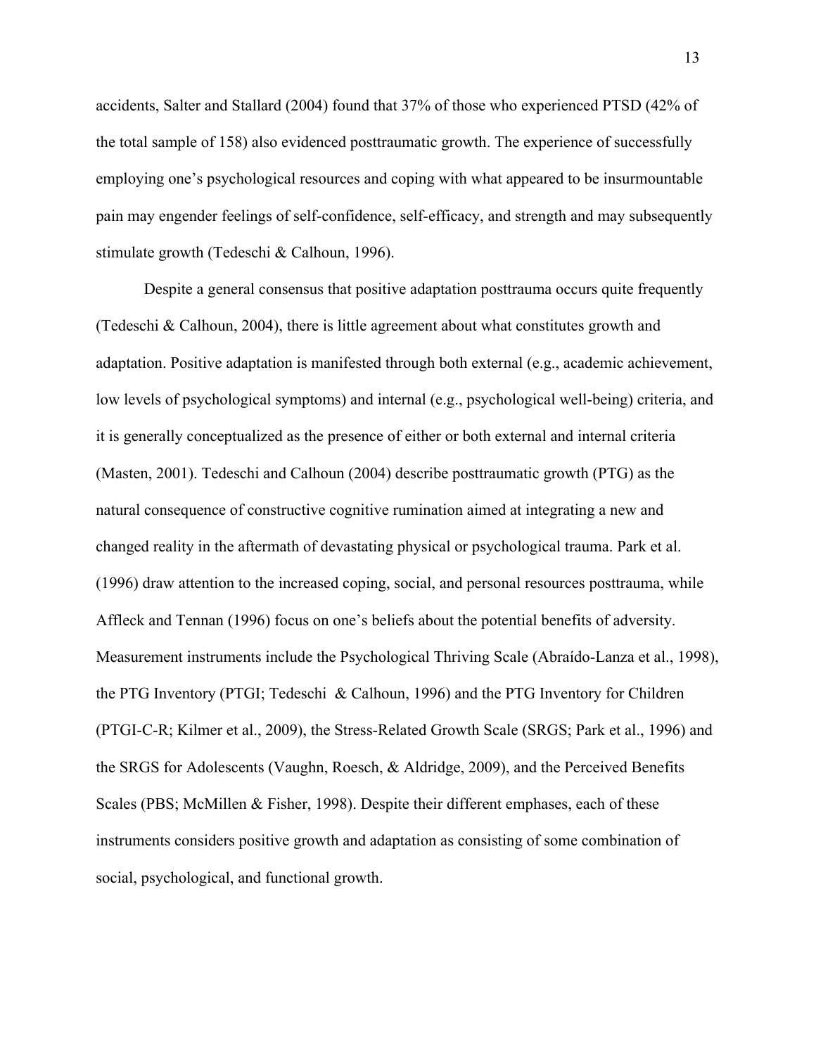accidents, Salter and Stallard (2004) found that 37% of those who experienced PTSD (42% of the total sample of 158) also evidenced posttraumatic growth. The experience of successfully employing one's psychological resources and coping with what appeared to be insurmountable pain may engender feelings of self-confidence, self-efficacy, and strength and may subsequently stimulate growth (Tedeschi & Calhoun, 1996).

Despite a general consensus that positive adaptation posttrauma occurs quite frequently (Tedeschi & Calhoun, 2004), there is little agreement about what constitutes growth and adaptation. Positive adaptation is manifested through both external (e.g., academic achievement, low levels of psychological symptoms) and internal (e.g., psychological well-being) criteria, and it is generally conceptualized as the presence of either or both external and internal criteria (Masten, 2001). Tedeschi and Calhoun (2004) describe posttraumatic growth (PTG) as the natural consequence of constructive cognitive rumination aimed at integrating a new and changed reality in the aftermath of devastating physical or psychological trauma. Park et al. (1996) draw attention to the increased coping, social, and personal resources posttrauma, while Affleck and Tennan (1996) focus on one's beliefs about the potential benefits of adversity. Measurement instruments include the Psychological Thriving Scale (Abraído-Lanza et al., 1998), the PTG Inventory (PTGI; Tedeschi & Calhoun, 1996) and the PTG Inventory for Children (PTGI-C-R; Kilmer et al., 2009), the Stress-Related Growth Scale (SRGS; Park et al., 1996) and the SRGS for Adolescents (Vaughn, Roesch, & Aldridge, 2009), and the Perceived Benefits Scales (PBS; McMillen & Fisher, 1998). Despite their different emphases, each of these instruments considers positive growth and adaptation as consisting of some combination of social, psychological, and functional growth.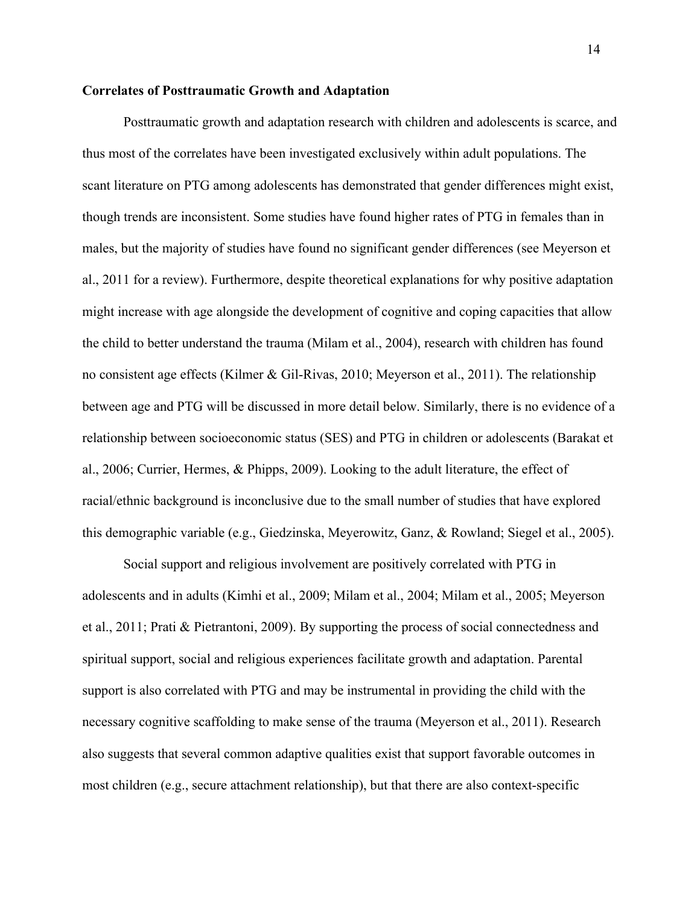**Correlates of Posttraumatic Growth and Adaptation**

Posttraumatic growth and adaptation research with children and adolescents is scarce, and thus most of the correlates have been investigated exclusively within adult populations. The scant literature on PTG among adolescents has demonstrated that gender differences might exist, though trends are inconsistent. Some studies have found higher rates of PTG in females than in males, but the majority of studies have found no significant gender differences (see Meyerson et al., 2011 for a review). Furthermore, despite theoretical explanations for why positive adaptation might increase with age alongside the development of cognitive and coping capacities that allow the child to better understand the trauma (Milam et al., 2004), research with children has found no consistent age effects (Kilmer & Gil-Rivas, 2010; Meyerson et al., 2011). The relationship between age and PTG will be discussed in more detail below. Similarly, there is no evidence of a relationship between socioeconomic status (SES) and PTG in children or adolescents (Barakat et al., 2006; Currier, Hermes, & Phipps, 2009). Looking to the adult literature, the effect of racial/ethnic background is inconclusive due to the small number of studies that have explored this demographic variable (e.g., Giedzinska, Meyerowitz, Ganz, & Rowland; Siegel et al., 2005).

Social support and religious involvement are positively correlated with PTG in adolescents and in adults (Kimhi et al., 2009; Milam et al., 2004; Milam et al., 2005; Meyerson et al., 2011; Prati & Pietrantoni, 2009). By supporting the process of social connectedness and spiritual support, social and religious experiences facilitate growth and adaptation. Parental support is also correlated with PTG and may be instrumental in providing the child with the necessary cognitive scaffolding to make sense of the trauma (Meyerson et al., 2011). Research also suggests that several common adaptive qualities exist that support favorable outcomes in most children (e.g., secure attachment relationship), but that there are also context-specific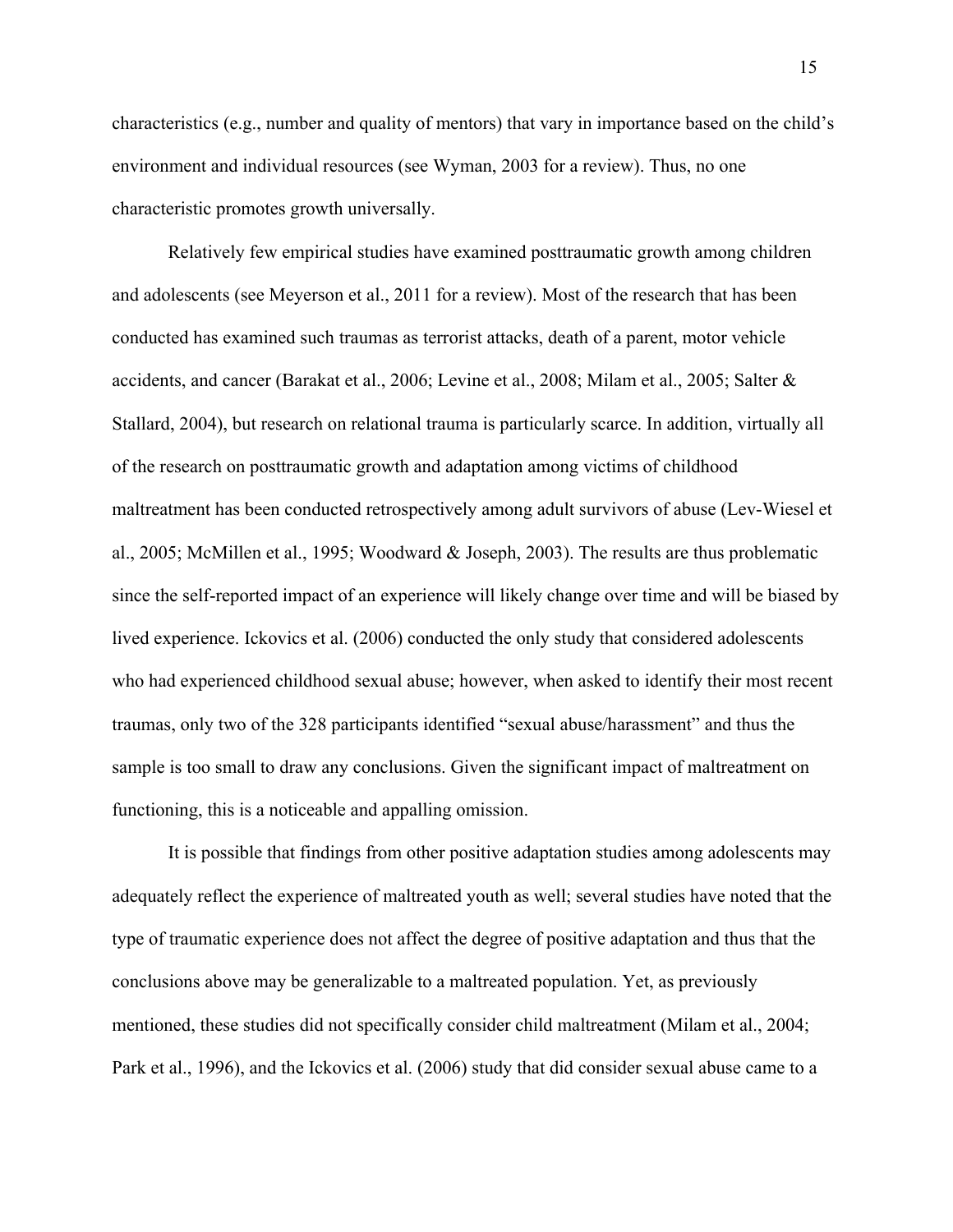characteristics (e.g., number and quality of mentors) that vary in importance based on the child's environment and individual resources (see Wyman, 2003 for a review). Thus, no one characteristic promotes growth universally.

Relatively few empirical studies have examined posttraumatic growth among children and adolescents (see Meyerson et al., 2011 for a review). Most of the research that has been conducted has examined such traumas as terrorist attacks, death of a parent, motor vehicle accidents, and cancer (Barakat et al., 2006; Levine et al., 2008; Milam et al., 2005; Salter & Stallard, 2004), but research on relational trauma is particularly scarce. In addition, virtually all of the research on posttraumatic growth and adaptation among victims of childhood maltreatment has been conducted retrospectively among adult survivors of abuse (Lev-Wiesel et al., 2005; McMillen et al., 1995; Woodward & Joseph, 2003). The results are thus problematic since the self-reported impact of an experience will likely change over time and will be biased by lived experience. Ickovics et al. (2006) conducted the only study that considered adolescents who had experienced childhood sexual abuse; however, when asked to identify their most recent traumas, only two of the 328 participants identified "sexual abuse/harassment" and thus the sample is too small to draw any conclusions. Given the significant impact of maltreatment on functioning, this is a noticeable and appalling omission.

It is possible that findings from other positive adaptation studies among adolescents may adequately reflect the experience of maltreated youth as well; several studies have noted that the type of traumatic experience does not affect the degree of positive adaptation and thus that the conclusions above may be generalizable to a maltreated population. Yet, as previously mentioned, these studies did not specifically consider child maltreatment (Milam et al., 2004; Park et al., 1996), and the Ickovics et al. (2006) study that did consider sexual abuse came to a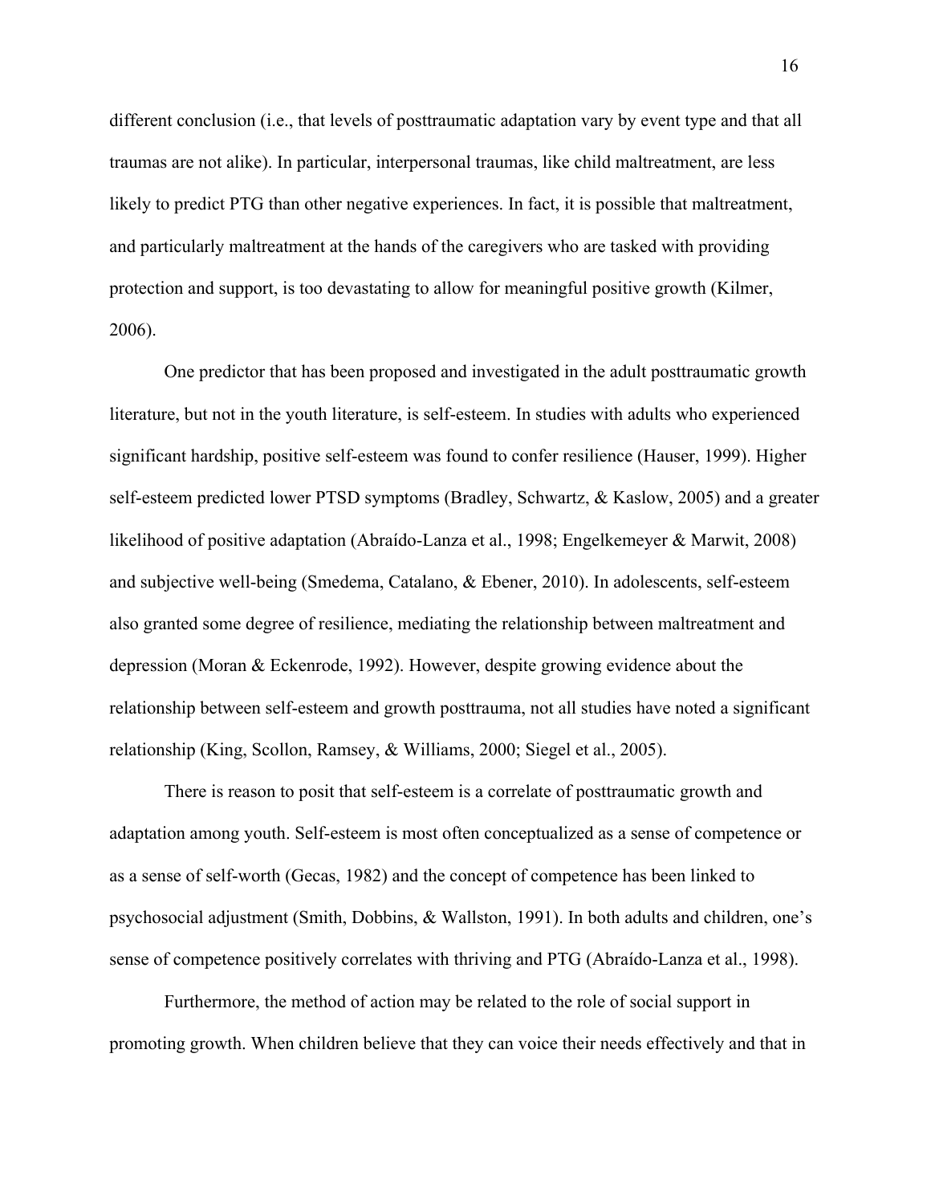different conclusion (i.e., that levels of posttraumatic adaptation vary by event type and that all traumas are not alike). In particular, interpersonal traumas, like child maltreatment, are less likely to predict PTG than other negative experiences. In fact, it is possible that maltreatment, and particularly maltreatment at the hands of the caregivers who are tasked with providing protection and support, is too devastating to allow for meaningful positive growth (Kilmer, 2006).

One predictor that has been proposed and investigated in the adult posttraumatic growth literature, but not in the youth literature, is self-esteem. In studies with adults who experienced significant hardship, positive self-esteem was found to confer resilience (Hauser, 1999). Higher self-esteem predicted lower PTSD symptoms (Bradley, Schwartz, & Kaslow, 2005) and a greater likelihood of positive adaptation (Abraído-Lanza et al., 1998; Engelkemeyer & Marwit, 2008) and subjective well-being (Smedema, Catalano, & Ebener, 2010). In adolescents, self-esteem also granted some degree of resilience, mediating the relationship between maltreatment and depression (Moran & Eckenrode, 1992). However, despite growing evidence about the relationship between self-esteem and growth posttrauma, not all studies have noted a significant relationship (King, Scollon, Ramsey, & Williams, 2000; Siegel et al., 2005).

There is reason to posit that self-esteem is a correlate of posttraumatic growth and adaptation among youth. Self-esteem is most often conceptualized as a sense of competence or as a sense of self-worth (Gecas, 1982) and the concept of competence has been linked to psychosocial adjustment (Smith, Dobbins, & Wallston, 1991). In both adults and children, one's sense of competence positively correlates with thriving and PTG (Abraído-Lanza et al., 1998).

Furthermore, the method of action may be related to the role of social support in promoting growth. When children believe that they can voice their needs effectively and that in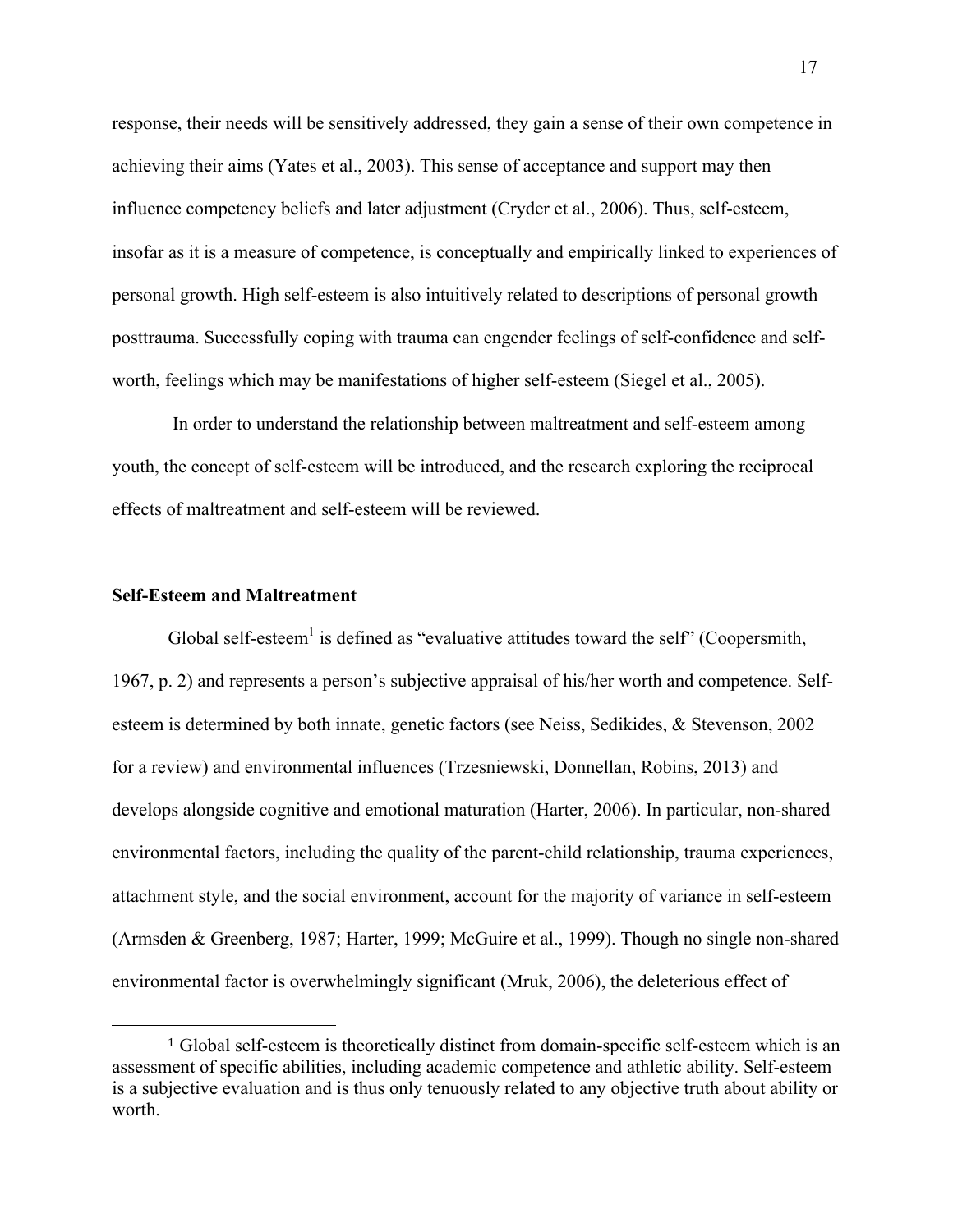response, their needs will be sensitively addressed, they gain a sense of their own competence in achieving their aims (Yates et al., 2003). This sense of acceptance and support may then influence competency beliefs and later adjustment (Cryder et al., 2006). Thus, self-esteem, insofar as it is a measure of competence, is conceptually and empirically linked to experiences of personal growth. High self-esteem is also intuitively related to descriptions of personal growth posttrauma. Successfully coping with trauma can engender feelings of self-confidence and self-worth, feelings which may be manifestations of higher self-esteem (Siegel et al., 2005).

In order to understand the relationship between maltreatment and self-esteem among youth, the concept of self-esteem will be introduced, and the research exploring the reciprocal effects of maltreatment and self-esteem will be reviewed.

**Self-Esteem and Maltreatment**

Global self-esteem[1] is defined as "evaluative attitudes toward the self" (Coopersmith, 1967, p. 2) and represents a person's subjective appraisal of his/her worth and competence. Self-esteem is determined by both innate, genetic factors (see Neiss, Sedikides, & Stevenson, 2002 for a review) and environmental influences (Trzesniewski, Donnellan, Robins, 2013) and develops alongside cognitive and emotional maturation (Harter, 2006). In particular, non-shared environmental factors, including the quality of the parent-child relationship, trauma experiences, attachment style, and the social environment, account for the majority of variance in self-esteem (Armsden & Greenberg, 1987; Harter, 1999; McGuire et al., 1999). Though no single non-shared environmental factor is overwhelmingly significant (Mruk, 2006), the deleterious effect of

[1] Global self-esteem is theoretically distinct from domain-specific self-esteem which is an assessment of specific abilities, including academic competence and athletic ability. Self-esteem is a subjective evaluation and is thus only tenuously related to any objective truth about ability or worth.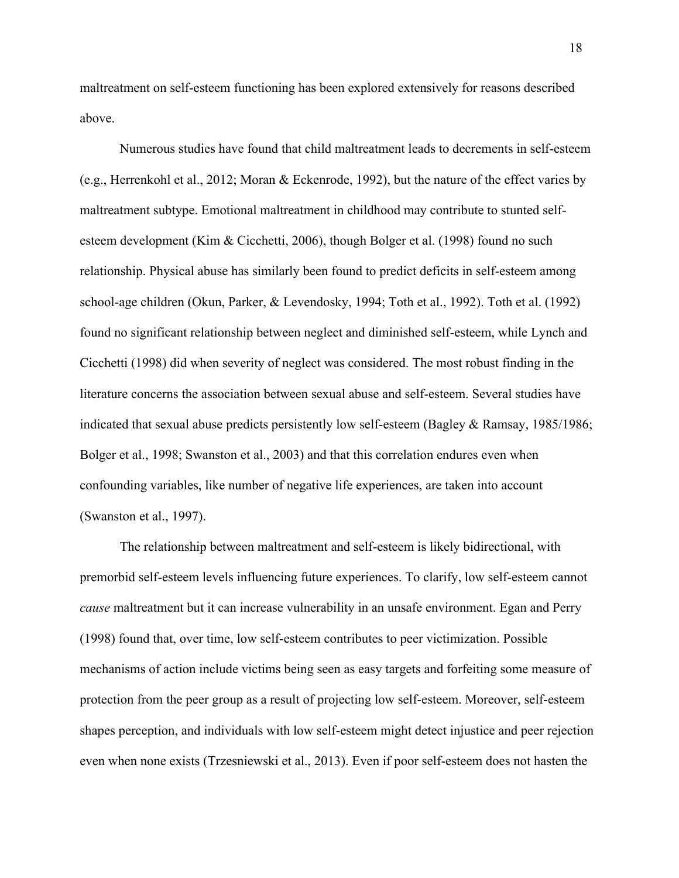maltreatment on self-esteem functioning has been explored extensively for reasons described above.

Numerous studies have found that child maltreatment leads to decrements in self-esteem (e.g., Herrenkohl et al., 2012; Moran & Eckenrode, 1992), but the nature of the effect varies by maltreatment subtype. Emotional maltreatment in childhood may contribute to stunted self-esteem development (Kim & Cicchetti, 2006), though Bolger et al. (1998) found no such relationship. Physical abuse has similarly been found to predict deficits in self-esteem among school-age children (Okun, Parker, & Levendosky, 1994; Toth et al., 1992). Toth et al. (1992) found no significant relationship between neglect and diminished self-esteem, while Lynch and Cicchetti (1998) did when severity of neglect was considered. The most robust finding in the literature concerns the association between sexual abuse and self-esteem. Several studies have indicated that sexual abuse predicts persistently low self-esteem (Bagley & Ramsay, 1985/1986; Bolger et al., 1998; Swanston et al., 2003) and that this correlation endures even when confounding variables, like number of negative life experiences, are taken into account (Swanston et al., 1997).

The relationship between maltreatment and self-esteem is likely bidirectional, with premorbid self-esteem levels influencing future experiences. To clarify, low self-esteem cannot *cause* maltreatment but it can increase vulnerability in an unsafe environment. Egan and Perry (1998) found that, over time, low self-esteem contributes to peer victimization. Possible mechanisms of action include victims being seen as easy targets and forfeiting some measure of protection from the peer group as a result of projecting low self-esteem. Moreover, self-esteem shapes perception, and individuals with low self-esteem might detect injustice and peer rejection even when none exists (Trzesniewski et al., 2013). Even if poor self-esteem does not hasten the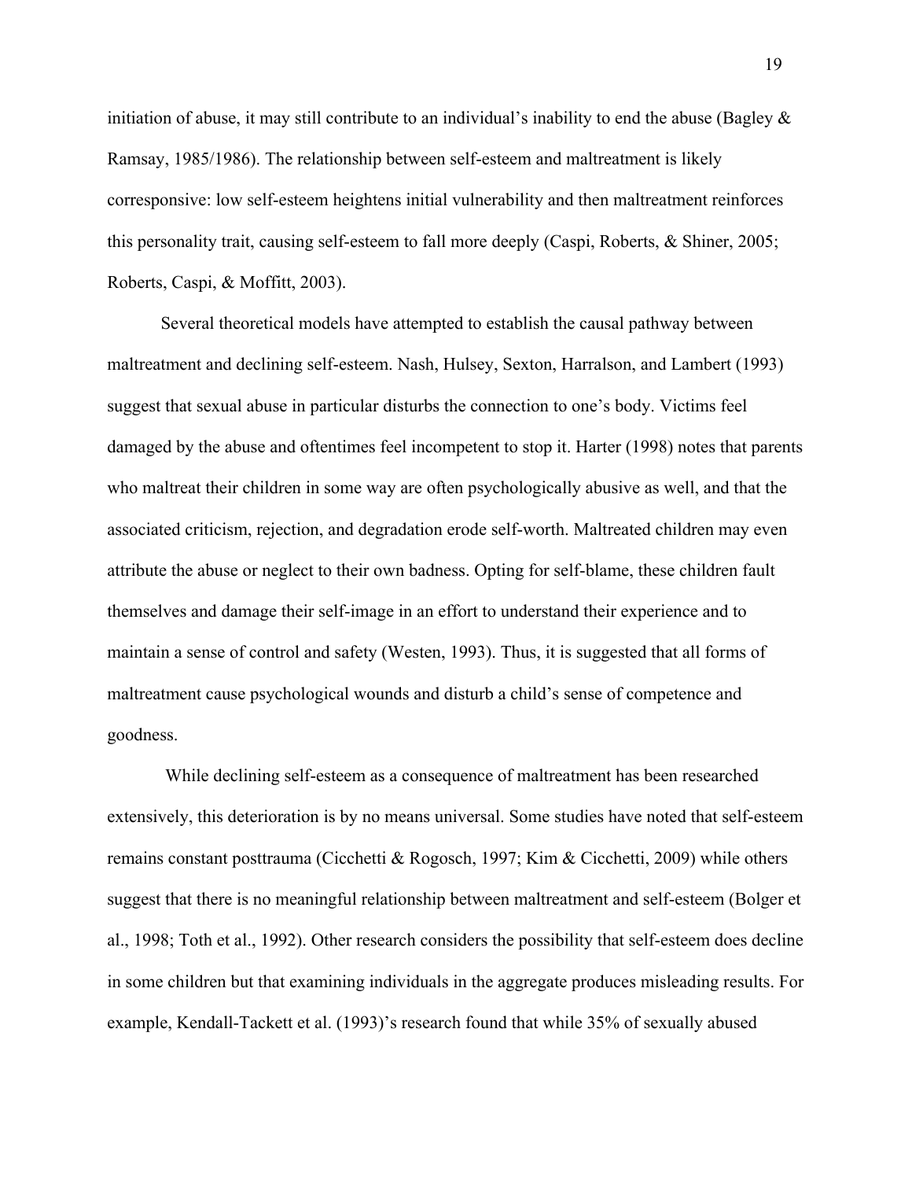initiation of abuse, it may still contribute to an individual's inability to end the abuse (Bagley & Ramsay, 1985/1986). The relationship between self-esteem and maltreatment is likely corresponsive: low self-esteem heightens initial vulnerability and then maltreatment reinforces this personality trait, causing self-esteem to fall more deeply (Caspi, Roberts, & Shiner, 2005; Roberts, Caspi, & Moffitt, 2003).

Several theoretical models have attempted to establish the causal pathway between maltreatment and declining self-esteem. Nash, Hulsey, Sexton, Harralson, and Lambert (1993) suggest that sexual abuse in particular disturbs the connection to one's body. Victims feel damaged by the abuse and oftentimes feel incompetent to stop it. Harter (1998) notes that parents who maltreat their children in some way are often psychologically abusive as well, and that the associated criticism, rejection, and degradation erode self-worth. Maltreated children may even attribute the abuse or neglect to their own badness. Opting for self-blame, these children fault themselves and damage their self-image in an effort to understand their experience and to maintain a sense of control and safety (Westen, 1993). Thus, it is suggested that all forms of maltreatment cause psychological wounds and disturb a child's sense of competence and goodness.

While declining self-esteem as a consequence of maltreatment has been researched extensively, this deterioration is by no means universal. Some studies have noted that self-esteem remains constant posttrauma (Cicchetti & Rogosch, 1997; Kim & Cicchetti, 2009) while others suggest that there is no meaningful relationship between maltreatment and self-esteem (Bolger et al., 1998; Toth et al., 1992). Other research considers the possibility that self-esteem does decline in some children but that examining individuals in the aggregate produces misleading results. For example, Kendall-Tackett et al. (1993)'s research found that while 35% of sexually abused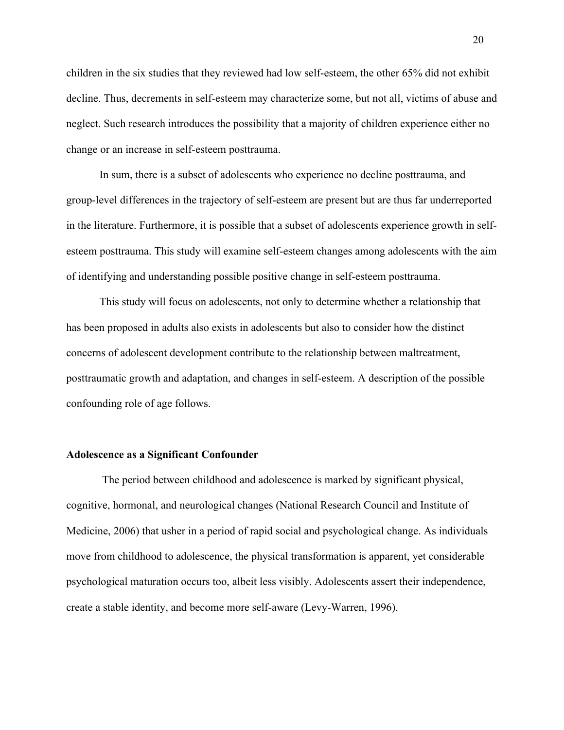children in the six studies that they reviewed had low self-esteem, the other 65% did not exhibit decline. Thus, decrements in self-esteem may characterize some, but not all, victims of abuse and neglect. Such research introduces the possibility that a majority of children experience either no change or an increase in self-esteem posttrauma.

In sum, there is a subset of adolescents who experience no decline posttrauma, and group-level differences in the trajectory of self-esteem are present but are thus far underreported in the literature. Furthermore, it is possible that a subset of adolescents experience growth in self-esteem posttrauma. This study will examine self-esteem changes among adolescents with the aim of identifying and understanding possible positive change in self-esteem posttrauma.

This study will focus on adolescents, not only to determine whether a relationship that has been proposed in adults also exists in adolescents but also to consider how the distinct concerns of adolescent development contribute to the relationship between maltreatment, posttraumatic growth and adaptation, and changes in self-esteem. A description of the possible confounding role of age follows.

**Adolescence as a Significant Confounder**

The period between childhood and adolescence is marked by significant physical, cognitive, hormonal, and neurological changes (National Research Council and Institute of Medicine, 2006) that usher in a period of rapid social and psychological change. As individuals move from childhood to adolescence, the physical transformation is apparent, yet considerable psychological maturation occurs too, albeit less visibly. Adolescents assert their independence, create a stable identity, and become more self-aware (Levy-Warren, 1996).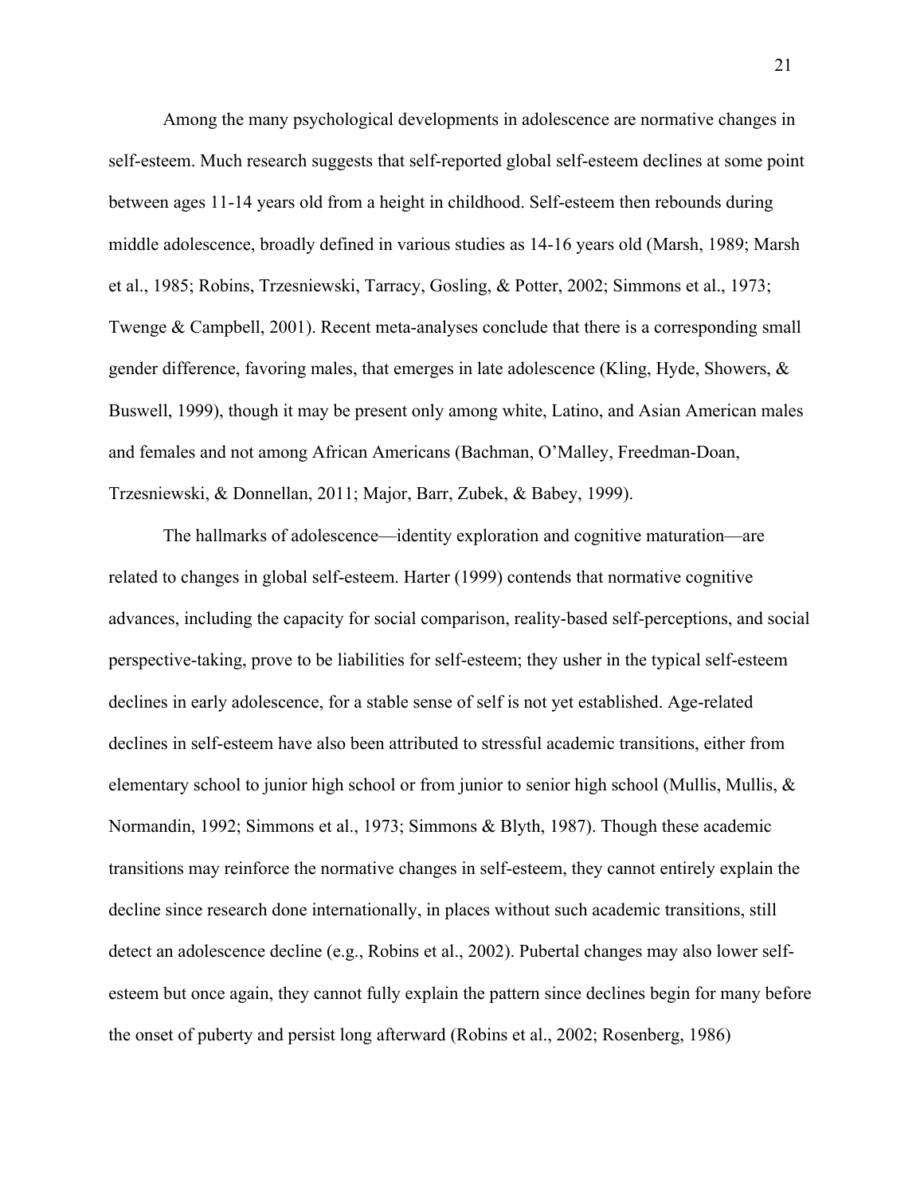Among the many psychological developments in adolescence are normative changes in self-esteem. Much research suggests that self-reported global self-esteem declines at some point between ages 11-14 years old from a height in childhood. Self-esteem then rebounds during middle adolescence, broadly defined in various studies as 14-16 years old (Marsh, 1989; Marsh et al., 1985; Robins, Trzesniewski, Tarracy, Gosling, & Potter, 2002; Simmons et al., 1973; Twenge & Campbell, 2001). Recent meta-analyses conclude that there is a corresponding small gender difference, favoring males, that emerges in late adolescence (Kling, Hyde, Showers, & Buswell, 1999), though it may be present only among white, Latino, and Asian American males and females and not among African Americans (Bachman, O'Malley, Freedman-Doan, Trzesniewski, & Donnellan, 2011; Major, Barr, Zubek, & Babey, 1999).

The hallmarks of adolescence—identity exploration and cognitive maturation—are related to changes in global self-esteem. Harter (1999) contends that normative cognitive advances, including the capacity for social comparison, reality-based self-perceptions, and social perspective-taking, prove to be liabilities for self-esteem; they usher in the typical self-esteem declines in early adolescence, for a stable sense of self is not yet established. Age-related declines in self-esteem have also been attributed to stressful academic transitions, either from elementary school to junior high school or from junior to senior high school (Mullis, Mullis, & Normandin, 1992; Simmons et al., 1973; Simmons & Blyth, 1987). Though these academic transitions may reinforce the normative changes in self-esteem, they cannot entirely explain the decline since research done internationally, in places without such academic transitions, still detect an adolescence decline (e.g., Robins et al., 2002). Pubertal changes may also lower self-esteem but once again, they cannot fully explain the pattern since declines begin for many before the onset of puberty and persist long afterward (Robins et al., 2002; Rosenberg, 1986)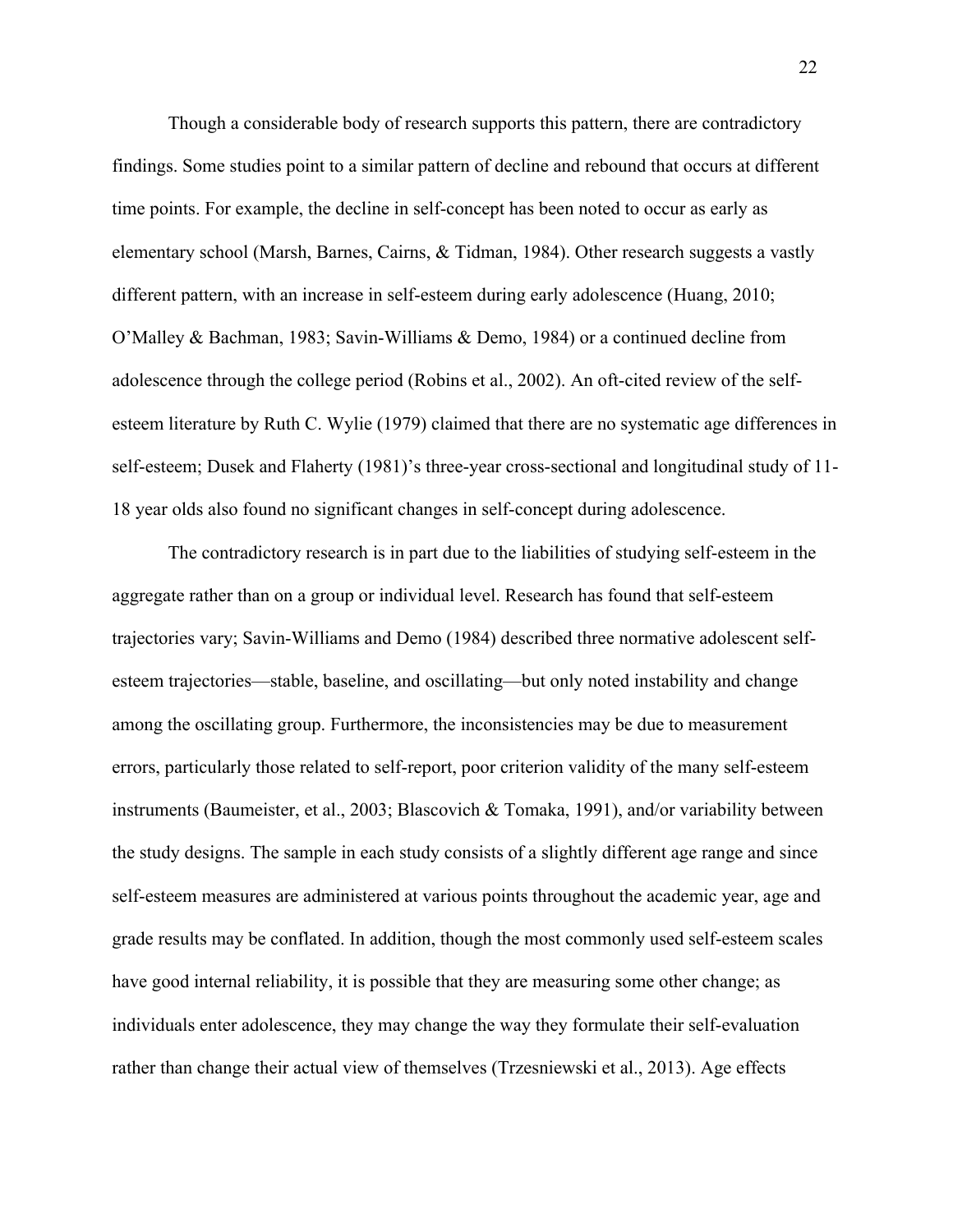Though a considerable body of research supports this pattern, there are contradictory findings. Some studies point to a similar pattern of decline and rebound that occurs at different time points. For example, the decline in self-concept has been noted to occur as early as elementary school (Marsh, Barnes, Cairns, & Tidman, 1984). Other research suggests a vastly different pattern, with an increase in self-esteem during early adolescence (Huang, 2010; O'Malley & Bachman, 1983; Savin-Williams & Demo, 1984) or a continued decline from adolescence through the college period (Robins et al., 2002). An oft-cited review of the self-esteem literature by Ruth C. Wylie (1979) claimed that there are no systematic age differences in self-esteem; Dusek and Flaherty (1981)'s three-year cross-sectional and longitudinal study of 11-18 year olds also found no significant changes in self-concept during adolescence.

The contradictory research is in part due to the liabilities of studying self-esteem in the aggregate rather than on a group or individual level. Research has found that self-esteem trajectories vary; Savin-Williams and Demo (1984) described three normative adolescent self-esteem trajectories—stable, baseline, and oscillating—but only noted instability and change among the oscillating group. Furthermore, the inconsistencies may be due to measurement errors, particularly those related to self-report, poor criterion validity of the many self-esteem instruments (Baumeister, et al., 2003; Blascovich & Tomaka, 1991), and/or variability between the study designs. The sample in each study consists of a slightly different age range and since self-esteem measures are administered at various points throughout the academic year, age and grade results may be conflated. In addition, though the most commonly used self-esteem scales have good internal reliability, it is possible that they are measuring some other change; as individuals enter adolescence, they may change the way they formulate their self-evaluation rather than change their actual view of themselves (Trzesniewski et al., 2013). Age effects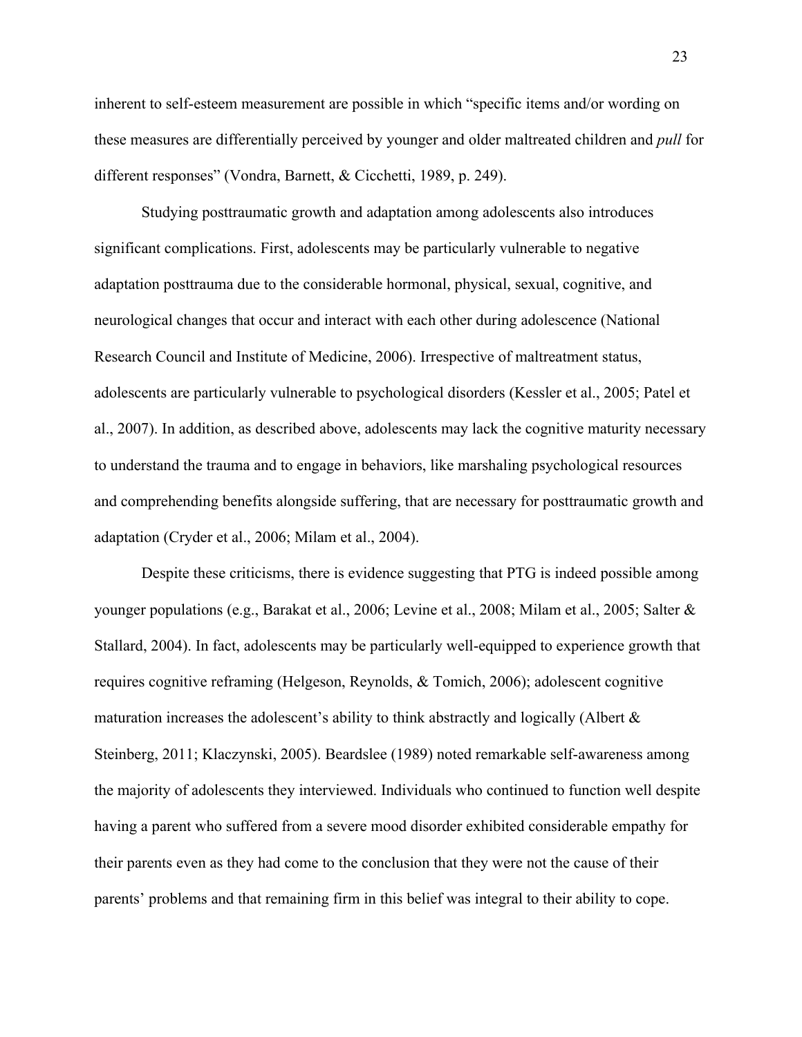inherent to self-esteem measurement are possible in which "specific items and/or wording on these measures are differentially perceived by younger and older maltreated children and *pull* for different responses" (Vondra, Barnett, & Cicchetti, 1989, p. 249).

Studying posttraumatic growth and adaptation among adolescents also introduces significant complications. First, adolescents may be particularly vulnerable to negative adaptation posttrauma due to the considerable hormonal, physical, sexual, cognitive, and neurological changes that occur and interact with each other during adolescence (National Research Council and Institute of Medicine, 2006). Irrespective of maltreatment status, adolescents are particularly vulnerable to psychological disorders (Kessler et al., 2005; Patel et al., 2007). In addition, as described above, adolescents may lack the cognitive maturity necessary to understand the trauma and to engage in behaviors, like marshaling psychological resources and comprehending benefits alongside suffering, that are necessary for posttraumatic growth and adaptation (Cryder et al., 2006; Milam et al., 2004).

Despite these criticisms, there is evidence suggesting that PTG is indeed possible among younger populations (e.g., Barakat et al., 2006; Levine et al., 2008; Milam et al., 2005; Salter & Stallard, 2004). In fact, adolescents may be particularly well-equipped to experience growth that requires cognitive reframing (Helgeson, Reynolds, & Tomich, 2006); adolescent cognitive maturation increases the adolescent's ability to think abstractly and logically (Albert & Steinberg, 2011; Klaczynski, 2005). Beardslee (1989) noted remarkable self-awareness among the majority of adolescents they interviewed. Individuals who continued to function well despite having a parent who suffered from a severe mood disorder exhibited considerable empathy for their parents even as they had come to the conclusion that they were not the cause of their parents' problems and that remaining firm in this belief was integral to their ability to cope.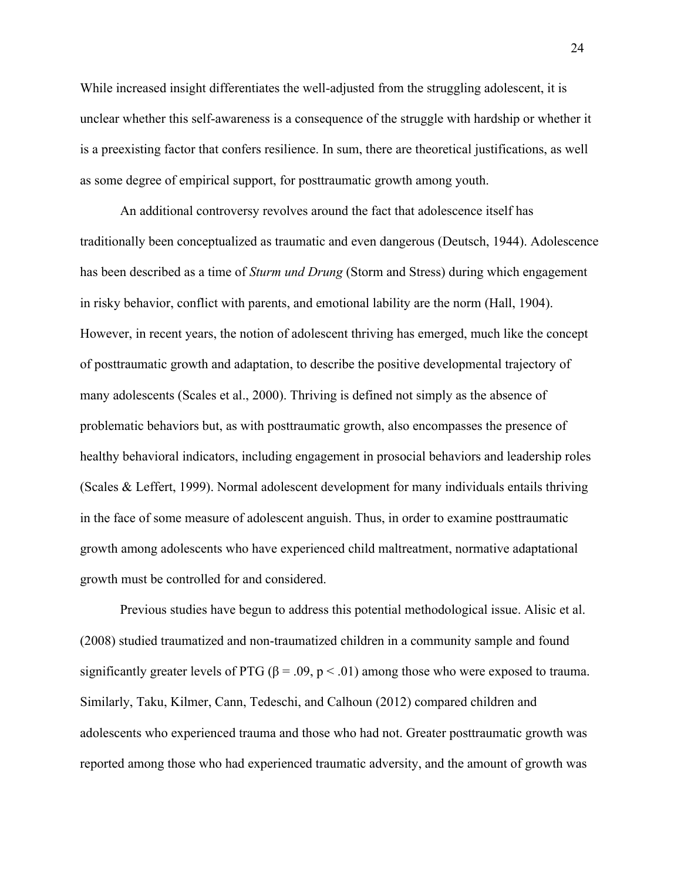While increased insight differentiates the well-adjusted from the struggling adolescent, it is unclear whether this self-awareness is a consequence of the struggle with hardship or whether it is a preexisting factor that confers resilience. In sum, there are theoretical justifications, as well as some degree of empirical support, for posttraumatic growth among youth.

An additional controversy revolves around the fact that adolescence itself has traditionally been conceptualized as traumatic and even dangerous (Deutsch, 1944). Adolescence has been described as a time of *Sturm und Drung* (Storm and Stress) during which engagement in risky behavior, conflict with parents, and emotional lability are the norm (Hall, 1904). However, in recent years, the notion of adolescent thriving has emerged, much like the concept of posttraumatic growth and adaptation, to describe the positive developmental trajectory of many adolescents (Scales et al., 2000). Thriving is defined not simply as the absence of problematic behaviors but, as with posttraumatic growth, also encompasses the presence of healthy behavioral indicators, including engagement in prosocial behaviors and leadership roles (Scales & Leffert, 1999). Normal adolescent development for many individuals entails thriving in the face of some measure of adolescent anguish. Thus, in order to examine posttraumatic growth among adolescents who have experienced child maltreatment, normative adaptational growth must be controlled for and considered.

Previous studies have begun to address this potential methodological issue. Alisic et al. (2008) studied traumatized and non-traumatized children in a community sample and found significantly greater levels of PTG ($\beta = .09$, $p < .01$) among those who were exposed to trauma. Similarly, Taku, Kilmer, Cann, Tedeschi, and Calhoun (2012) compared children and adolescents who experienced trauma and those who had not. Greater posttraumatic growth was reported among those who had experienced traumatic adversity, and the amount of growth was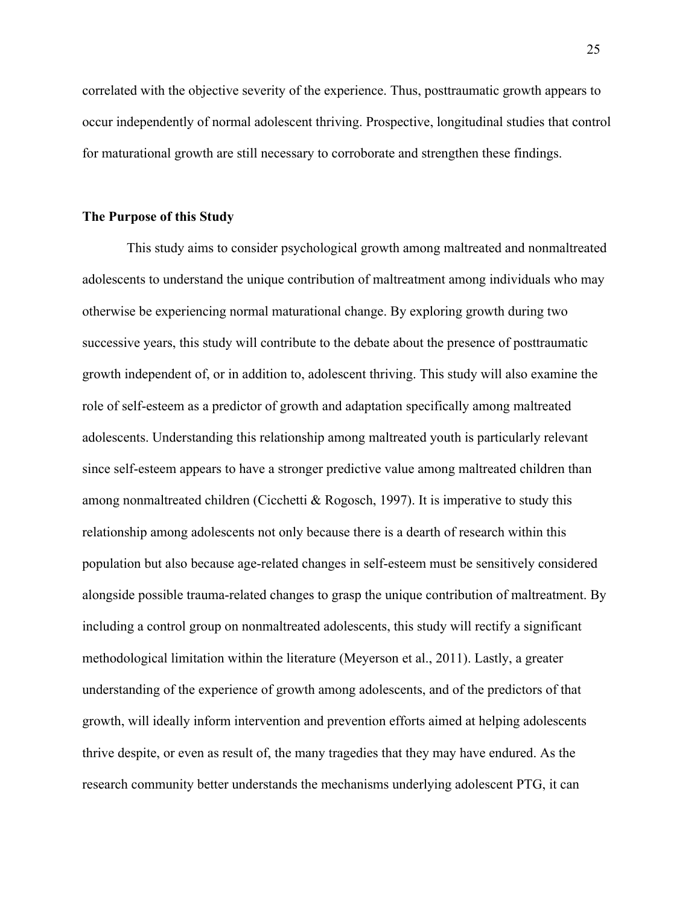correlated with the objective severity of the experience. Thus, posttraumatic growth appears to occur independently of normal adolescent thriving. Prospective, longitudinal studies that control for maturational growth are still necessary to corroborate and strengthen these findings.

## The Purpose of this Study

This study aims to consider psychological growth among maltreated and nonmaltreated adolescents to understand the unique contribution of maltreatment among individuals who may otherwise be experiencing normal maturational change. By exploring growth during two successive years, this study will contribute to the debate about the presence of posttraumatic growth independent of, or in addition to, adolescent thriving. This study will also examine the role of self-esteem as a predictor of growth and adaptation specifically among maltreated adolescents. Understanding this relationship among maltreated youth is particularly relevant since self-esteem appears to have a stronger predictive value among maltreated children than among nonmaltreated children (Cicchetti & Rogosch, 1997). It is imperative to study this relationship among adolescents not only because there is a dearth of research within this population but also because age-related changes in self-esteem must be sensitively considered alongside possible trauma-related changes to grasp the unique contribution of maltreatment. By including a control group on nonmaltreated adolescents, this study will rectify a significant methodological limitation within the literature (Meyerson et al., 2011). Lastly, a greater understanding of the experience of growth among adolescents, and of the predictors of that growth, will ideally inform intervention and prevention efforts aimed at helping adolescents thrive despite, or even as result of, the many tragedies that they may have endured. As the research community better understands the mechanisms underlying adolescent PTG, it can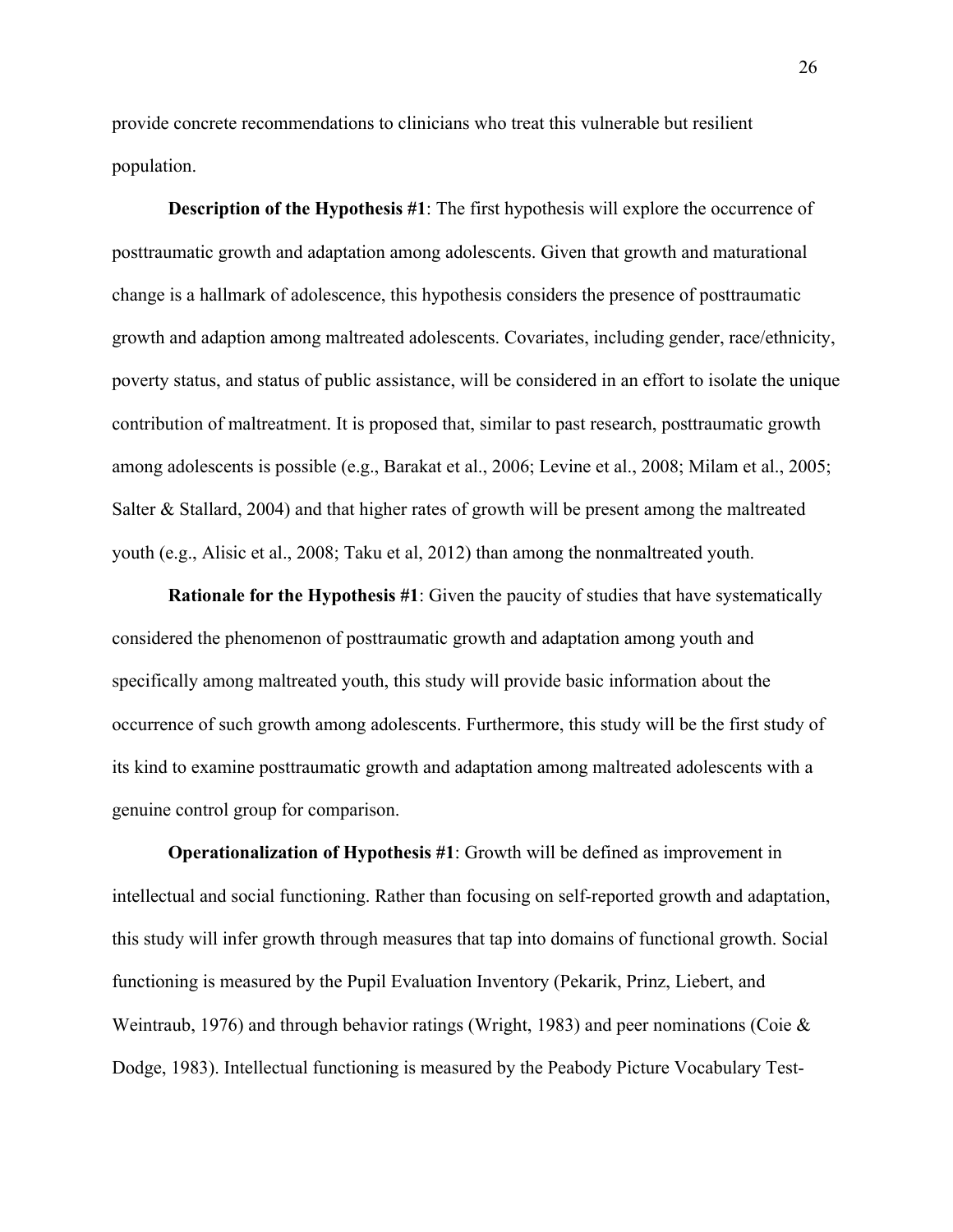provide concrete recommendations to clinicians who treat this vulnerable but resilient population.

**Description of the Hypothesis #1**: The first hypothesis will explore the occurrence of posttraumatic growth and adaptation among adolescents. Given that growth and maturational change is a hallmark of adolescence, this hypothesis considers the presence of posttraumatic growth and adaption among maltreated adolescents. Covariates, including gender, race/ethnicity, poverty status, and status of public assistance, will be considered in an effort to isolate the unique contribution of maltreatment. It is proposed that, similar to past research, posttraumatic growth among adolescents is possible (e.g., Barakat et al., 2006; Levine et al., 2008; Milam et al., 2005; Salter & Stallard, 2004) and that higher rates of growth will be present among the maltreated youth (e.g., Alisic et al., 2008; Taku et al, 2012) than among the nonmaltreated youth.

**Rationale for the Hypothesis #1**: Given the paucity of studies that have systematically considered the phenomenon of posttraumatic growth and adaptation among youth and specifically among maltreated youth, this study will provide basic information about the occurrence of such growth among adolescents. Furthermore, this study will be the first study of its kind to examine posttraumatic growth and adaptation among maltreated adolescents with a genuine control group for comparison.

**Operationalization of Hypothesis #1**: Growth will be defined as improvement in intellectual and social functioning. Rather than focusing on self-reported growth and adaptation, this study will infer growth through measures that tap into domains of functional growth. Social functioning is measured by the Pupil Evaluation Inventory (Pekarik, Prinz, Liebert, and Weintraub, 1976) and through behavior ratings (Wright, 1983) and peer nominations (Coie & Dodge, 1983). Intellectual functioning is measured by the Peabody Picture Vocabulary Test-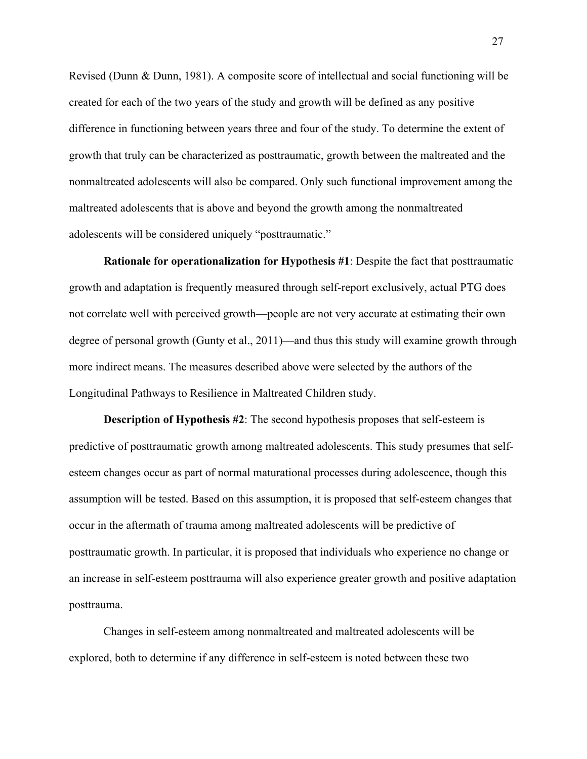Revised (Dunn & Dunn, 1981). A composite score of intellectual and social functioning will be created for each of the two years of the study and growth will be defined as any positive difference in functioning between years three and four of the study. To determine the extent of growth that truly can be characterized as posttraumatic, growth between the maltreated and the nonmaltreated adolescents will also be compared. Only such functional improvement among the maltreated adolescents that is above and beyond the growth among the nonmaltreated adolescents will be considered uniquely "posttraumatic."

**Rationale for operationalization for Hypothesis #1**: Despite the fact that posttraumatic growth and adaptation is frequently measured through self-report exclusively, actual PTG does not correlate well with perceived growth—people are not very accurate at estimating their own degree of personal growth (Gunty et al., 2011)—and thus this study will examine growth through more indirect means. The measures described above were selected by the authors of the Longitudinal Pathways to Resilience in Maltreated Children study.

**Description of Hypothesis #2**: The second hypothesis proposes that self-esteem is predictive of posttraumatic growth among maltreated adolescents. This study presumes that self-esteem changes occur as part of normal maturational processes during adolescence, though this assumption will be tested. Based on this assumption, it is proposed that self-esteem changes that occur in the aftermath of trauma among maltreated adolescents will be predictive of posttraumatic growth. In particular, it is proposed that individuals who experience no change or an increase in self-esteem posttrauma will also experience greater growth and positive adaptation posttrauma.

Changes in self-esteem among nonmaltreated and maltreated adolescents will be explored, both to determine if any difference in self-esteem is noted between these two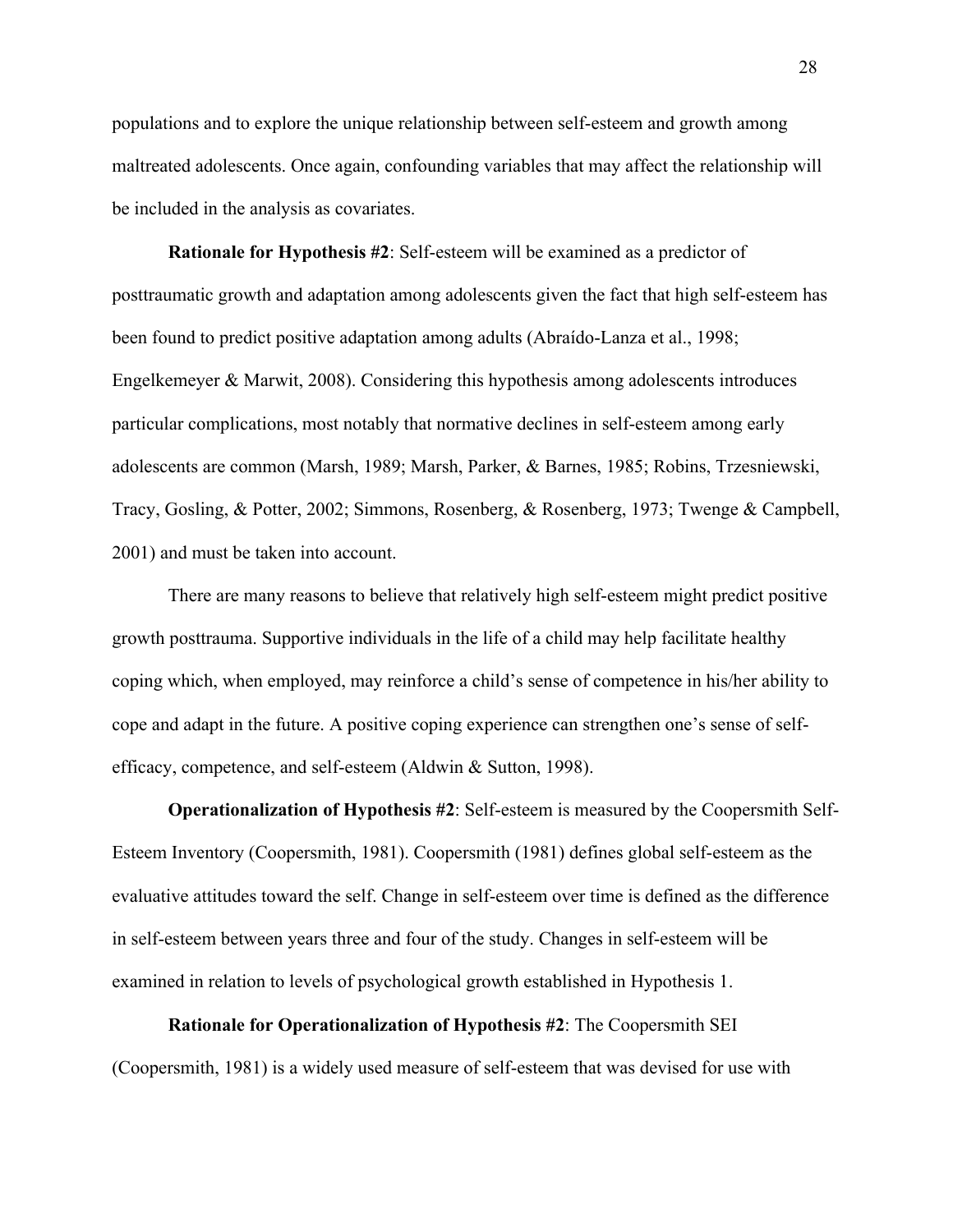populations and to explore the unique relationship between self-esteem and growth among maltreated adolescents. Once again, confounding variables that may affect the relationship will be included in the analysis as covariates.

**Rationale for Hypothesis #2**: Self-esteem will be examined as a predictor of posttraumatic growth and adaptation among adolescents given the fact that high self-esteem has been found to predict positive adaptation among adults (Abraído-Lanza et al., 1998; Engelkemeyer & Marwit, 2008). Considering this hypothesis among adolescents introduces particular complications, most notably that normative declines in self-esteem among early adolescents are common (Marsh, 1989; Marsh, Parker, & Barnes, 1985; Robins, Trzesniewski, Tracy, Gosling, & Potter, 2002; Simmons, Rosenberg, & Rosenberg, 1973; Twenge & Campbell, 2001) and must be taken into account.

There are many reasons to believe that relatively high self-esteem might predict positive growth posttrauma. Supportive individuals in the life of a child may help facilitate healthy coping which, when employed, may reinforce a child's sense of competence in his/her ability to cope and adapt in the future. A positive coping experience can strengthen one's sense of self-efficacy, competence, and self-esteem (Aldwin & Sutton, 1998).

**Operationalization of Hypothesis #2**: Self-esteem is measured by the Coopersmith Self-Esteem Inventory (Coopersmith, 1981). Coopersmith (1981) defines global self-esteem as the evaluative attitudes toward the self. Change in self-esteem over time is defined as the difference in self-esteem between years three and four of the study. Changes in self-esteem will be examined in relation to levels of psychological growth established in Hypothesis 1.

**Rationale for Operationalization of Hypothesis #2**: The Coopersmith SEI (Coopersmith, 1981) is a widely used measure of self-esteem that was devised for use with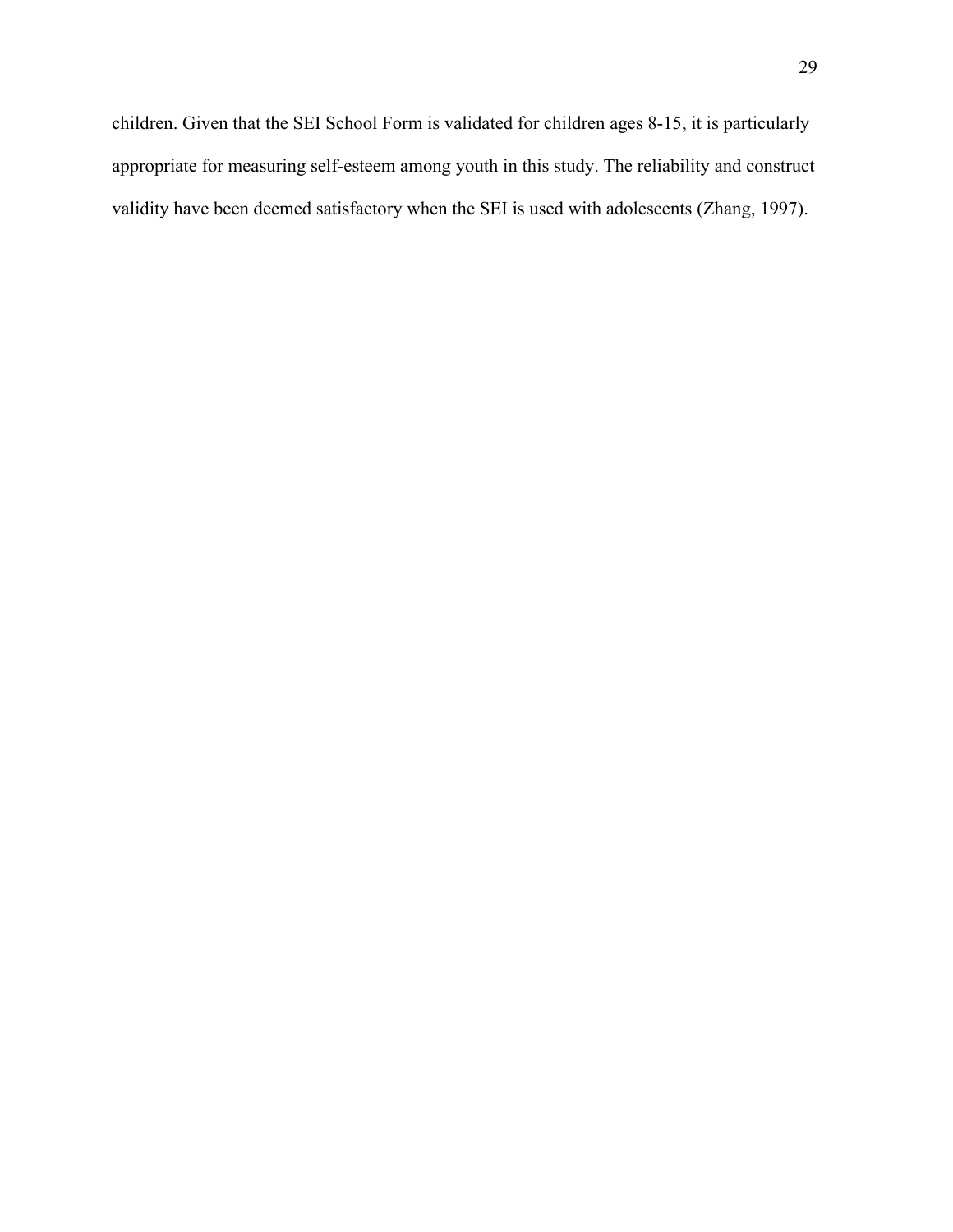children. Given that the SEI School Form is validated for children ages 8-15, it is particularly appropriate for measuring self-esteem among youth in this study. The reliability and construct validity have been deemed satisfactory when the SEI is used with adolescents (Zhang, 1997).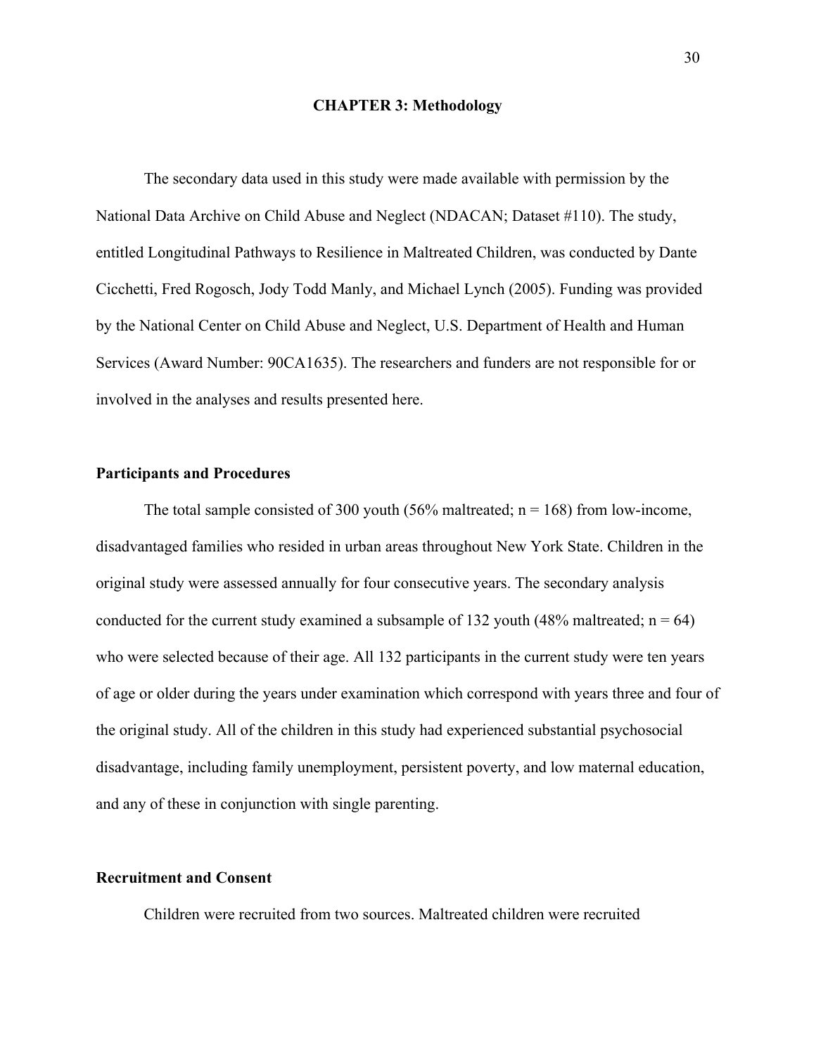# CHAPTER 3: Methodology

The secondary data used in this study were made available with permission by the National Data Archive on Child Abuse and Neglect (NDACAN; Dataset #110). The study, entitled Longitudinal Pathways to Resilience in Maltreated Children, was conducted by Dante Cicchetti, Fred Rogosch, Jody Todd Manly, and Michael Lynch (2005). Funding was provided by the National Center on Child Abuse and Neglect, U.S. Department of Health and Human Services (Award Number: 90CA1635). The researchers and funders are not responsible for or involved in the analyses and results presented here.

## Participants and Procedures

The total sample consisted of 300 youth (56% maltreated; n = 168) from low-income, disadvantaged families who resided in urban areas throughout New York State. Children in the original study were assessed annually for four consecutive years. The secondary analysis conducted for the current study examined a subsample of 132 youth (48% maltreated; n = 64) who were selected because of their age. All 132 participants in the current study were ten years of age or older during the years under examination which correspond with years three and four of the original study. All of the children in this study had experienced substantial psychosocial disadvantage, including family unemployment, persistent poverty, and low maternal education, and any of these in conjunction with single parenting.

## Recruitment and Consent

Children were recruited from two sources. Maltreated children were recruited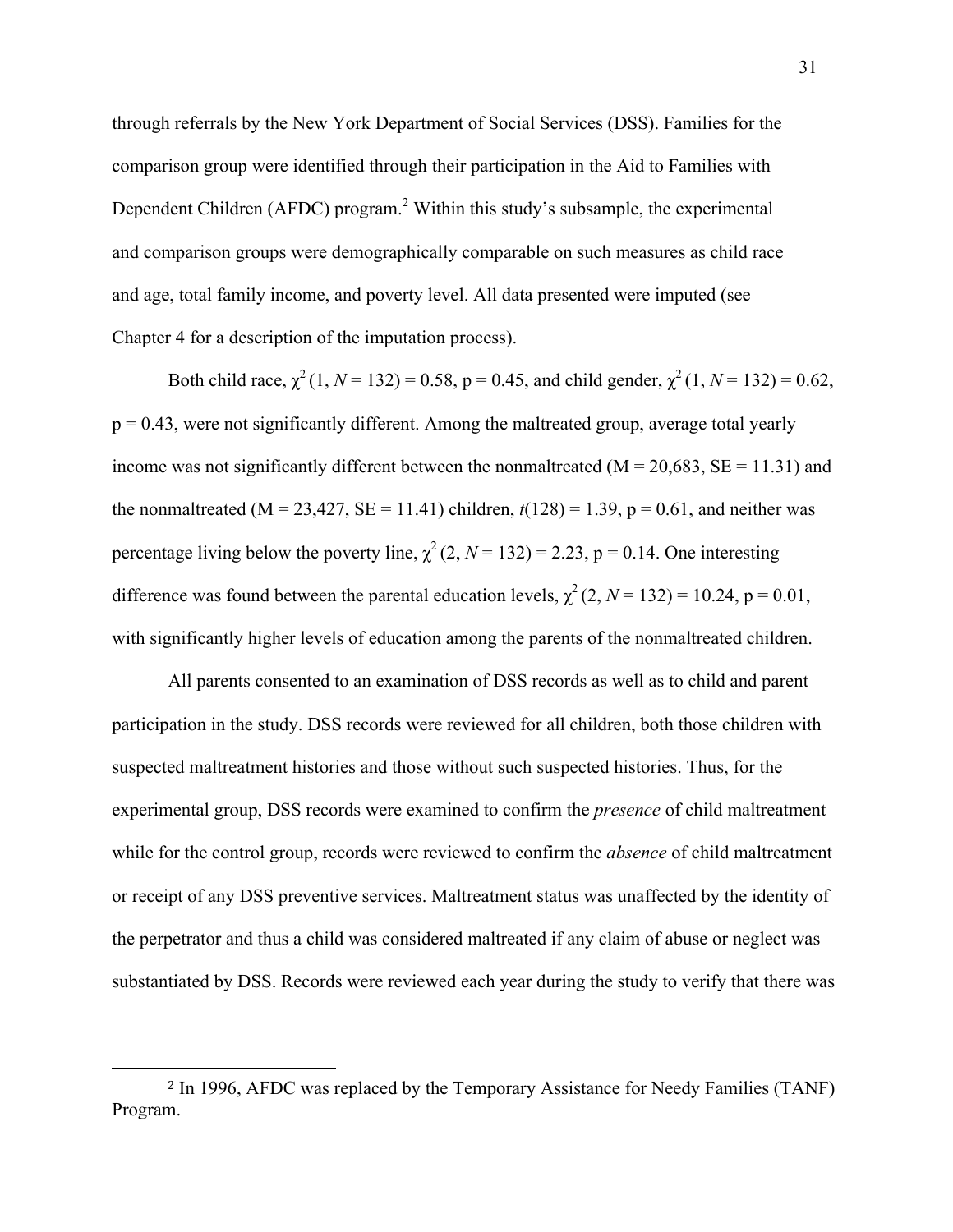through referrals by the New York Department of Social Services (DSS). Families for the comparison group were identified through their participation in the Aid to Families with Dependent Children (AFDC) program.[2] Within this study's subsample, the experimental and comparison groups were demographically comparable on such measures as child race and age, total family income, and poverty level. All data presented were imputed (see Chapter 4 for a description of the imputation process).

Both child race, $\chi^2$ (1, $N$ = 132) = 0.58, p = 0.45, and child gender, $\chi^2$ (1, $N$ = 132) = 0.62, p = 0.43, were not significantly different. Among the maltreated group, average total yearly income was not significantly different between the nonmaltreated (M = 20,683, SE = 11.31) and the nonmaltreated (M = 23,427, SE = 11.41) children, $t$(128) = 1.39, p = 0.61, and neither was percentage living below the poverty line, $\chi^2$ (2, $N$ = 132) = 2.23, p = 0.14. One interesting difference was found between the parental education levels, $\chi^2$ (2, $N$ = 132) = 10.24, p = 0.01, with significantly higher levels of education among the parents of the nonmaltreated children.

All parents consented to an examination of DSS records as well as to child and parent participation in the study. DSS records were reviewed for all children, both those children with suspected maltreatment histories and those without such suspected histories. Thus, for the experimental group, DSS records were examined to confirm the *presence* of child maltreatment while for the control group, records were reviewed to confirm the *absence* of child maltreatment or receipt of any DSS preventive services. Maltreatment status was unaffected by the identity of the perpetrator and thus a child was considered maltreated if any claim of abuse or neglect was substantiated by DSS. Records were reviewed each year during the study to verify that there was

[2] In 1996, AFDC was replaced by the Temporary Assistance for Needy Families (TANF) Program.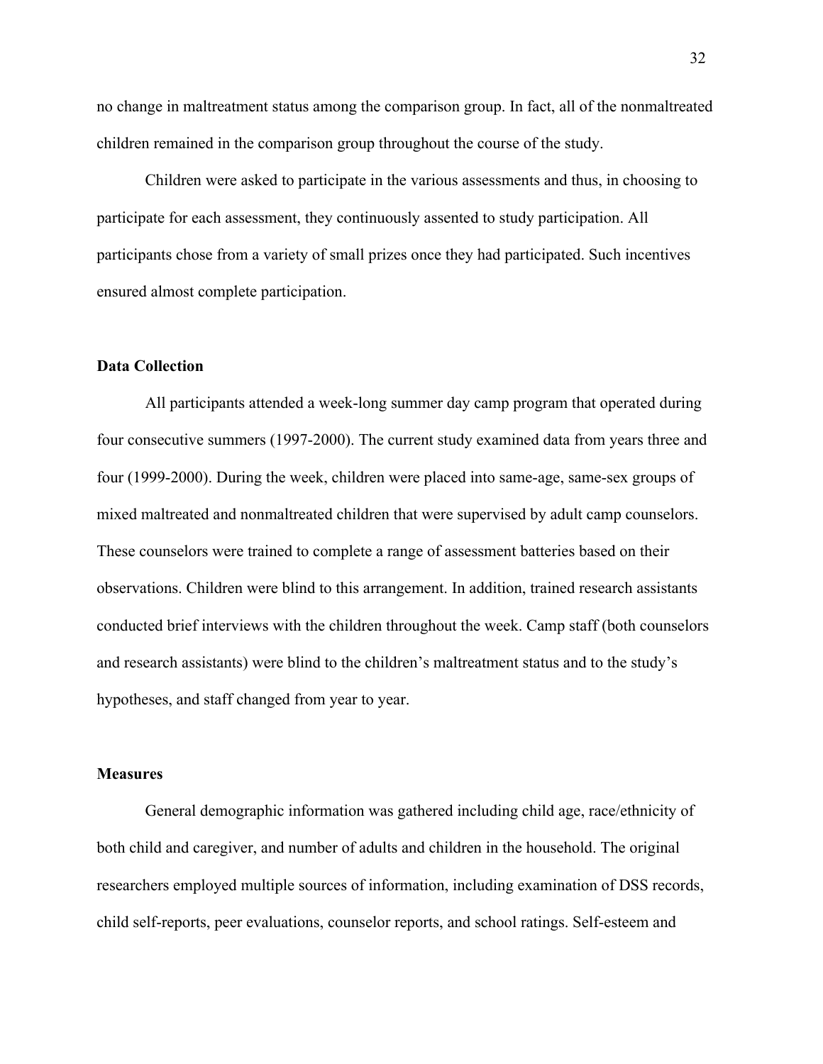no change in maltreatment status among the comparison group. In fact, all of the nonmaltreated children remained in the comparison group throughout the course of the study.

Children were asked to participate in the various assessments and thus, in choosing to participate for each assessment, they continuously assented to study participation. All participants chose from a variety of small prizes once they had participated. Such incentives ensured almost complete participation.

### Data Collection

All participants attended a week-long summer day camp program that operated during four consecutive summers (1997-2000). The current study examined data from years three and four (1999-2000). During the week, children were placed into same-age, same-sex groups of mixed maltreated and nonmaltreated children that were supervised by adult camp counselors. These counselors were trained to complete a range of assessment batteries based on their observations. Children were blind to this arrangement. In addition, trained research assistants conducted brief interviews with the children throughout the week. Camp staff (both counselors and research assistants) were blind to the children's maltreatment status and to the study's hypotheses, and staff changed from year to year.

### Measures

General demographic information was gathered including child age, race/ethnicity of both child and caregiver, and number of adults and children in the household. The original researchers employed multiple sources of information, including examination of DSS records, child self-reports, peer evaluations, counselor reports, and school ratings. Self-esteem and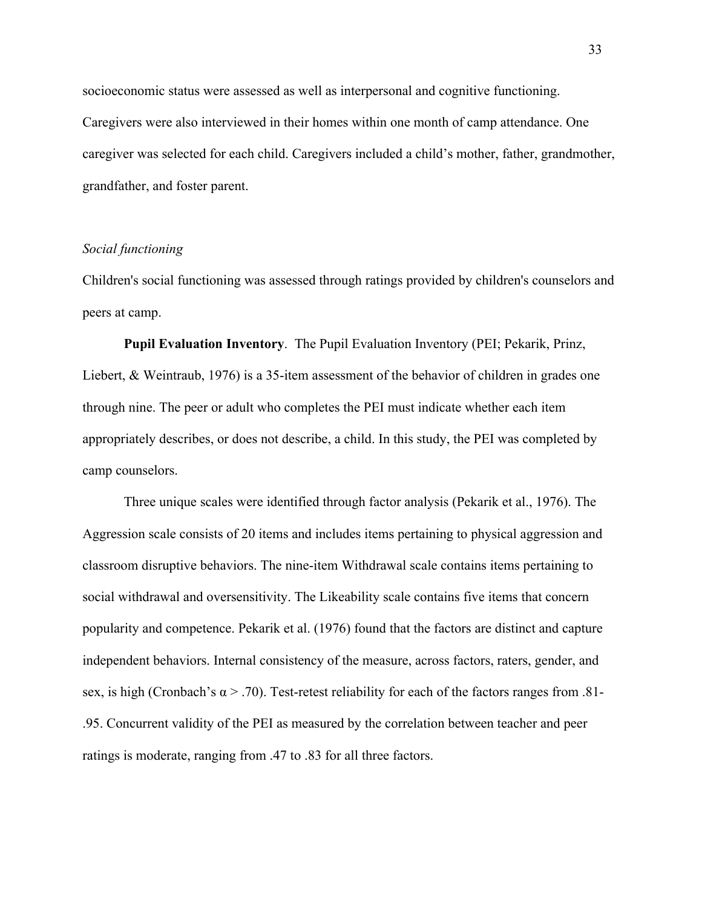socioeconomic status were assessed as well as interpersonal and cognitive functioning. Caregivers were also interviewed in their homes within one month of camp attendance. One caregiver was selected for each child. Caregivers included a child's mother, father, grandmother, grandfather, and foster parent.

*Social functioning*

Children's social functioning was assessed through ratings provided by children's counselors and peers at camp.

**Pupil Evaluation Inventory**. The Pupil Evaluation Inventory (PEI; Pekarik, Prinz, Liebert, & Weintraub, 1976) is a 35-item assessment of the behavior of children in grades one through nine. The peer or adult who completes the PEI must indicate whether each item appropriately describes, or does not describe, a child. In this study, the PEI was completed by camp counselors.

Three unique scales were identified through factor analysis (Pekarik et al., 1976). The Aggression scale consists of 20 items and includes items pertaining to physical aggression and classroom disruptive behaviors. The nine-item Withdrawal scale contains items pertaining to social withdrawal and oversensitivity. The Likeability scale contains five items that concern popularity and competence. Pekarik et al. (1976) found that the factors are distinct and capture independent behaviors. Internal consistency of the measure, across factors, raters, gender, and sex, is high (Cronbach's $\alpha > .70$). Test-retest reliability for each of the factors ranges from .81-.95. Concurrent validity of the PEI as measured by the correlation between teacher and peer ratings is moderate, ranging from .47 to .83 for all three factors.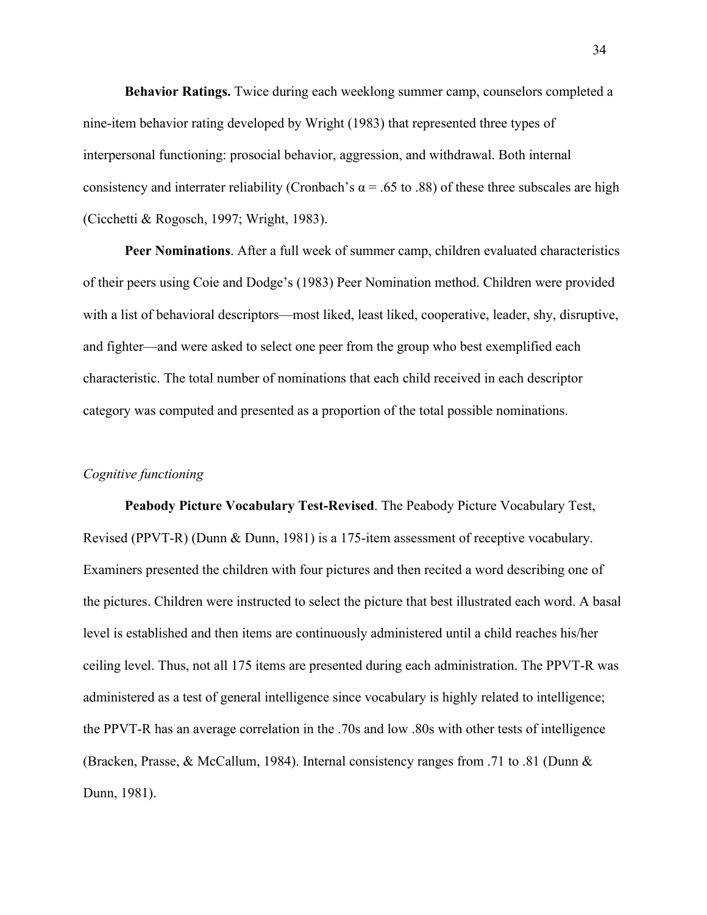**Behavior Ratings.** Twice during each weeklong summer camp, counselors completed a nine-item behavior rating developed by Wright (1983) that represented three types of interpersonal functioning: prosocial behavior, aggression, and withdrawal. Both internal consistency and interrater reliability (Cronbach's $\alpha$ = .65 to .88) of these three subscales are high (Cicchetti & Rogosch, 1997; Wright, 1983).

**Peer Nominations**. After a full week of summer camp, children evaluated characteristics of their peers using Coie and Dodge's (1983) Peer Nomination method. Children were provided with a list of behavioral descriptors—most liked, least liked, cooperative, leader, shy, disruptive, and fighter—and were asked to select one peer from the group who best exemplified each characteristic. The total number of nominations that each child received in each descriptor category was computed and presented as a proportion of the total possible nominations.

*Cognitive functioning*

**Peabody Picture Vocabulary Test-Revised**. The Peabody Picture Vocabulary Test, Revised (PPVT-R) (Dunn & Dunn, 1981) is a 175-item assessment of receptive vocabulary. Examiners presented the children with four pictures and then recited a word describing one of the pictures. Children were instructed to select the picture that best illustrated each word. A basal level is established and then items are continuously administered until a child reaches his/her ceiling level. Thus, not all 175 items are presented during each administration. The PPVT-R was administered as a test of general intelligence since vocabulary is highly related to intelligence; the PPVT-R has an average correlation in the .70s and low .80s with other tests of intelligence (Bracken, Prasse, & McCallum, 1984). Internal consistency ranges from .71 to .81 (Dunn & Dunn, 1981).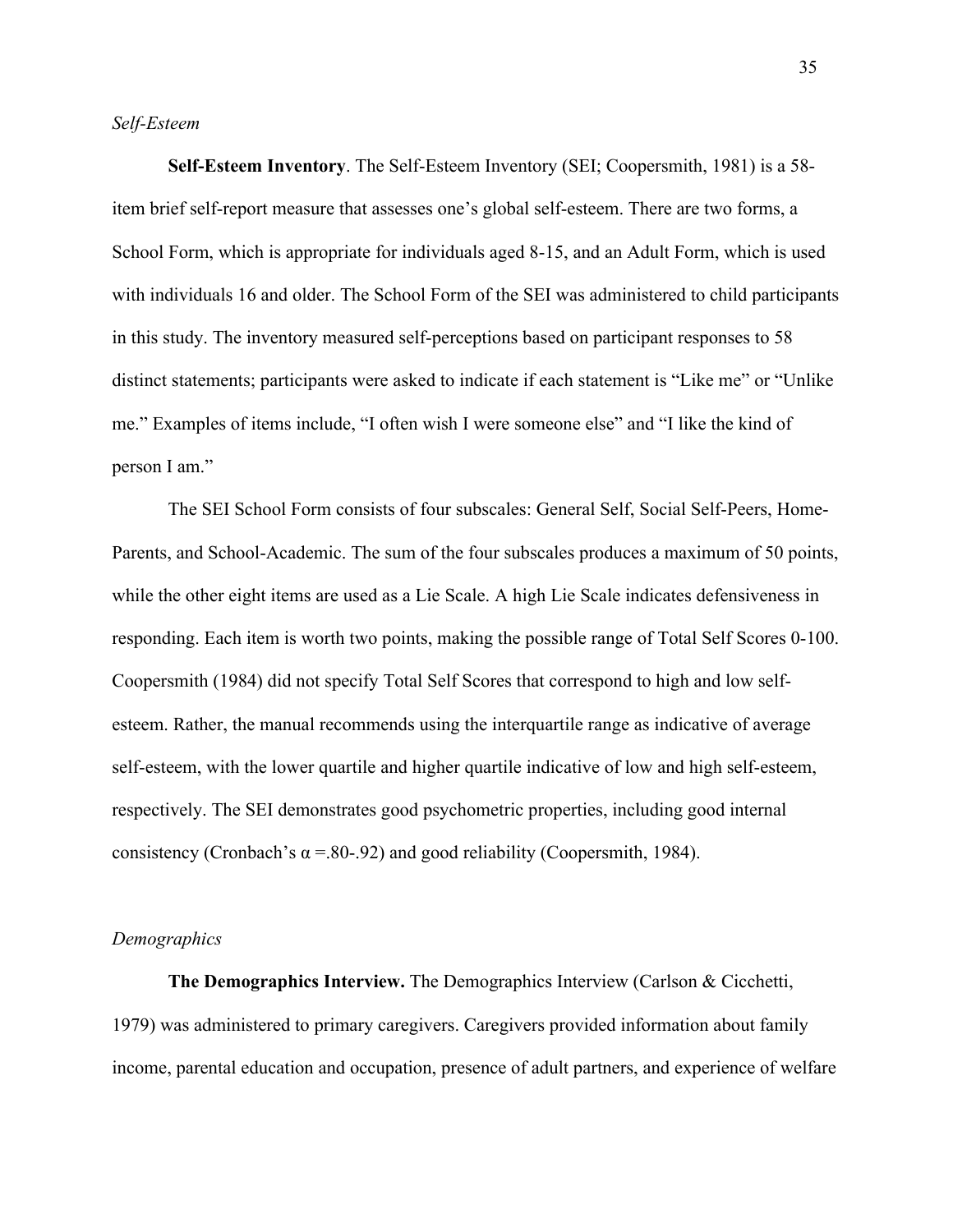*Self-Esteem*

**Self-Esteem Inventory**. The Self-Esteem Inventory (SEI; Coopersmith, 1981) is a 58-item brief self-report measure that assesses one's global self-esteem. There are two forms, a School Form, which is appropriate for individuals aged 8-15, and an Adult Form, which is used with individuals 16 and older. The School Form of the SEI was administered to child participants in this study. The inventory measured self-perceptions based on participant responses to 58 distinct statements; participants were asked to indicate if each statement is "Like me" or "Unlike me." Examples of items include, "I often wish I were someone else" and "I like the kind of person I am."

The SEI School Form consists of four subscales: General Self, Social Self-Peers, Home-Parents, and School-Academic. The sum of the four subscales produces a maximum of 50 points, while the other eight items are used as a Lie Scale. A high Lie Scale indicates defensiveness in responding. Each item is worth two points, making the possible range of Total Self Scores 0-100. Coopersmith (1984) did not specify Total Self Scores that correspond to high and low self-esteem. Rather, the manual recommends using the interquartile range as indicative of average self-esteem, with the lower quartile and higher quartile indicative of low and high self-esteem, respectively. The SEI demonstrates good psychometric properties, including good internal consistency (Cronbach's $\alpha$ =.80-.92) and good reliability (Coopersmith, 1984).

*Demographics*

**The Demographics Interview.** The Demographics Interview (Carlson & Cicchetti, 1979) was administered to primary caregivers. Caregivers provided information about family income, parental education and occupation, presence of adult partners, and experience of welfare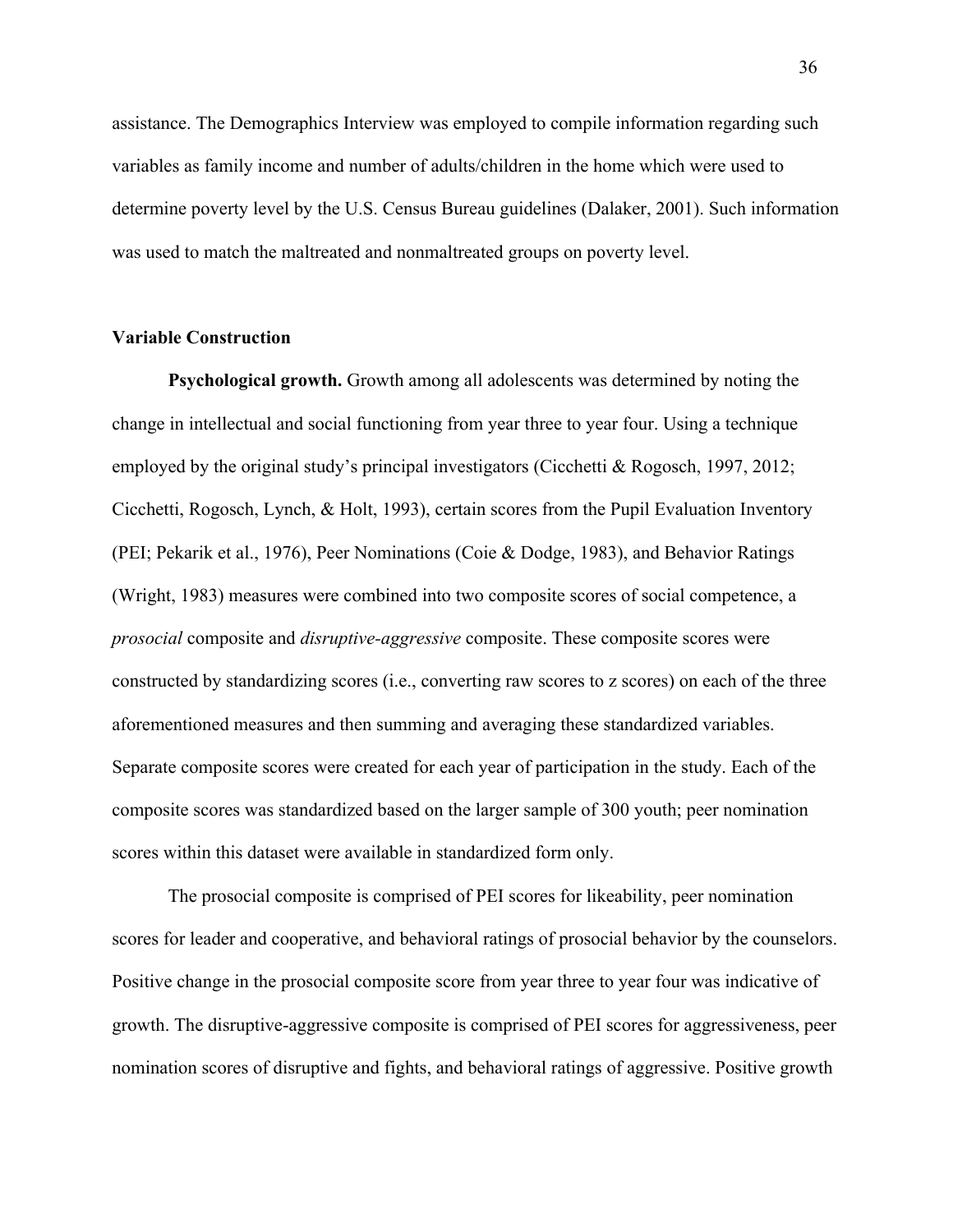assistance. The Demographics Interview was employed to compile information regarding such variables as family income and number of adults/children in the home which were used to determine poverty level by the U.S. Census Bureau guidelines (Dalaker, 2001). Such information was used to match the maltreated and nonmaltreated groups on poverty level.

## Variable Construction

**Psychological growth.** Growth among all adolescents was determined by noting the change in intellectual and social functioning from year three to year four. Using a technique employed by the original study's principal investigators (Cicchetti & Rogosch, 1997, 2012; Cicchetti, Rogosch, Lynch, & Holt, 1993), certain scores from the Pupil Evaluation Inventory (PEI; Pekarik et al., 1976), Peer Nominations (Coie & Dodge, 1983), and Behavior Ratings (Wright, 1983) measures were combined into two composite scores of social competence, a *prosocial* composite and *disruptive-aggressive* composite. These composite scores were constructed by standardizing scores (i.e., converting raw scores to z scores) on each of the three aforementioned measures and then summing and averaging these standardized variables. Separate composite scores were created for each year of participation in the study. Each of the composite scores was standardized based on the larger sample of 300 youth; peer nomination scores within this dataset were available in standardized form only.

The prosocial composite is comprised of PEI scores for likeability, peer nomination scores for leader and cooperative, and behavioral ratings of prosocial behavior by the counselors. Positive change in the prosocial composite score from year three to year four was indicative of growth. The disruptive-aggressive composite is comprised of PEI scores for aggressiveness, peer nomination scores of disruptive and fights, and behavioral ratings of aggressive. Positive growth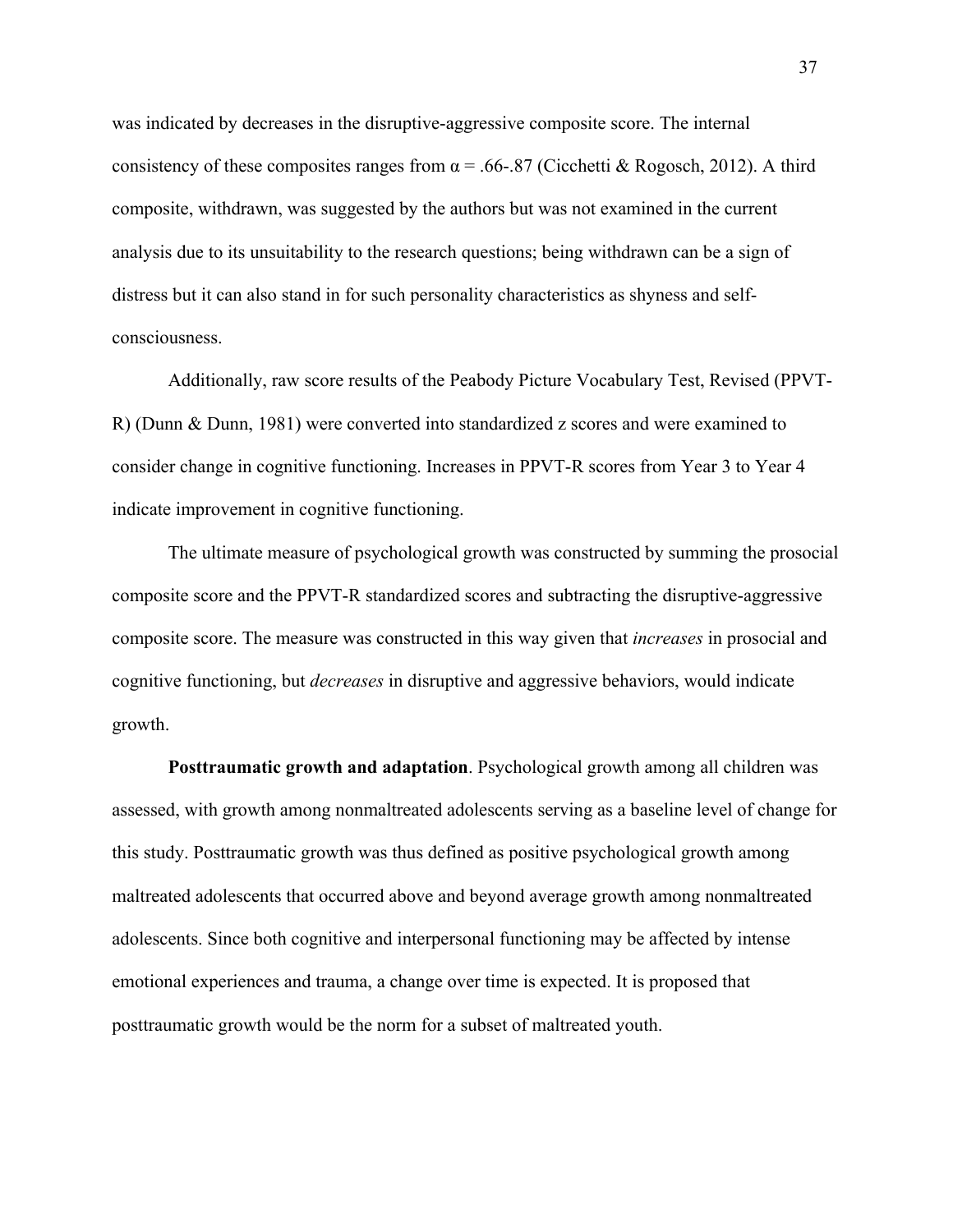was indicated by decreases in the disruptive-aggressive composite score. The internal consistency of these composites ranges from $\alpha$ = .66-.87 (Cicchetti & Rogosch, 2012). A third composite, withdrawn, was suggested by the authors but was not examined in the current analysis due to its unsuitability to the research questions; being withdrawn can be a sign of distress but it can also stand in for such personality characteristics as shyness and self-consciousness.

Additionally, raw score results of the Peabody Picture Vocabulary Test, Revised (PPVT-R) (Dunn & Dunn, 1981) were converted into standardized z scores and were examined to consider change in cognitive functioning. Increases in PPVT-R scores from Year 3 to Year 4 indicate improvement in cognitive functioning.

The ultimate measure of psychological growth was constructed by summing the prosocial composite score and the PPVT-R standardized scores and subtracting the disruptive-aggressive composite score. The measure was constructed in this way given that *increases* in prosocial and cognitive functioning, but *decreases* in disruptive and aggressive behaviors, would indicate growth.

**Posttraumatic growth and adaptation**. Psychological growth among all children was assessed, with growth among nonmaltreated adolescents serving as a baseline level of change for this study. Posttraumatic growth was thus defined as positive psychological growth among maltreated adolescents that occurred above and beyond average growth among nonmaltreated adolescents. Since both cognitive and interpersonal functioning may be affected by intense emotional experiences and trauma, a change over time is expected. It is proposed that posttraumatic growth would be the norm for a subset of maltreated youth.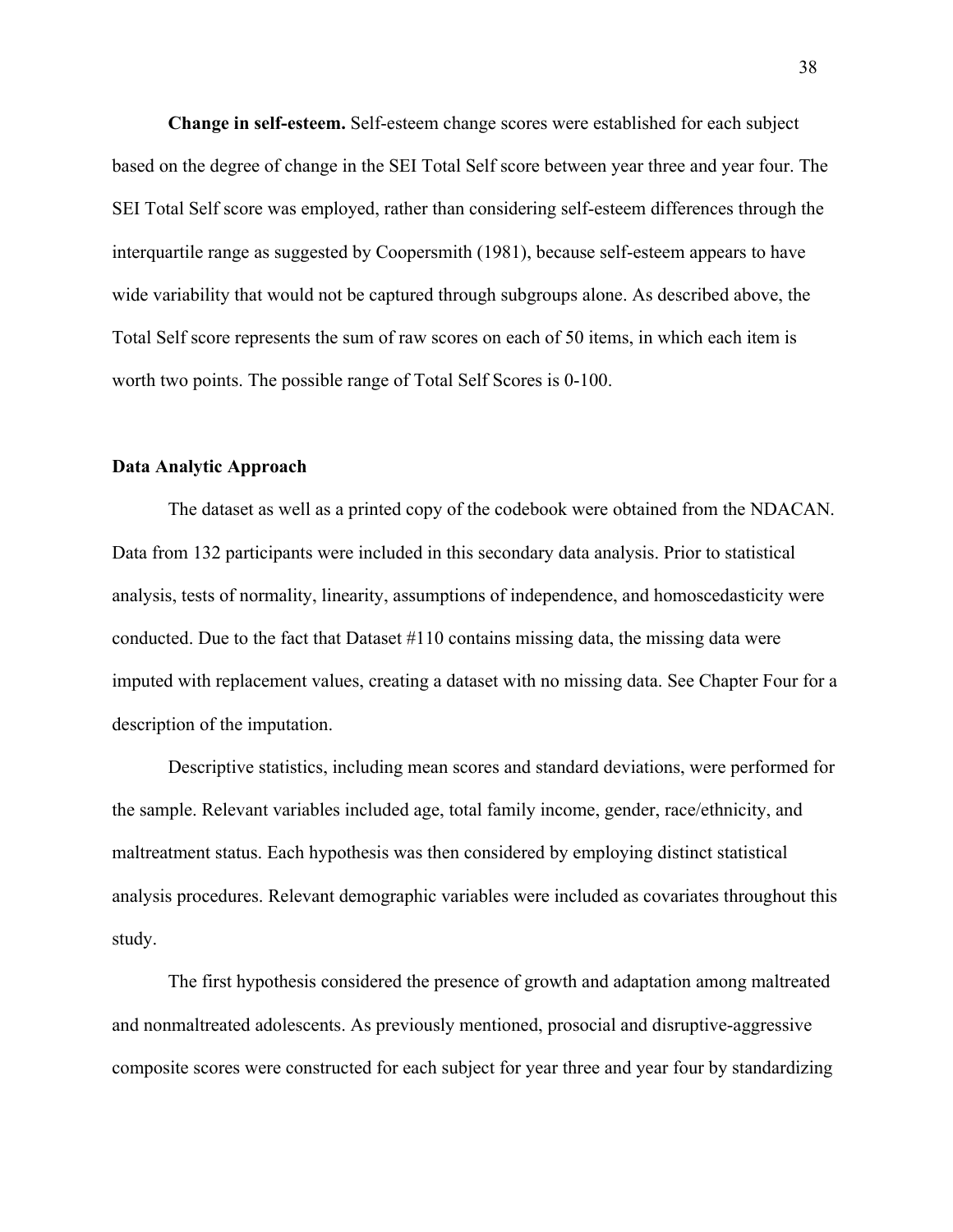**Change in self-esteem.** Self-esteem change scores were established for each subject based on the degree of change in the SEI Total Self score between year three and year four. The SEI Total Self score was employed, rather than considering self-esteem differences through the interquartile range as suggested by Coopersmith (1981), because self-esteem appears to have wide variability that would not be captured through subgroups alone. As described above, the Total Self score represents the sum of raw scores on each of 50 items, in which each item is worth two points. The possible range of Total Self Scores is 0-100.

### Data Analytic Approach

The dataset as well as a printed copy of the codebook were obtained from the NDACAN. Data from 132 participants were included in this secondary data analysis. Prior to statistical analysis, tests of normality, linearity, assumptions of independence, and homoscedasticity were conducted. Due to the fact that Dataset #110 contains missing data, the missing data were imputed with replacement values, creating a dataset with no missing data. See Chapter Four for a description of the imputation.

Descriptive statistics, including mean scores and standard deviations, were performed for the sample. Relevant variables included age, total family income, gender, race/ethnicity, and maltreatment status. Each hypothesis was then considered by employing distinct statistical analysis procedures. Relevant demographic variables were included as covariates throughout this study.

The first hypothesis considered the presence of growth and adaptation among maltreated and nonmaltreated adolescents. As previously mentioned, prosocial and disruptive-aggressive composite scores were constructed for each subject for year three and year four by standardizing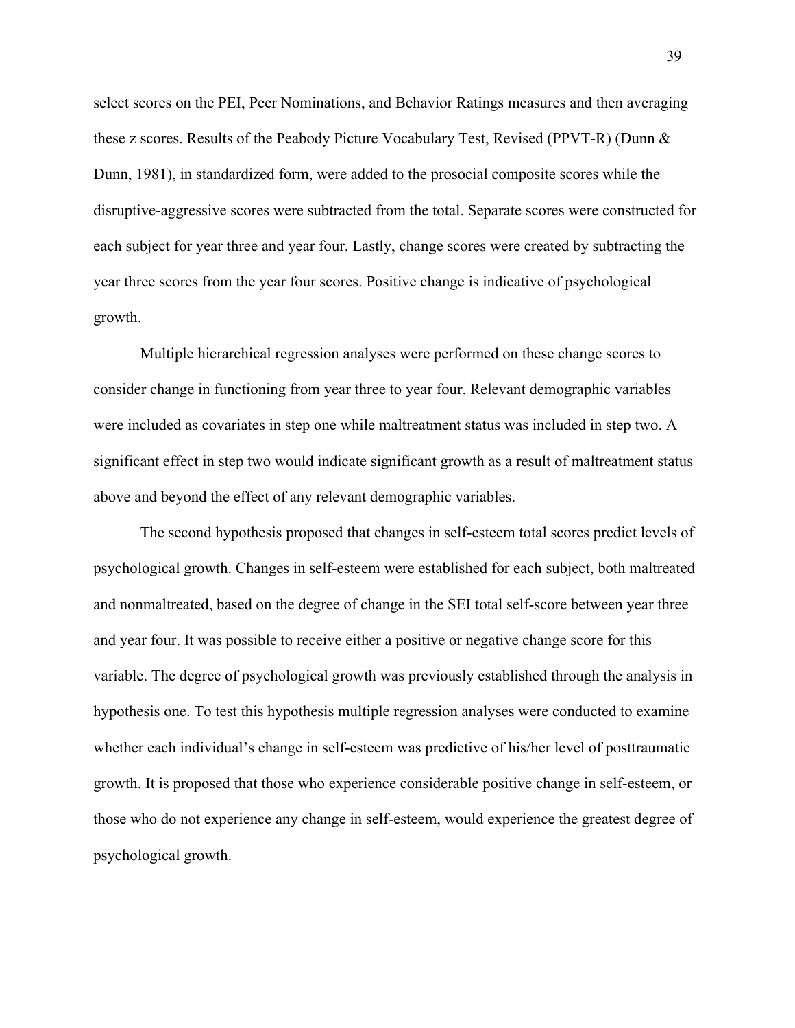select scores on the PEI, Peer Nominations, and Behavior Ratings measures and then averaging these z scores. Results of the Peabody Picture Vocabulary Test, Revised (PPVT-R) (Dunn & Dunn, 1981), in standardized form, were added to the prosocial composite scores while the disruptive-aggressive scores were subtracted from the total. Separate scores were constructed for each subject for year three and year four. Lastly, change scores were created by subtracting the year three scores from the year four scores. Positive change is indicative of psychological growth.

Multiple hierarchical regression analyses were performed on these change scores to consider change in functioning from year three to year four. Relevant demographic variables were included as covariates in step one while maltreatment status was included in step two. A significant effect in step two would indicate significant growth as a result of maltreatment status above and beyond the effect of any relevant demographic variables.

The second hypothesis proposed that changes in self-esteem total scores predict levels of psychological growth. Changes in self-esteem were established for each subject, both maltreated and nonmaltreated, based on the degree of change in the SEI total self-score between year three and year four. It was possible to receive either a positive or negative change score for this variable. The degree of psychological growth was previously established through the analysis in hypothesis one. To test this hypothesis multiple regression analyses were conducted to examine whether each individual's change in self-esteem was predictive of his/her level of posttraumatic growth. It is proposed that those who experience considerable positive change in self-esteem, or those who do not experience any change in self-esteem, would experience the greatest degree of psychological growth.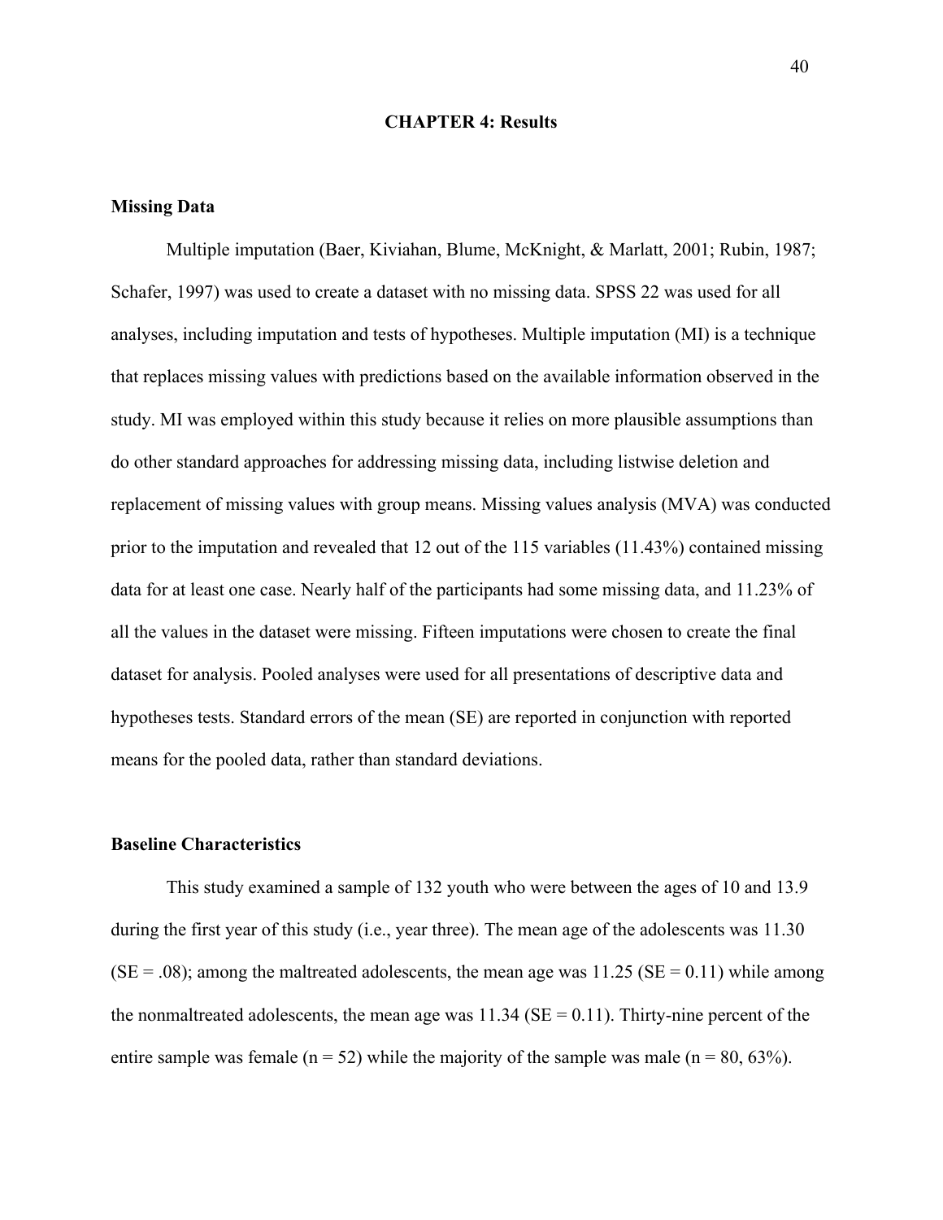# CHAPTER 4: Results

## Missing Data

Multiple imputation (Baer, Kiviahan, Blume, McKnight, & Marlatt, 2001; Rubin, 1987; Schafer, 1997) was used to create a dataset with no missing data. SPSS 22 was used for all analyses, including imputation and tests of hypotheses. Multiple imputation (MI) is a technique that replaces missing values with predictions based on the available information observed in the study. MI was employed within this study because it relies on more plausible assumptions than do other standard approaches for addressing missing data, including listwise deletion and replacement of missing values with group means. Missing values analysis (MVA) was conducted prior to the imputation and revealed that 12 out of the 115 variables (11.43%) contained missing data for at least one case. Nearly half of the participants had some missing data, and 11.23% of all the values in the dataset were missing. Fifteen imputations were chosen to create the final dataset for analysis. Pooled analyses were used for all presentations of descriptive data and hypotheses tests. Standard errors of the mean (SE) are reported in conjunction with reported means for the pooled data, rather than standard deviations.

## Baseline Characteristics

This study examined a sample of 132 youth who were between the ages of 10 and 13.9 during the first year of this study (i.e., year three). The mean age of the adolescents was 11.30 (SE = .08); among the maltreated adolescents, the mean age was 11.25 (SE = 0.11) while among the nonmaltreated adolescents, the mean age was 11.34 (SE = 0.11). Thirty-nine percent of the entire sample was female (n = 52) while the majority of the sample was male (n = 80, 63%).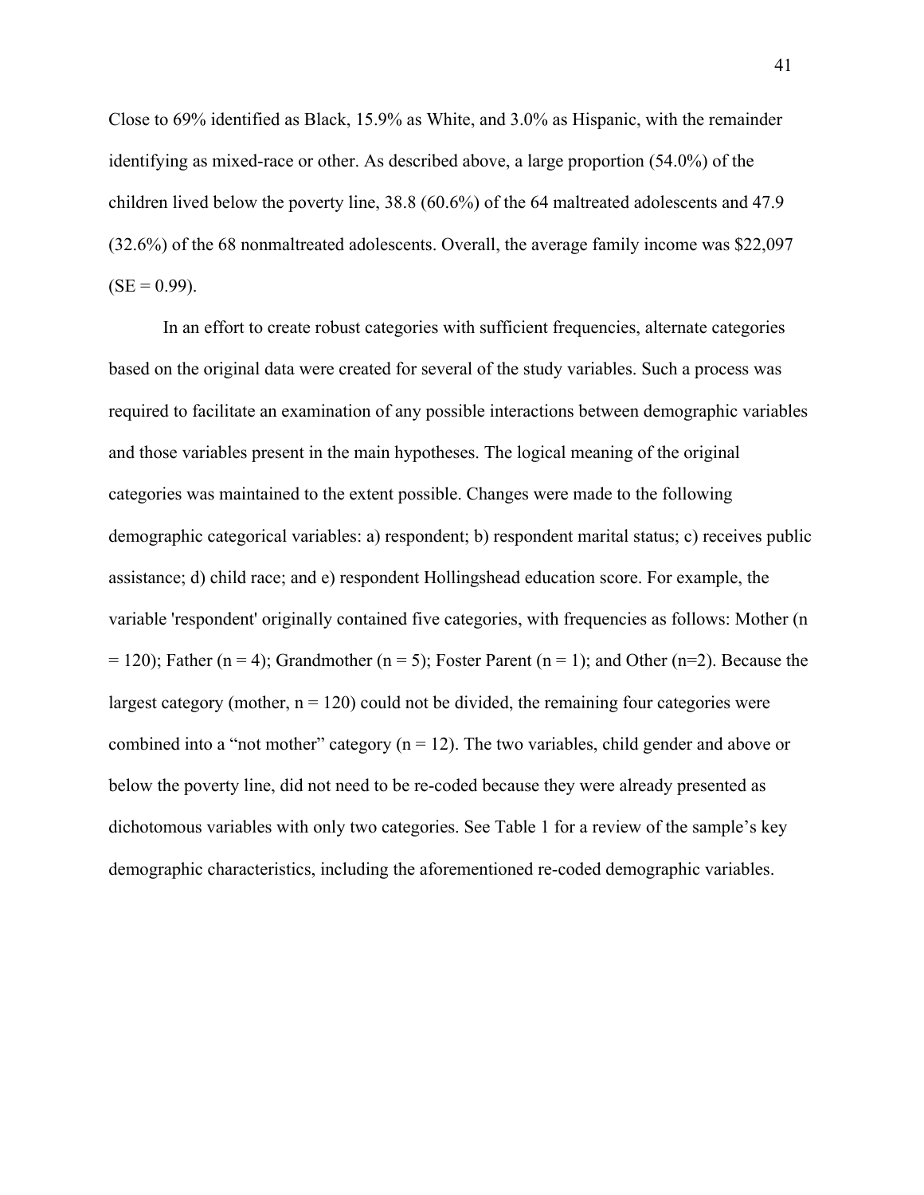Close to 69% identified as Black, 15.9% as White, and 3.0% as Hispanic, with the remainder identifying as mixed-race or other. As described above, a large proportion (54.0%) of the children lived below the poverty line, 38.8 (60.6%) of the 64 maltreated adolescents and 47.9 (32.6%) of the 68 nonmaltreated adolescents. Overall, the average family income was $22,097 (SE = 0.99).

In an effort to create robust categories with sufficient frequencies, alternate categories based on the original data were created for several of the study variables. Such a process was required to facilitate an examination of any possible interactions between demographic variables and those variables present in the main hypotheses. The logical meaning of the original categories was maintained to the extent possible. Changes were made to the following demographic categorical variables: a) respondent; b) respondent marital status; c) receives public assistance; d) child race; and e) respondent Hollingshead education score. For example, the variable 'respondent' originally contained five categories, with frequencies as follows: Mother (n = 120); Father (n = 4); Grandmother (n = 5); Foster Parent (n = 1); and Other (n=2). Because the largest category (mother, n = 120) could not be divided, the remaining four categories were combined into a "not mother" category (n = 12). The two variables, child gender and above or below the poverty line, did not need to be re-coded because they were already presented as dichotomous variables with only two categories. See Table 1 for a review of the sample's key demographic characteristics, including the aforementioned re-coded demographic variables.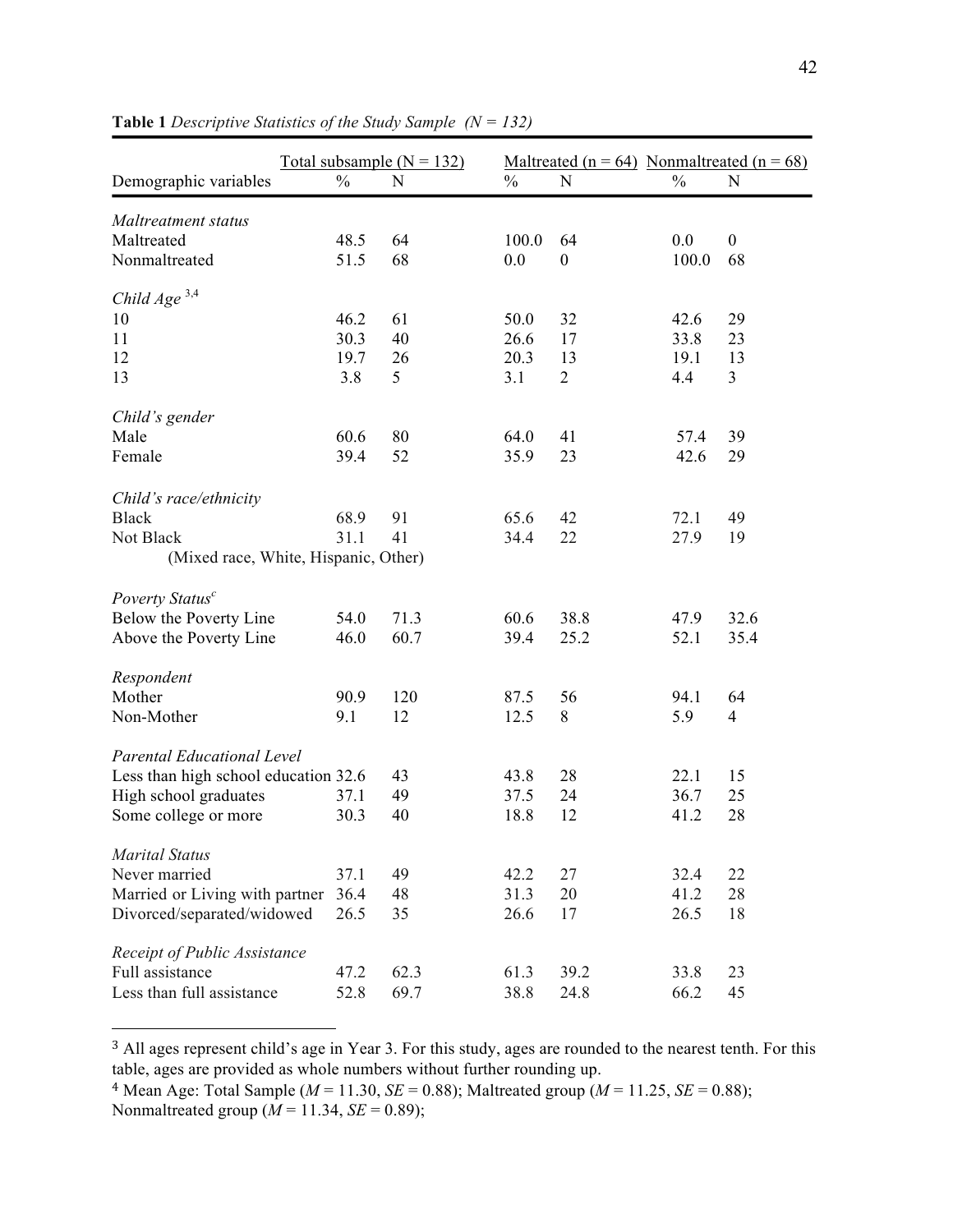**Table 1** *Descriptive Statistics of the Study Sample (N = 132)*

| Demographic variables | Total subsample (N = 132) % | N | Maltreated (n = 64) % | N | Nonmaltreated (n = 68) % | N |
|---|---|---|---|---|---|---|
| *Maltreatment status* | | | | | | |
| Maltreated | 48.5 | 64 | 100.0 | 64 | 0.0 | 0 |
| Nonmaltreated | 51.5 | 68 | 0.0 | 0 | 100.0 | 68 |
| *Child Age* [3,4] | | | | | | |
| 10 | 46.2 | 61 | 50.0 | 32 | 42.6 | 29 |
| 11 | 30.3 | 40 | 26.6 | 17 | 33.8 | 23 |
| 12 | 19.7 | 26 | 20.3 | 13 | 19.1 | 13 |
| 13 | 3.8 | 5 | 3.1 | 2 | 4.4 | 3 |
| *Child's gender* | | | | | | |
| Male | 60.6 | 80 | 64.0 | 41 | 57.4 | 39 |
| Female | 39.4 | 52 | 35.9 | 23 | 42.6 | 29 |
| *Child's race/ethnicity* | | | | | | |
| Black | 68.9 | 91 | 65.6 | 42 | 72.1 | 49 |
| Not Black (Mixed race, White, Hispanic, Other) | 31.1 | 41 | 34.4 | 22 | 27.9 | 19 |
| *Poverty Status*[c] | | | | | | |
| Below the Poverty Line | 54.0 | 71.3 | 60.6 | 38.8 | 47.9 | 32.6 |
| Above the Poverty Line | 46.0 | 60.7 | 39.4 | 25.2 | 52.1 | 35.4 |
| *Respondent* | | | | | | |
| Mother | 90.9 | 120 | 87.5 | 56 | 94.1 | 64 |
| Non-Mother | 9.1 | 12 | 12.5 | 8 | 5.9 | 4 |
| *Parental Educational Level* | | | | | | |
| Less than high school education | 32.6 | 43 | 43.8 | 28 | 22.1 | 15 |
| High school graduates | 37.1 | 49 | 37.5 | 24 | 36.7 | 25 |
| Some college or more | 30.3 | 40 | 18.8 | 12 | 41.2 | 28 |
| *Marital Status* | | | | | | |
| Never married | 37.1 | 49 | 42.2 | 27 | 32.4 | 22 |
| Married or Living with partner | 36.4 | 48 | 31.3 | 20 | 41.2 | 28 |
| Divorced/separated/widowed | 26.5 | 35 | 26.6 | 17 | 26.5 | 18 |
| *Receipt of Public Assistance* | | | | | | |
| Full assistance | 47.2 | 62.3 | 61.3 | 39.2 | 33.8 | 23 |
| Less than full assistance | 52.8 | 69.7 | 38.8 | 24.8 | 66.2 | 45 |

---

[3] All ages represent child's age in Year 3. For this study, ages are rounded to the nearest tenth. For this table, ages are provided as whole numbers without further rounding up.

[4] Mean Age: Total Sample ($M$ = 11.30, $SE$ = 0.88); Maltreated group ($M$ = 11.25, $SE$ = 0.88); Nonmaltreated group ($M$ = 11.34, $SE$ = 0.89);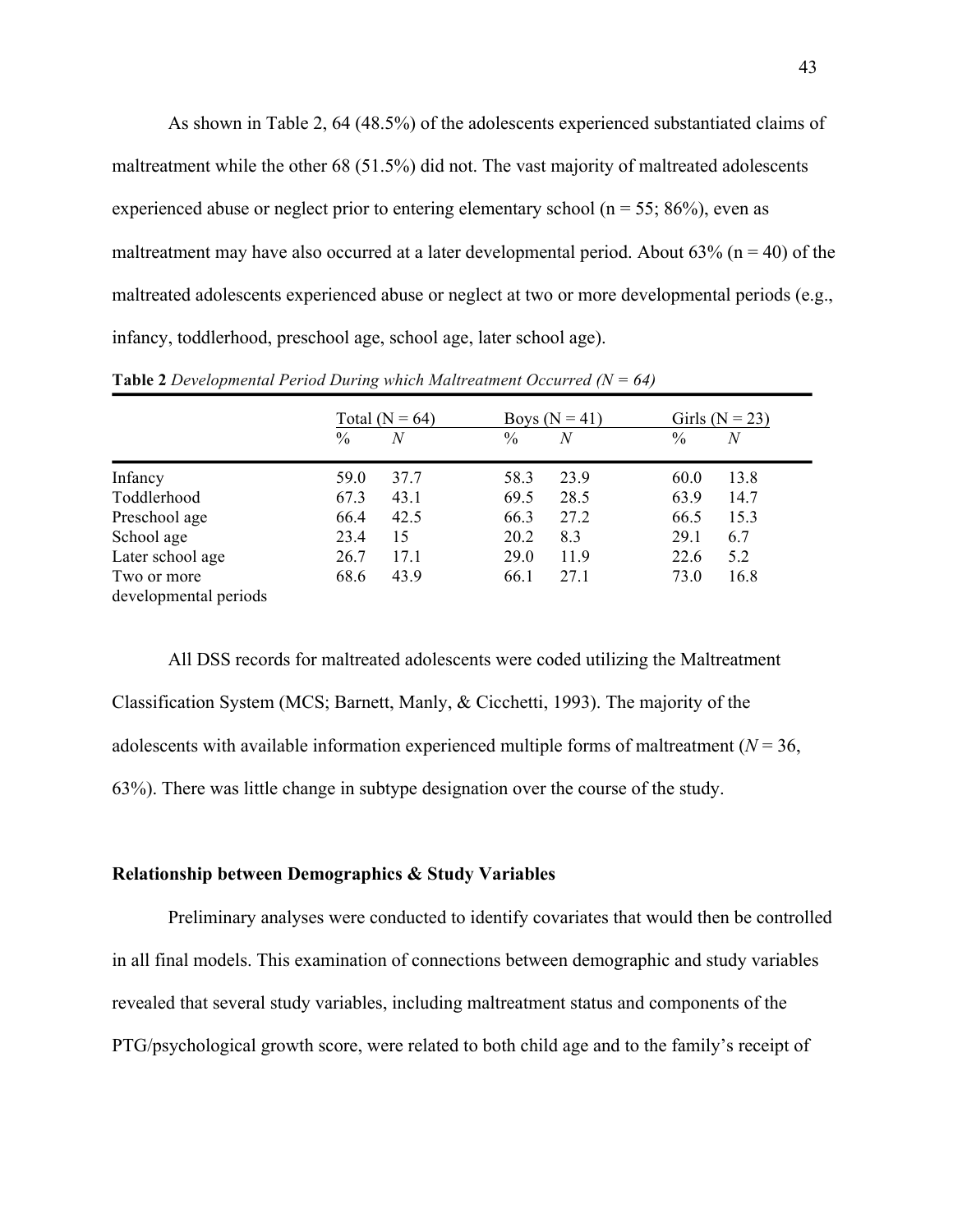As shown in Table 2, 64 (48.5%) of the adolescents experienced substantiated claims of maltreatment while the other 68 (51.5%) did not. The vast majority of maltreated adolescents experienced abuse or neglect prior to entering elementary school (n = 55; 86%), even as maltreatment may have also occurred at a later developmental period. About 63% (n = 40) of the maltreated adolescents experienced abuse or neglect at two or more developmental periods (e.g., infancy, toddlerhood, preschool age, school age, later school age).

**Table 2** *Developmental Period During which Maltreatment Occurred (N = 64)*

| | Total (N = 64) | | Boys (N = 41) | | Girls (N = 23) | |
|---|---|---|---|---|---|---|
| | % | *N* | % | *N* | % | *N* |
| Infancy | 59.0 | 37.7 | 58.3 | 23.9 | 60.0 | 13.8 |
| Toddlerhood | 67.3 | 43.1 | 69.5 | 28.5 | 63.9 | 14.7 |
| Preschool age | 66.4 | 42.5 | 66.3 | 27.2 | 66.5 | 15.3 |
| School age | 23.4 | 15 | 20.2 | 8.3 | 29.1 | 6.7 |
| Later school age | 26.7 | 17.1 | 29.0 | 11.9 | 22.6 | 5.2 |
| Two or more developmental periods | 68.6 | 43.9 | 66.1 | 27.1 | 73.0 | 16.8 |

All DSS records for maltreated adolescents were coded utilizing the Maltreatment Classification System (MCS; Barnett, Manly, & Cicchetti, 1993). The majority of the adolescents with available information experienced multiple forms of maltreatment (*N* = 36, 63%). There was little change in subtype designation over the course of the study.

### Relationship between Demographics & Study Variables

Preliminary analyses were conducted to identify covariates that would then be controlled in all final models. This examination of connections between demographic and study variables revealed that several study variables, including maltreatment status and components of the PTG/psychological growth score, were related to both child age and to the family's receipt of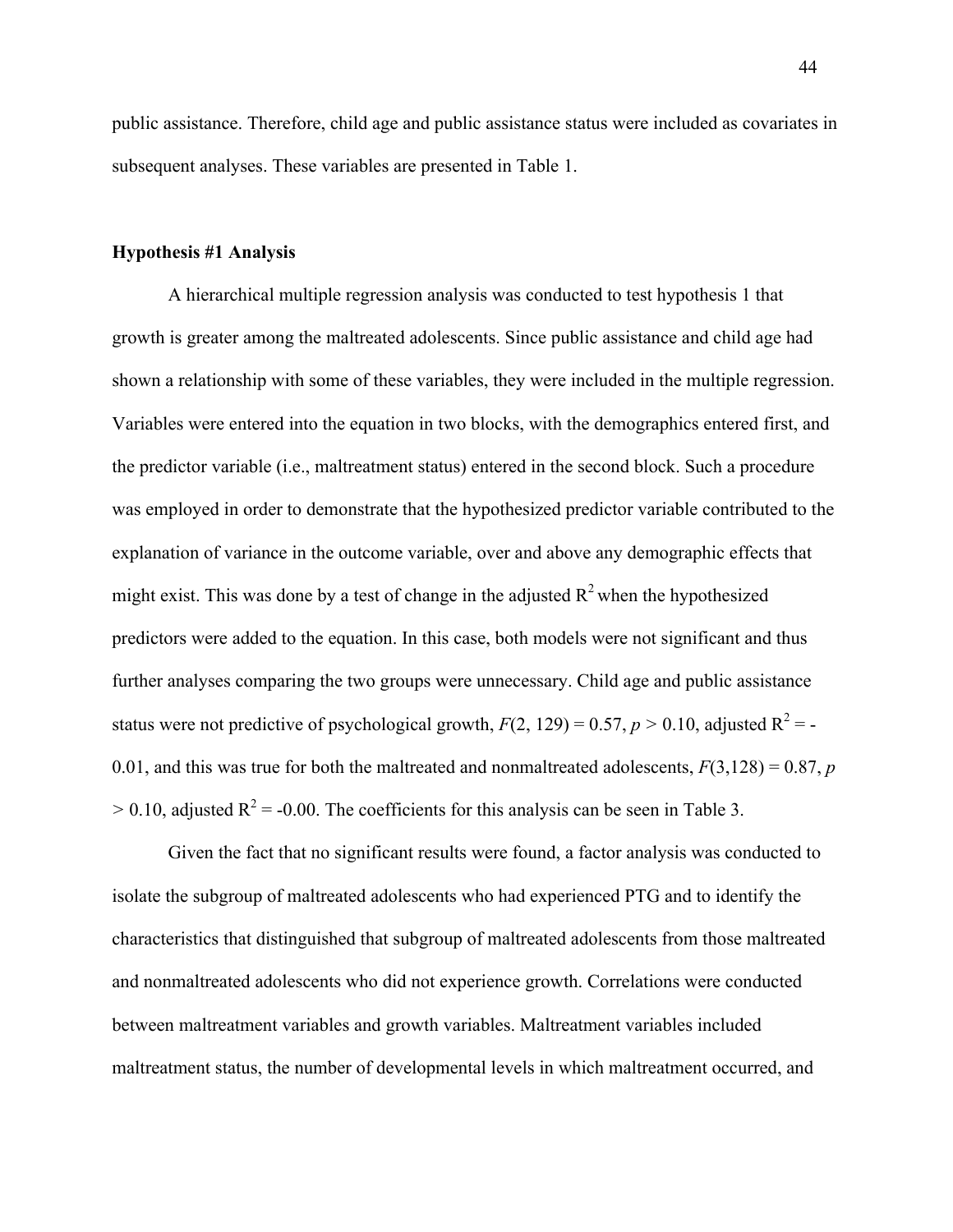public assistance. Therefore, child age and public assistance status were included as covariates in subsequent analyses. These variables are presented in Table 1.

**Hypothesis #1 Analysis**

A hierarchical multiple regression analysis was conducted to test hypothesis 1 that growth is greater among the maltreated adolescents. Since public assistance and child age had shown a relationship with some of these variables, they were included in the multiple regression. Variables were entered into the equation in two blocks, with the demographics entered first, and the predictor variable (i.e., maltreatment status) entered in the second block. Such a procedure was employed in order to demonstrate that the hypothesized predictor variable contributed to the explanation of variance in the outcome variable, over and above any demographic effects that might exist. This was done by a test of change in the adjusted $R^2$ when the hypothesized predictors were added to the equation. In this case, both models were not significant and thus further analyses comparing the two groups were unnecessary. Child age and public assistance status were not predictive of psychological growth, $F(2, 129) = 0.57$, $p > 0.10$, adjusted $R^2 = -0.01$, and this was true for both the maltreated and nonmaltreated adolescents, $F(3,128) = 0.87$, $p > 0.10$, adjusted $R^2 = -0.00$. The coefficients for this analysis can be seen in Table 3.

Given the fact that no significant results were found, a factor analysis was conducted to isolate the subgroup of maltreated adolescents who had experienced PTG and to identify the characteristics that distinguished that subgroup of maltreated adolescents from those maltreated and nonmaltreated adolescents who did not experience growth. Correlations were conducted between maltreatment variables and growth variables. Maltreatment variables included maltreatment status, the number of developmental levels in which maltreatment occurred, and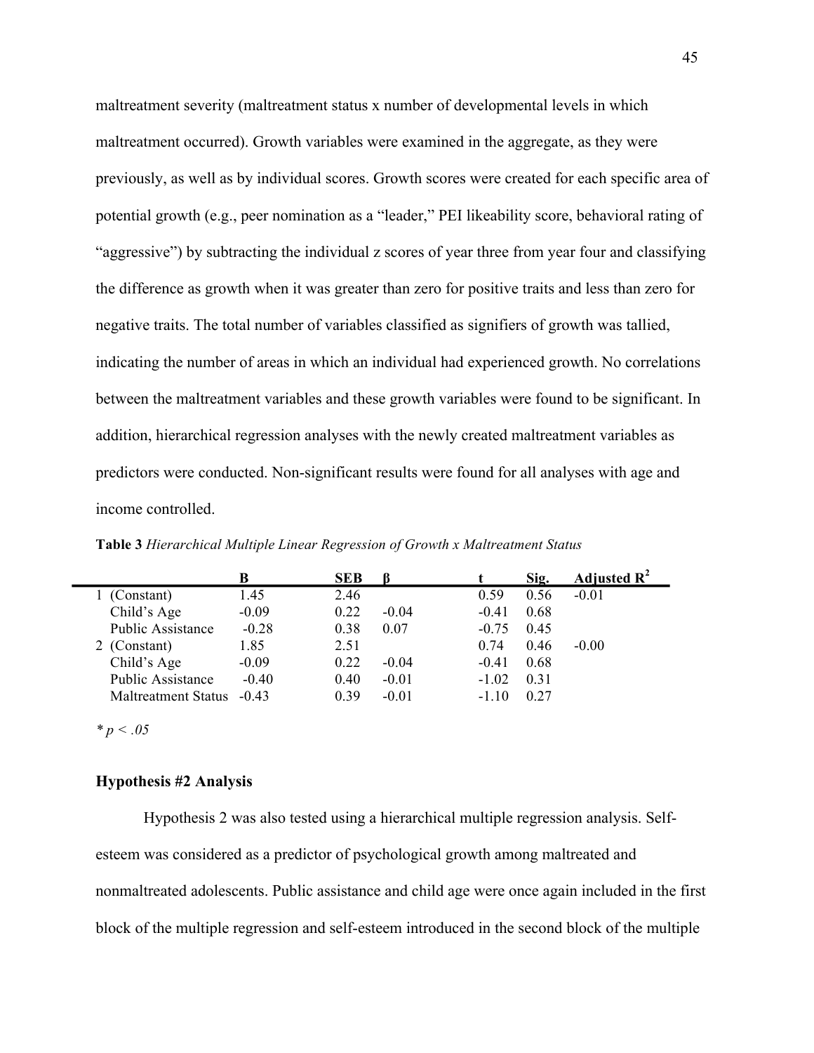maltreatment severity (maltreatment status x number of developmental levels in which maltreatment occurred). Growth variables were examined in the aggregate, as they were previously, as well as by individual scores. Growth scores were created for each specific area of potential growth (e.g., peer nomination as a "leader," PEI likeability score, behavioral rating of "aggressive") by subtracting the individual z scores of year three from year four and classifying the difference as growth when it was greater than zero for positive traits and less than zero for negative traits. The total number of variables classified as signifiers of growth was tallied, indicating the number of areas in which an individual had experienced growth. No correlations between the maltreatment variables and these growth variables were found to be significant. In addition, hierarchical regression analyses with the newly created maltreatment variables as predictors were conducted. Non-significant results were found for all analyses with age and income controlled.

**Table 3** *Hierarchical Multiple Linear Regression of Growth x Maltreatment Status*

| | B | SEB | β | t | Sig. | Adjusted $R^2$ |
|---|---|---|---|---|---|---|
| 1 (Constant) | 1.45 | 2.46 | | 0.59 | 0.56 | -0.01 |
| Child's Age | -0.09 | 0.22 | -0.04 | -0.41 | 0.68 | |
| Public Assistance | -0.28 | 0.38 | 0.07 | -0.75 | 0.45 | |
| 2 (Constant) | 1.85 | 2.51 | | 0.74 | 0.46 | -0.00 |
| Child's Age | -0.09 | 0.22 | -0.04 | -0.41 | 0.68 | |
| Public Assistance | -0.40 | 0.40 | -0.01 | -1.02 | 0.31 | |
| Maltreatment Status | -0.43 | 0.39 | -0.01 | -1.10 | 0.27 | |

*\* $p < .05$*

### Hypothesis #2 Analysis

Hypothesis 2 was also tested using a hierarchical multiple regression analysis. Self-esteem was considered as a predictor of psychological growth among maltreated and nonmaltreated adolescents. Public assistance and child age were once again included in the first block of the multiple regression and self-esteem introduced in the second block of the multiple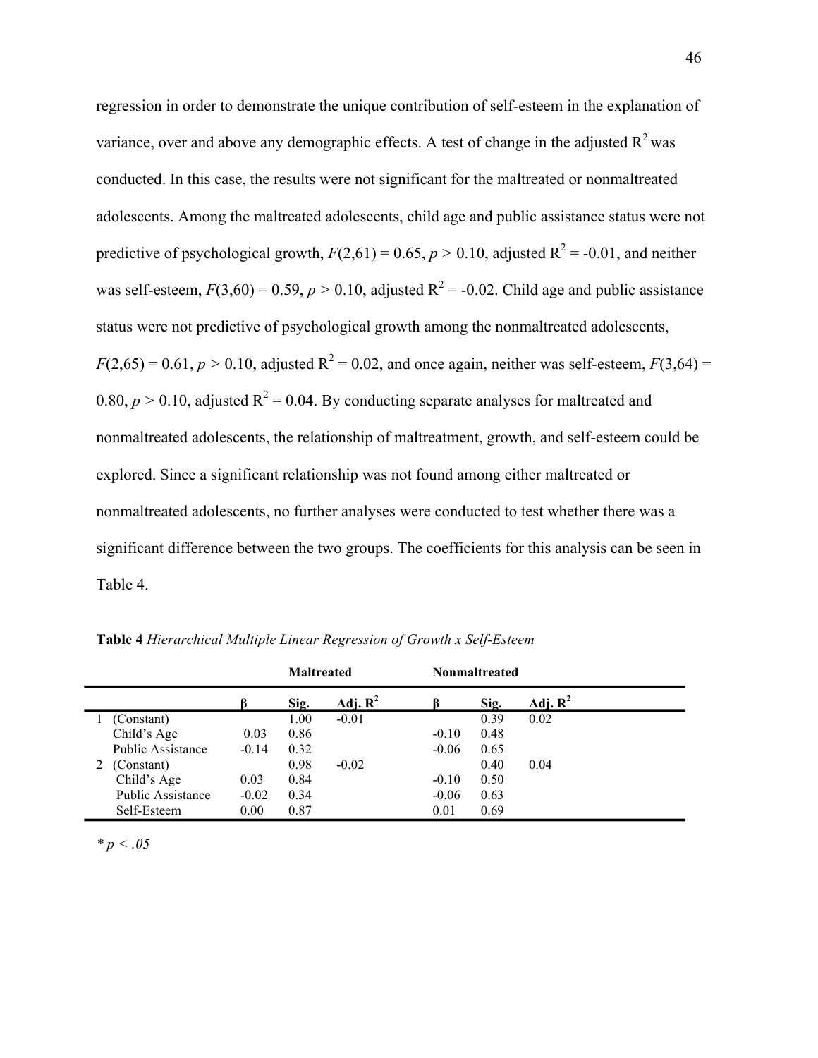regression in order to demonstrate the unique contribution of self-esteem in the explanation of variance, over and above any demographic effects. A test of change in the adjusted $R^2$ was conducted. In this case, the results were not significant for the maltreated or nonmaltreated adolescents. Among the maltreated adolescents, child age and public assistance status were not predictive of psychological growth, $F(2,61) = 0.65$, $p > 0.10$, adjusted $R^2 = -0.01$, and neither was self-esteem, $F(3,60) = 0.59$, $p > 0.10$, adjusted $R^2 = -0.02$. Child age and public assistance status were not predictive of psychological growth among the nonmaltreated adolescents, $F(2,65) = 0.61$, $p > 0.10$, adjusted $R^2 = 0.02$, and once again, neither was self-esteem, $F(3,64) = 0.80$, $p > 0.10$, adjusted $R^2 = 0.04$. By conducting separate analyses for maltreated and nonmaltreated adolescents, the relationship of maltreatment, growth, and self-esteem could be explored. Since a significant relationship was not found among either maltreated or nonmaltreated adolescents, no further analyses were conducted to test whether there was a significant difference between the two groups. The coefficients for this analysis can be seen in Table 4.

**Table 4** *Hierarchical Multiple Linear Regression of Growth x Self-Esteem*

| | | **Maltreated** | | | **Nonmaltreated** | | |
|---|---|---|---|---|---|---|---|
| | | **β** | **Sig.** | **Adj. $R^2$** | **β** | **Sig.** | **Adj. $R^2$** |
| 1 | (Constant) | | 1.00 | -0.01 | | 0.39 | 0.02 |
| | Child's Age | 0.03 | 0.86 | | -0.10 | 0.48 | |
| | Public Assistance | -0.14 | 0.32 | | -0.06 | 0.65 | |
| 2 | (Constant) | | 0.98 | -0.02 | | 0.40 | 0.04 |
| | Child's Age | 0.03 | 0.84 | | -0.10 | 0.50 | |
| | Public Assistance | -0.02 | 0.34 | | -0.06 | 0.63 | |
| | Self-Esteem | 0.00 | 0.87 | | 0.01 | 0.69 | |

\* $p < .05$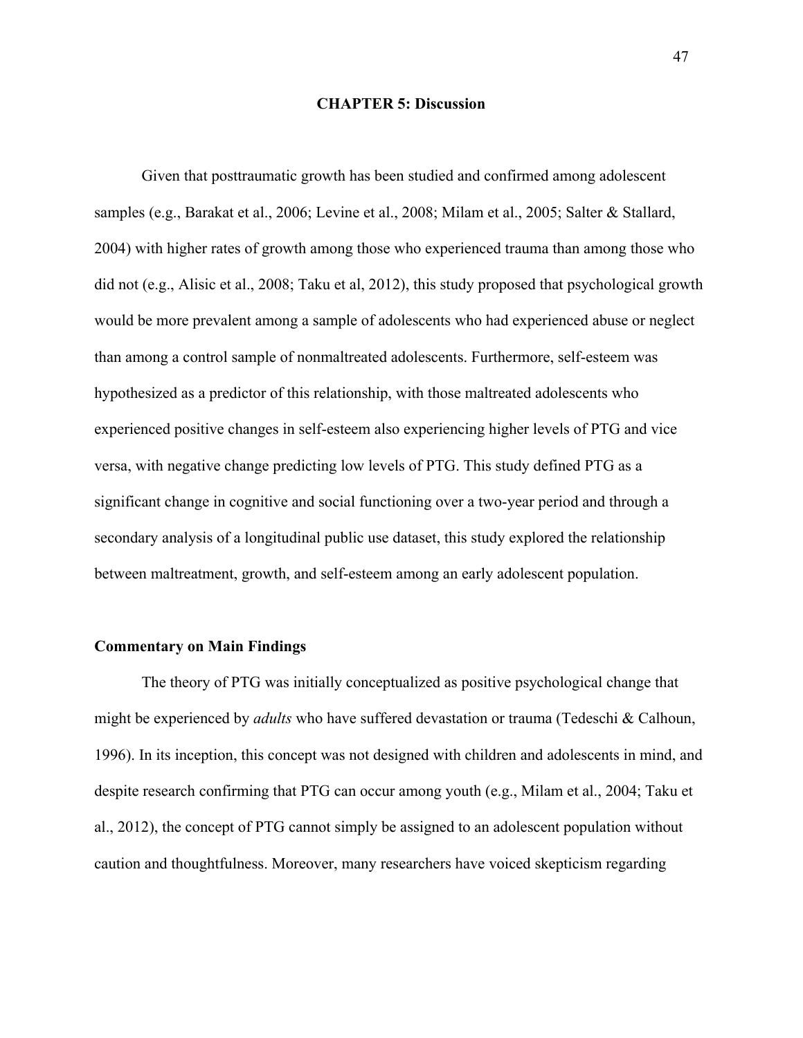# CHAPTER 5: Discussion

Given that posttraumatic growth has been studied and confirmed among adolescent samples (e.g., Barakat et al., 2006; Levine et al., 2008; Milam et al., 2005; Salter & Stallard, 2004) with higher rates of growth among those who experienced trauma than among those who did not (e.g., Alisic et al., 2008; Taku et al, 2012), this study proposed that psychological growth would be more prevalent among a sample of adolescents who had experienced abuse or neglect than among a control sample of nonmaltreated adolescents. Furthermore, self-esteem was hypothesized as a predictor of this relationship, with those maltreated adolescents who experienced positive changes in self-esteem also experiencing higher levels of PTG and vice versa, with negative change predicting low levels of PTG. This study defined PTG as a significant change in cognitive and social functioning over a two-year period and through a secondary analysis of a longitudinal public use dataset, this study explored the relationship between maltreatment, growth, and self-esteem among an early adolescent population.

## Commentary on Main Findings

The theory of PTG was initially conceptualized as positive psychological change that might be experienced by *adults* who have suffered devastation or trauma (Tedeschi & Calhoun, 1996). In its inception, this concept was not designed with children and adolescents in mind, and despite research confirming that PTG can occur among youth (e.g., Milam et al., 2004; Taku et al., 2012), the concept of PTG cannot simply be assigned to an adolescent population without caution and thoughtfulness. Moreover, many researchers have voiced skepticism regarding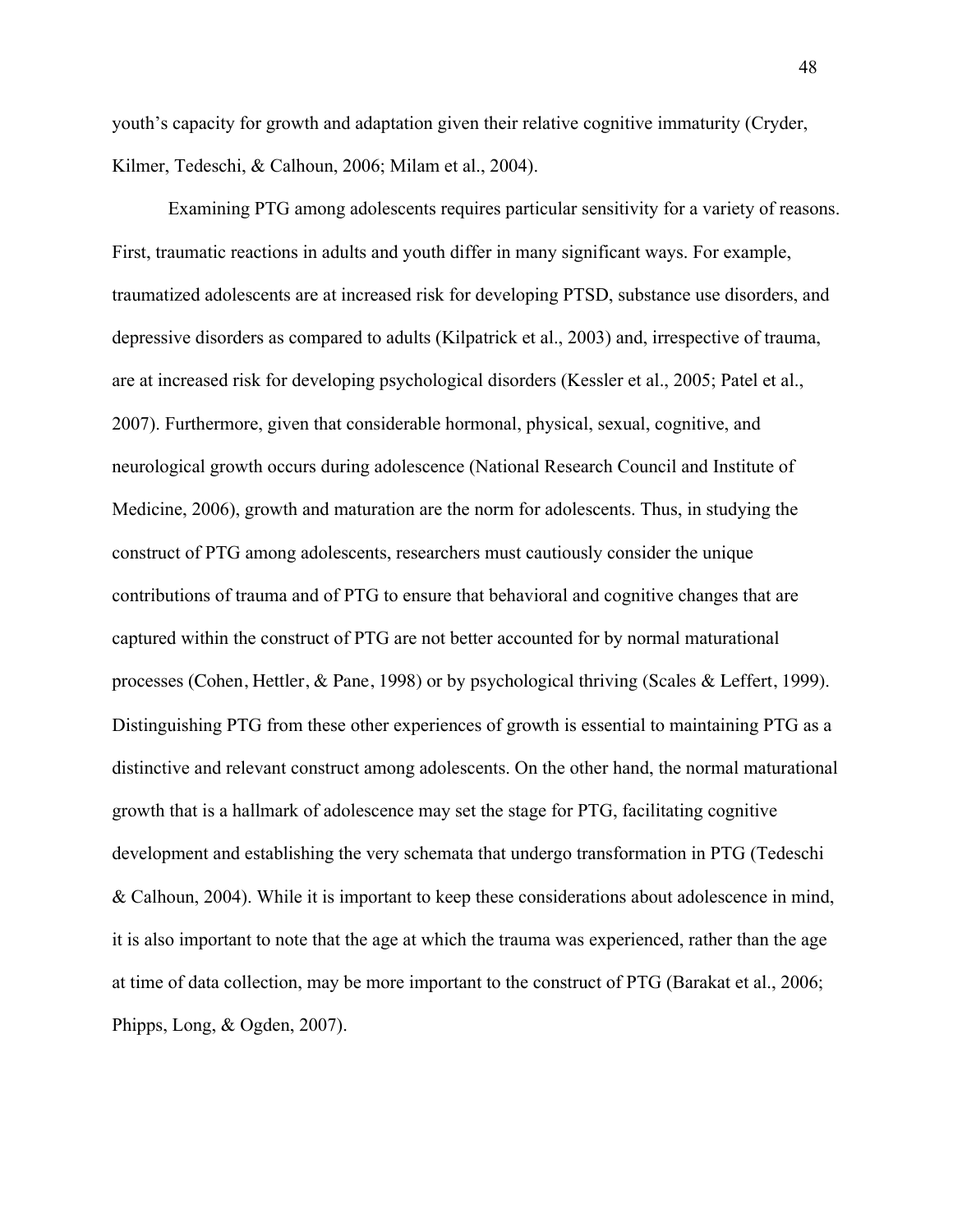youth's capacity for growth and adaptation given their relative cognitive immaturity (Cryder, Kilmer, Tedeschi, & Calhoun, 2006; Milam et al., 2004).

Examining PTG among adolescents requires particular sensitivity for a variety of reasons. First, traumatic reactions in adults and youth differ in many significant ways. For example, traumatized adolescents are at increased risk for developing PTSD, substance use disorders, and depressive disorders as compared to adults (Kilpatrick et al., 2003) and, irrespective of trauma, are at increased risk for developing psychological disorders (Kessler et al., 2005; Patel et al., 2007). Furthermore, given that considerable hormonal, physical, sexual, cognitive, and neurological growth occurs during adolescence (National Research Council and Institute of Medicine, 2006), growth and maturation are the norm for adolescents. Thus, in studying the construct of PTG among adolescents, researchers must cautiously consider the unique contributions of trauma and of PTG to ensure that behavioral and cognitive changes that are captured within the construct of PTG are not better accounted for by normal maturational processes (Cohen, Hettler, & Pane, 1998) or by psychological thriving (Scales & Leffert, 1999). Distinguishing PTG from these other experiences of growth is essential to maintaining PTG as a distinctive and relevant construct among adolescents. On the other hand, the normal maturational growth that is a hallmark of adolescence may set the stage for PTG, facilitating cognitive development and establishing the very schemata that undergo transformation in PTG (Tedeschi & Calhoun, 2004). While it is important to keep these considerations about adolescence in mind, it is also important to note that the age at which the trauma was experienced, rather than the age at time of data collection, may be more important to the construct of PTG (Barakat et al., 2006; Phipps, Long, & Ogden, 2007).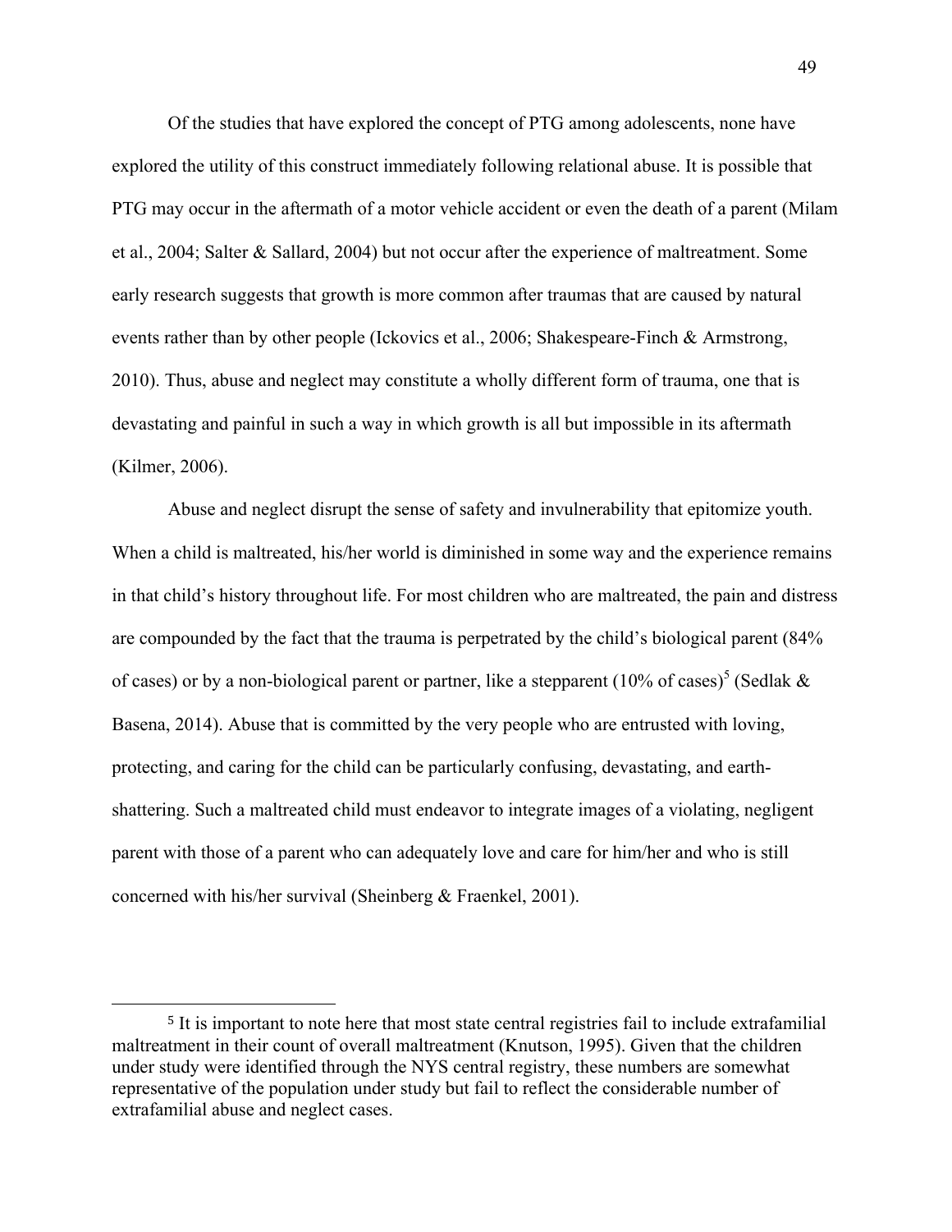Of the studies that have explored the concept of PTG among adolescents, none have explored the utility of this construct immediately following relational abuse. It is possible that PTG may occur in the aftermath of a motor vehicle accident or even the death of a parent (Milam et al., 2004; Salter & Sallard, 2004) but not occur after the experience of maltreatment. Some early research suggests that growth is more common after traumas that are caused by natural events rather than by other people (Ickovics et al., 2006; Shakespeare-Finch & Armstrong, 2010). Thus, abuse and neglect may constitute a wholly different form of trauma, one that is devastating and painful in such a way in which growth is all but impossible in its aftermath (Kilmer, 2006).

Abuse and neglect disrupt the sense of safety and invulnerability that epitomize youth. When a child is maltreated, his/her world is diminished in some way and the experience remains in that child's history throughout life. For most children who are maltreated, the pain and distress are compounded by the fact that the trauma is perpetrated by the child's biological parent (84% of cases) or by a non-biological parent or partner, like a stepparent (10% of cases)[5] (Sedlak & Basena, 2014). Abuse that is committed by the very people who are entrusted with loving, protecting, and caring for the child can be particularly confusing, devastating, and earth-shattering. Such a maltreated child must endeavor to integrate images of a violating, negligent parent with those of a parent who can adequately love and care for him/her and who is still concerned with his/her survival (Sheinberg & Fraenkel, 2001).

---

[5] It is important to note here that most state central registries fail to include extrafamilial maltreatment in their count of overall maltreatment (Knutson, 1995). Given that the children under study were identified through the NYS central registry, these numbers are somewhat representative of the population under study but fail to reflect the considerable number of extrafamilial abuse and neglect cases.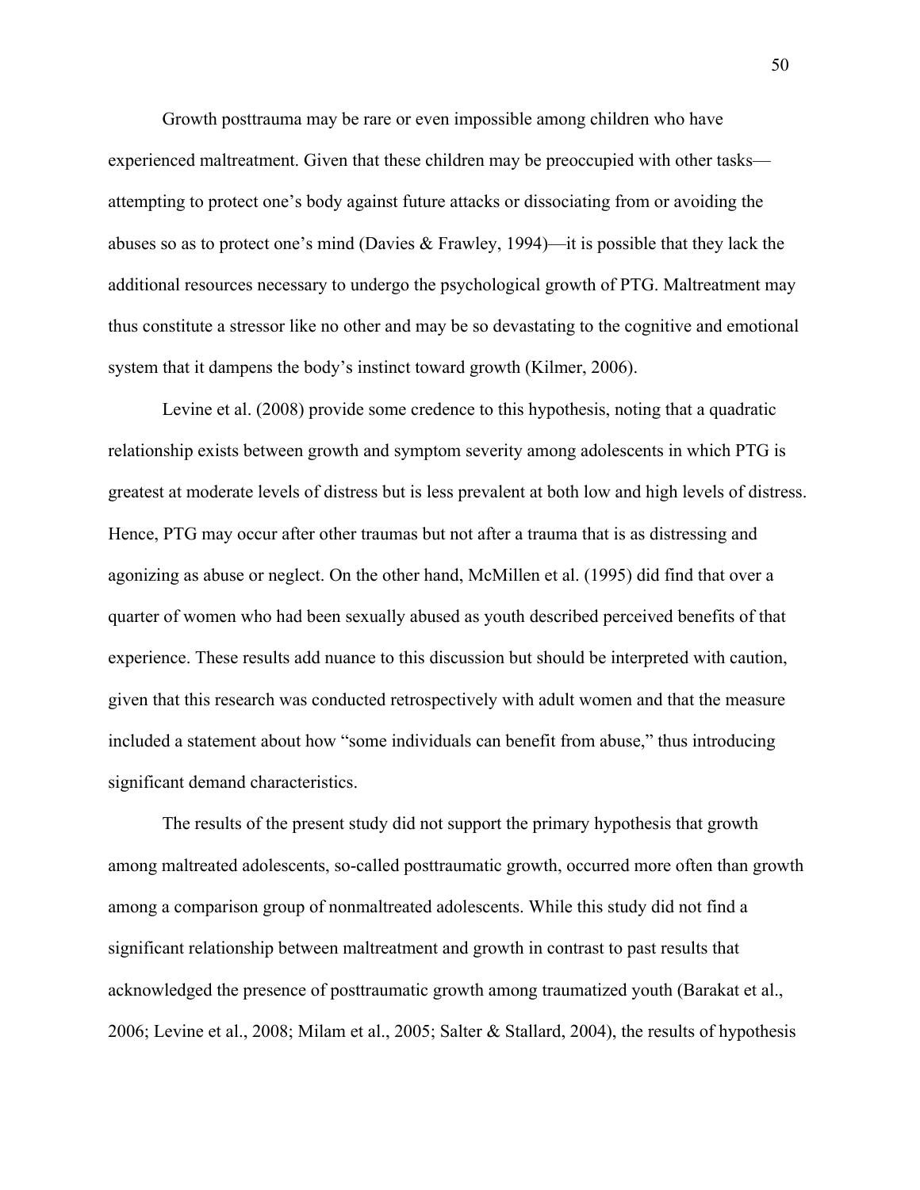Growth posttrauma may be rare or even impossible among children who have experienced maltreatment. Given that these children may be preoccupied with other tasks—attempting to protect one's body against future attacks or dissociating from or avoiding the abuses so as to protect one's mind (Davies & Frawley, 1994)—it is possible that they lack the additional resources necessary to undergo the psychological growth of PTG. Maltreatment may thus constitute a stressor like no other and may be so devastating to the cognitive and emotional system that it dampens the body's instinct toward growth (Kilmer, 2006).

Levine et al. (2008) provide some credence to this hypothesis, noting that a quadratic relationship exists between growth and symptom severity among adolescents in which PTG is greatest at moderate levels of distress but is less prevalent at both low and high levels of distress. Hence, PTG may occur after other traumas but not after a trauma that is as distressing and agonizing as abuse or neglect. On the other hand, McMillen et al. (1995) did find that over a quarter of women who had been sexually abused as youth described perceived benefits of that experience. These results add nuance to this discussion but should be interpreted with caution, given that this research was conducted retrospectively with adult women and that the measure included a statement about how "some individuals can benefit from abuse," thus introducing significant demand characteristics.

The results of the present study did not support the primary hypothesis that growth among maltreated adolescents, so-called posttraumatic growth, occurred more often than growth among a comparison group of nonmaltreated adolescents. While this study did not find a significant relationship between maltreatment and growth in contrast to past results that acknowledged the presence of posttraumatic growth among traumatized youth (Barakat et al., 2006; Levine et al., 2008; Milam et al., 2005; Salter & Stallard, 2004), the results of hypothesis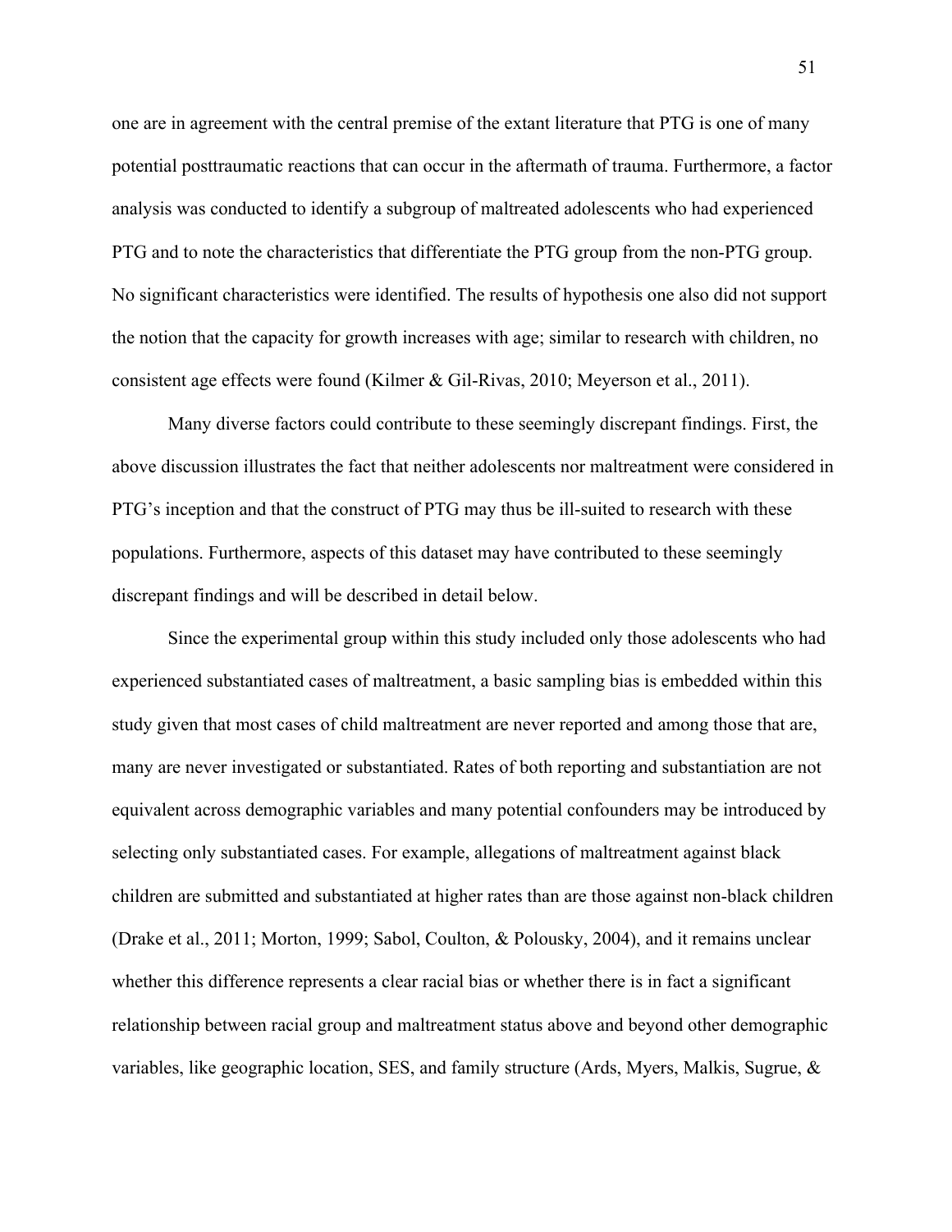one are in agreement with the central premise of the extant literature that PTG is one of many potential posttraumatic reactions that can occur in the aftermath of trauma. Furthermore, a factor analysis was conducted to identify a subgroup of maltreated adolescents who had experienced PTG and to note the characteristics that differentiate the PTG group from the non-PTG group. No significant characteristics were identified. The results of hypothesis one also did not support the notion that the capacity for growth increases with age; similar to research with children, no consistent age effects were found (Kilmer & Gil-Rivas, 2010; Meyerson et al., 2011).

Many diverse factors could contribute to these seemingly discrepant findings. First, the above discussion illustrates the fact that neither adolescents nor maltreatment were considered in PTG's inception and that the construct of PTG may thus be ill-suited to research with these populations. Furthermore, aspects of this dataset may have contributed to these seemingly discrepant findings and will be described in detail below.

Since the experimental group within this study included only those adolescents who had experienced substantiated cases of maltreatment, a basic sampling bias is embedded within this study given that most cases of child maltreatment are never reported and among those that are, many are never investigated or substantiated. Rates of both reporting and substantiation are not equivalent across demographic variables and many potential confounders may be introduced by selecting only substantiated cases. For example, allegations of maltreatment against black children are submitted and substantiated at higher rates than are those against non-black children (Drake et al., 2011; Morton, 1999; Sabol, Coulton, & Polousky, 2004), and it remains unclear whether this difference represents a clear racial bias or whether there is in fact a significant relationship between racial group and maltreatment status above and beyond other demographic variables, like geographic location, SES, and family structure (Ards, Myers, Malkis, Sugrue, &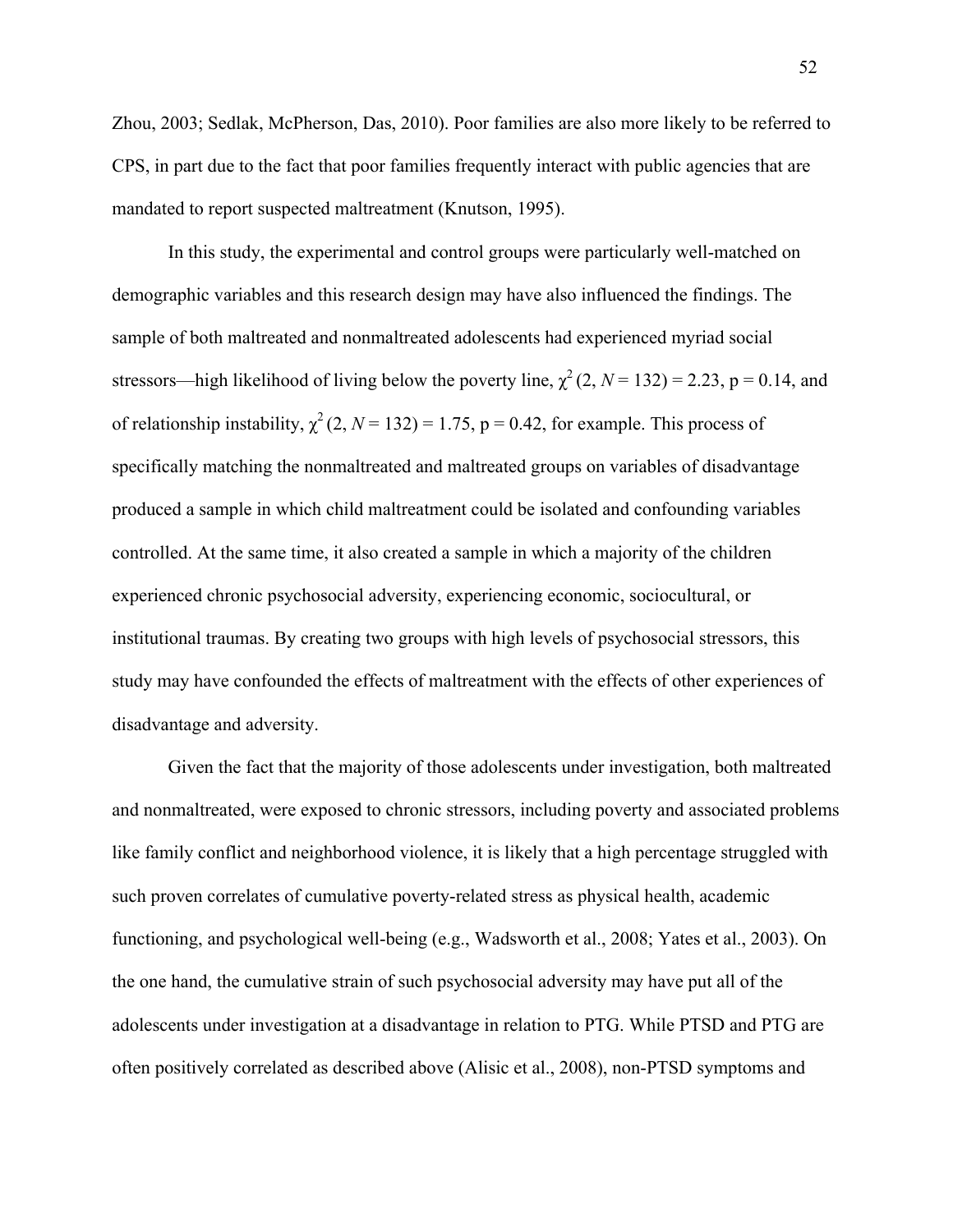Zhou, 2003; Sedlak, McPherson, Das, 2010). Poor families are also more likely to be referred to CPS, in part due to the fact that poor families frequently interact with public agencies that are mandated to report suspected maltreatment (Knutson, 1995).

In this study, the experimental and control groups were particularly well-matched on demographic variables and this research design may have also influenced the findings. The sample of both maltreated and nonmaltreated adolescents had experienced myriad social stressors—high likelihood of living below the poverty line, $\chi^2$ (2, $N$ = 132) = 2.23, p = 0.14, and of relationship instability, $\chi^2$ (2, $N$ = 132) = 1.75, p = 0.42, for example. This process of specifically matching the nonmaltreated and maltreated groups on variables of disadvantage produced a sample in which child maltreatment could be isolated and confounding variables controlled. At the same time, it also created a sample in which a majority of the children experienced chronic psychosocial adversity, experiencing economic, sociocultural, or institutional traumas. By creating two groups with high levels of psychosocial stressors, this study may have confounded the effects of maltreatment with the effects of other experiences of disadvantage and adversity.

Given the fact that the majority of those adolescents under investigation, both maltreated and nonmaltreated, were exposed to chronic stressors, including poverty and associated problems like family conflict and neighborhood violence, it is likely that a high percentage struggled with such proven correlates of cumulative poverty-related stress as physical health, academic functioning, and psychological well-being (e.g., Wadsworth et al., 2008; Yates et al., 2003). On the one hand, the cumulative strain of such psychosocial adversity may have put all of the adolescents under investigation at a disadvantage in relation to PTG. While PTSD and PTG are often positively correlated as described above (Alisic et al., 2008), non-PTSD symptoms and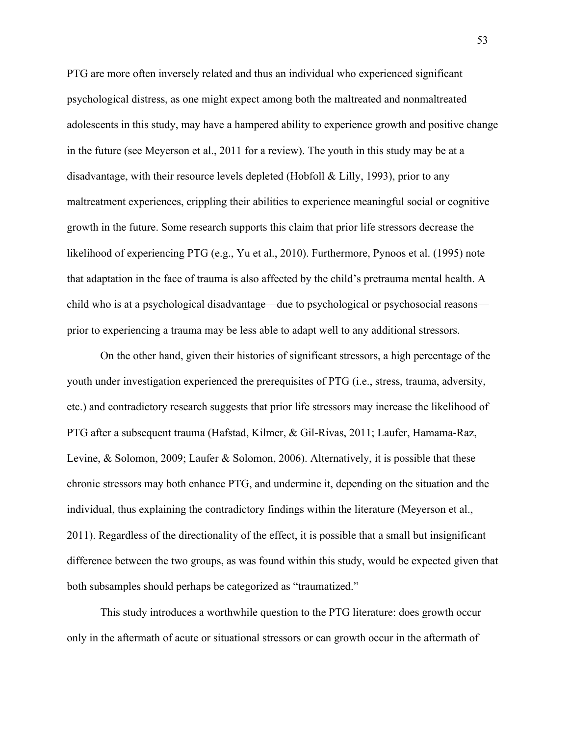PTG are more often inversely related and thus an individual who experienced significant psychological distress, as one might expect among both the maltreated and nonmaltreated adolescents in this study, may have a hampered ability to experience growth and positive change in the future (see Meyerson et al., 2011 for a review). The youth in this study may be at a disadvantage, with their resource levels depleted (Hobfoll & Lilly, 1993), prior to any maltreatment experiences, crippling their abilities to experience meaningful social or cognitive growth in the future. Some research supports this claim that prior life stressors decrease the likelihood of experiencing PTG (e.g., Yu et al., 2010). Furthermore, Pynoos et al. (1995) note that adaptation in the face of trauma is also affected by the child's pretrauma mental health. A child who is at a psychological disadvantage—due to psychological or psychosocial reasons—prior to experiencing a trauma may be less able to adapt well to any additional stressors.

On the other hand, given their histories of significant stressors, a high percentage of the youth under investigation experienced the prerequisites of PTG (i.e., stress, trauma, adversity, etc.) and contradictory research suggests that prior life stressors may increase the likelihood of PTG after a subsequent trauma (Hafstad, Kilmer, & Gil-Rivas, 2011; Laufer, Hamama-Raz, Levine, & Solomon, 2009; Laufer & Solomon, 2006). Alternatively, it is possible that these chronic stressors may both enhance PTG, and undermine it, depending on the situation and the individual, thus explaining the contradictory findings within the literature (Meyerson et al., 2011). Regardless of the directionality of the effect, it is possible that a small but insignificant difference between the two groups, as was found within this study, would be expected given that both subsamples should perhaps be categorized as "traumatized."

This study introduces a worthwhile question to the PTG literature: does growth occur only in the aftermath of acute or situational stressors or can growth occur in the aftermath of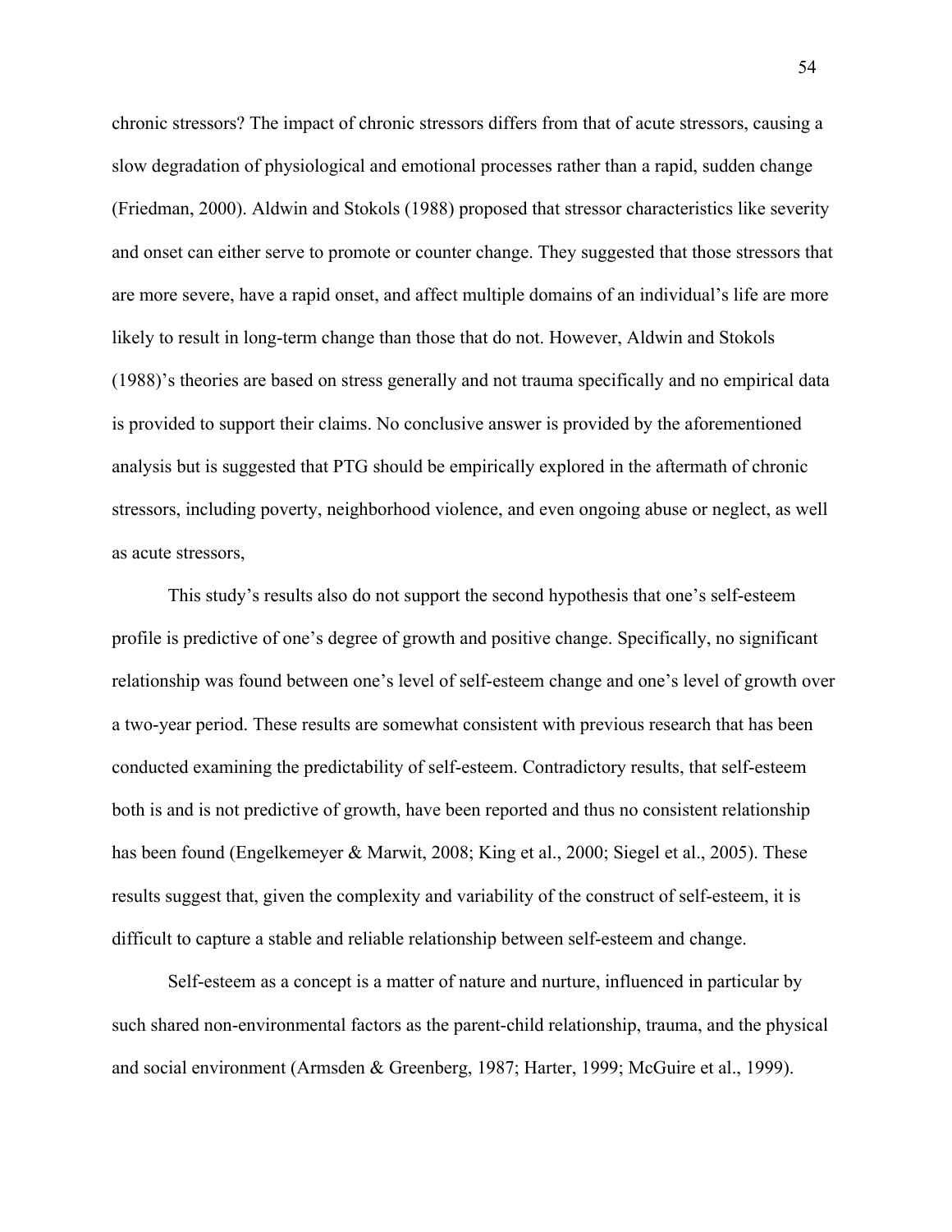chronic stressors? The impact of chronic stressors differs from that of acute stressors, causing a slow degradation of physiological and emotional processes rather than a rapid, sudden change (Friedman, 2000). Aldwin and Stokols (1988) proposed that stressor characteristics like severity and onset can either serve to promote or counter change. They suggested that those stressors that are more severe, have a rapid onset, and affect multiple domains of an individual's life are more likely to result in long-term change than those that do not. However, Aldwin and Stokols (1988)'s theories are based on stress generally and not trauma specifically and no empirical data is provided to support their claims. No conclusive answer is provided by the aforementioned analysis but is suggested that PTG should be empirically explored in the aftermath of chronic stressors, including poverty, neighborhood violence, and even ongoing abuse or neglect, as well as acute stressors,

This study's results also do not support the second hypothesis that one's self-esteem profile is predictive of one's degree of growth and positive change. Specifically, no significant relationship was found between one's level of self-esteem change and one's level of growth over a two-year period. These results are somewhat consistent with previous research that has been conducted examining the predictability of self-esteem. Contradictory results, that self-esteem both is and is not predictive of growth, have been reported and thus no consistent relationship has been found (Engelkemeyer & Marwit, 2008; King et al., 2000; Siegel et al., 2005). These results suggest that, given the complexity and variability of the construct of self-esteem, it is difficult to capture a stable and reliable relationship between self-esteem and change.

Self-esteem as a concept is a matter of nature and nurture, influenced in particular by such shared non-environmental factors as the parent-child relationship, trauma, and the physical and social environment (Armsden & Greenberg, 1987; Harter, 1999; McGuire et al., 1999).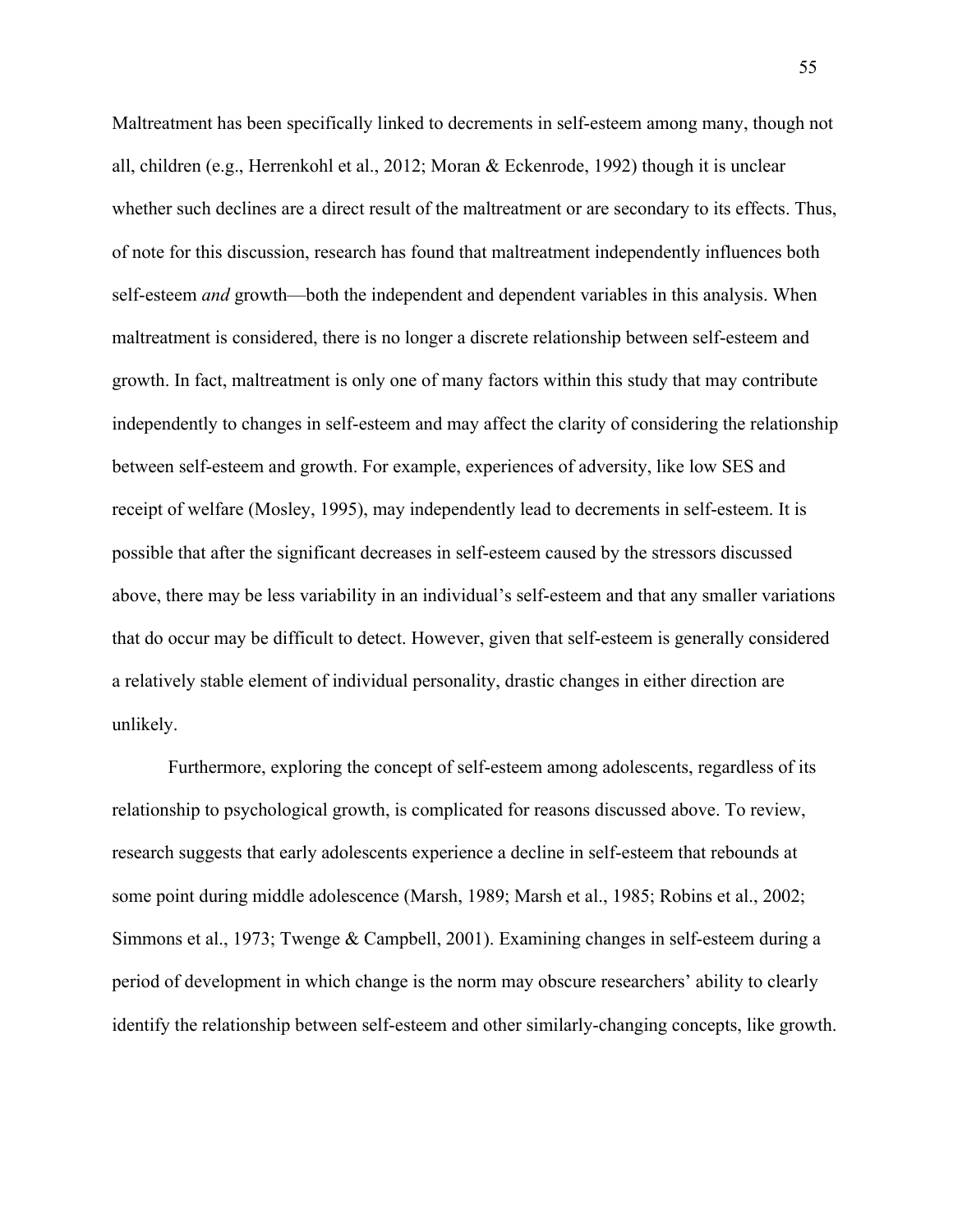Maltreatment has been specifically linked to decrements in self-esteem among many, though not all, children (e.g., Herrenkohl et al., 2012; Moran & Eckenrode, 1992) though it is unclear whether such declines are a direct result of the maltreatment or are secondary to its effects. Thus, of note for this discussion, research has found that maltreatment independently influences both self-esteem *and* growth—both the independent and dependent variables in this analysis. When maltreatment is considered, there is no longer a discrete relationship between self-esteem and growth. In fact, maltreatment is only one of many factors within this study that may contribute independently to changes in self-esteem and may affect the clarity of considering the relationship between self-esteem and growth. For example, experiences of adversity, like low SES and receipt of welfare (Mosley, 1995), may independently lead to decrements in self-esteem. It is possible that after the significant decreases in self-esteem caused by the stressors discussed above, there may be less variability in an individual's self-esteem and that any smaller variations that do occur may be difficult to detect. However, given that self-esteem is generally considered a relatively stable element of individual personality, drastic changes in either direction are unlikely.

Furthermore, exploring the concept of self-esteem among adolescents, regardless of its relationship to psychological growth, is complicated for reasons discussed above. To review, research suggests that early adolescents experience a decline in self-esteem that rebounds at some point during middle adolescence (Marsh, 1989; Marsh et al., 1985; Robins et al., 2002; Simmons et al., 1973; Twenge & Campbell, 2001). Examining changes in self-esteem during a period of development in which change is the norm may obscure researchers' ability to clearly identify the relationship between self-esteem and other similarly-changing concepts, like growth.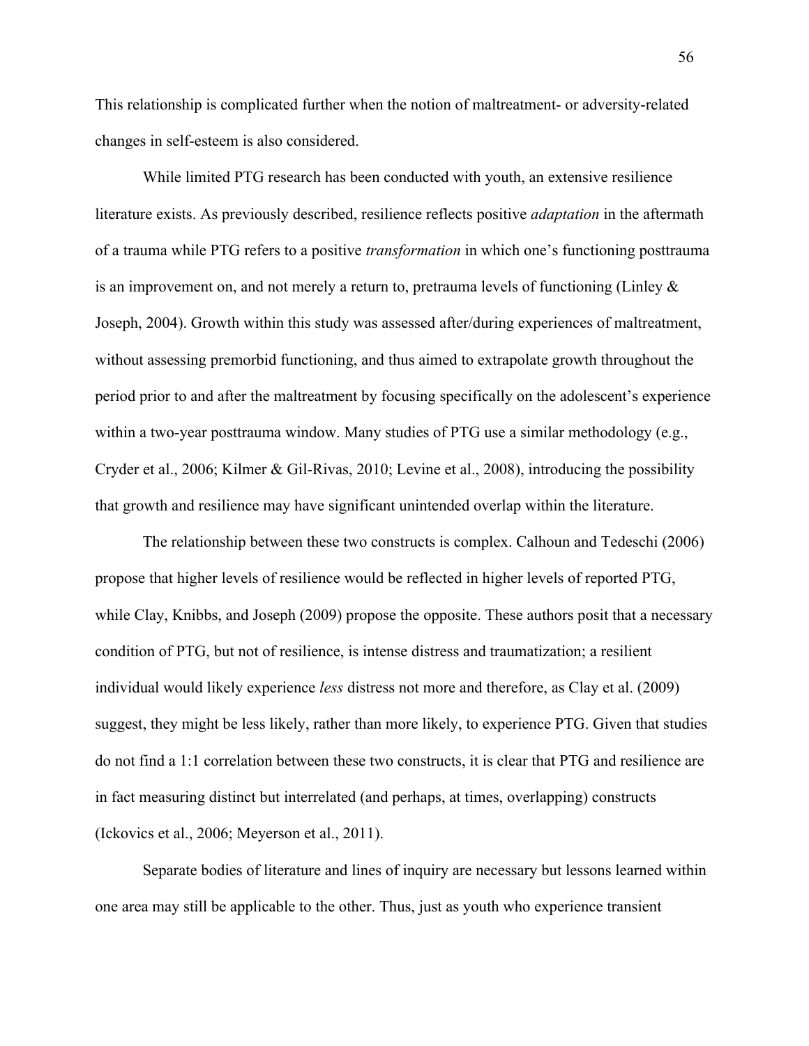This relationship is complicated further when the notion of maltreatment- or adversity-related changes in self-esteem is also considered.

While limited PTG research has been conducted with youth, an extensive resilience literature exists. As previously described, resilience reflects positive *adaptation* in the aftermath of a trauma while PTG refers to a positive *transformation* in which one's functioning posttrauma is an improvement on, and not merely a return to, pretrauma levels of functioning (Linley & Joseph, 2004). Growth within this study was assessed after/during experiences of maltreatment, without assessing premorbid functioning, and thus aimed to extrapolate growth throughout the period prior to and after the maltreatment by focusing specifically on the adolescent's experience within a two-year posttrauma window. Many studies of PTG use a similar methodology (e.g., Cryder et al., 2006; Kilmer & Gil-Rivas, 2010; Levine et al., 2008), introducing the possibility that growth and resilience may have significant unintended overlap within the literature.

The relationship between these two constructs is complex. Calhoun and Tedeschi (2006) propose that higher levels of resilience would be reflected in higher levels of reported PTG, while Clay, Knibbs, and Joseph (2009) propose the opposite. These authors posit that a necessary condition of PTG, but not of resilience, is intense distress and traumatization; a resilient individual would likely experience *less* distress not more and therefore, as Clay et al. (2009) suggest, they might be less likely, rather than more likely, to experience PTG. Given that studies do not find a 1:1 correlation between these two constructs, it is clear that PTG and resilience are in fact measuring distinct but interrelated (and perhaps, at times, overlapping) constructs (Ickovics et al., 2006; Meyerson et al., 2011).

Separate bodies of literature and lines of inquiry are necessary but lessons learned within one area may still be applicable to the other. Thus, just as youth who experience transient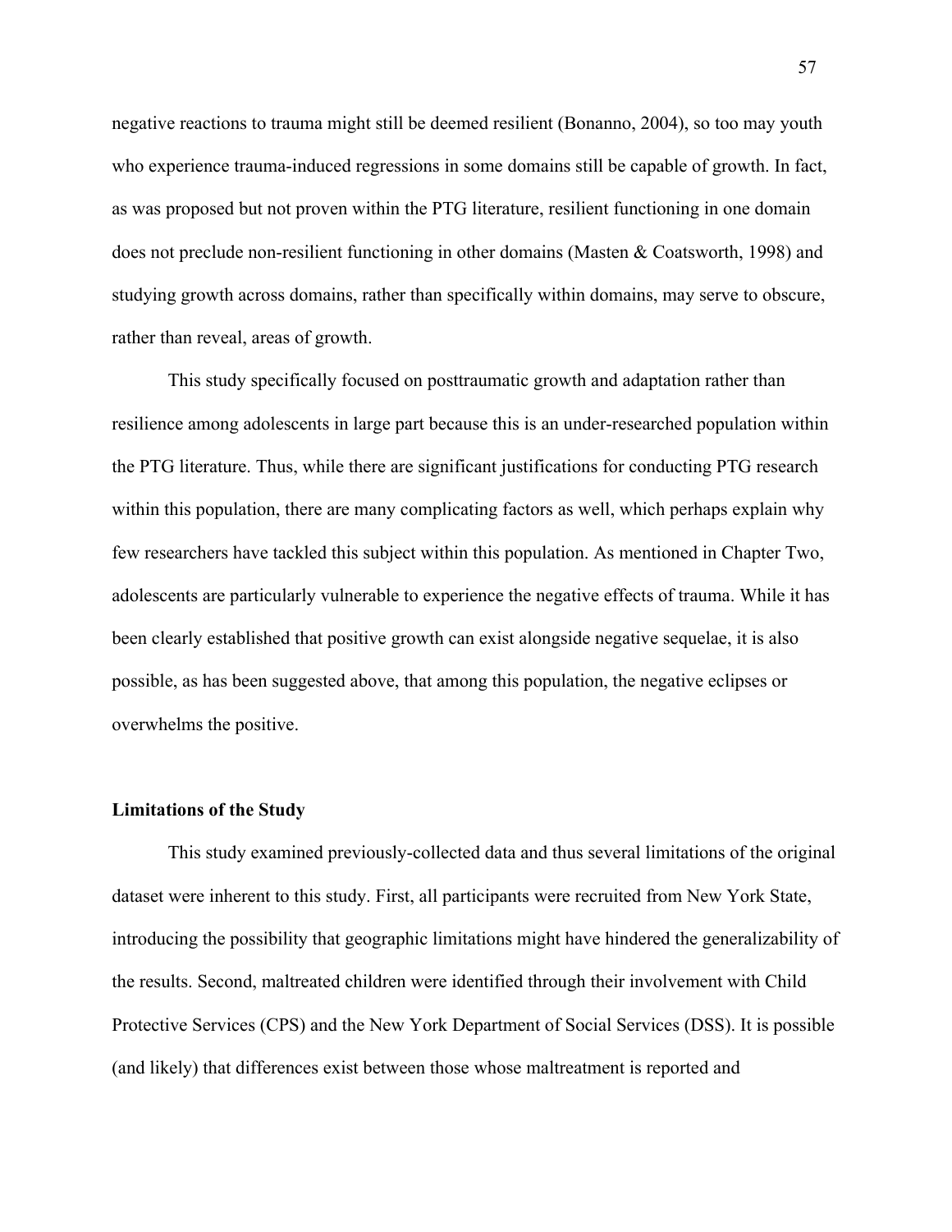negative reactions to trauma might still be deemed resilient (Bonanno, 2004), so too may youth who experience trauma-induced regressions in some domains still be capable of growth. In fact, as was proposed but not proven within the PTG literature, resilient functioning in one domain does not preclude non-resilient functioning in other domains (Masten & Coatsworth, 1998) and studying growth across domains, rather than specifically within domains, may serve to obscure, rather than reveal, areas of growth.

This study specifically focused on posttraumatic growth and adaptation rather than resilience among adolescents in large part because this is an under-researched population within the PTG literature. Thus, while there are significant justifications for conducting PTG research within this population, there are many complicating factors as well, which perhaps explain why few researchers have tackled this subject within this population. As mentioned in Chapter Two, adolescents are particularly vulnerable to experience the negative effects of trauma. While it has been clearly established that positive growth can exist alongside negative sequelae, it is also possible, as has been suggested above, that among this population, the negative eclipses or overwhelms the positive.

### Limitations of the Study

This study examined previously-collected data and thus several limitations of the original dataset were inherent to this study. First, all participants were recruited from New York State, introducing the possibility that geographic limitations might have hindered the generalizability of the results. Second, maltreated children were identified through their involvement with Child Protective Services (CPS) and the New York Department of Social Services (DSS). It is possible (and likely) that differences exist between those whose maltreatment is reported and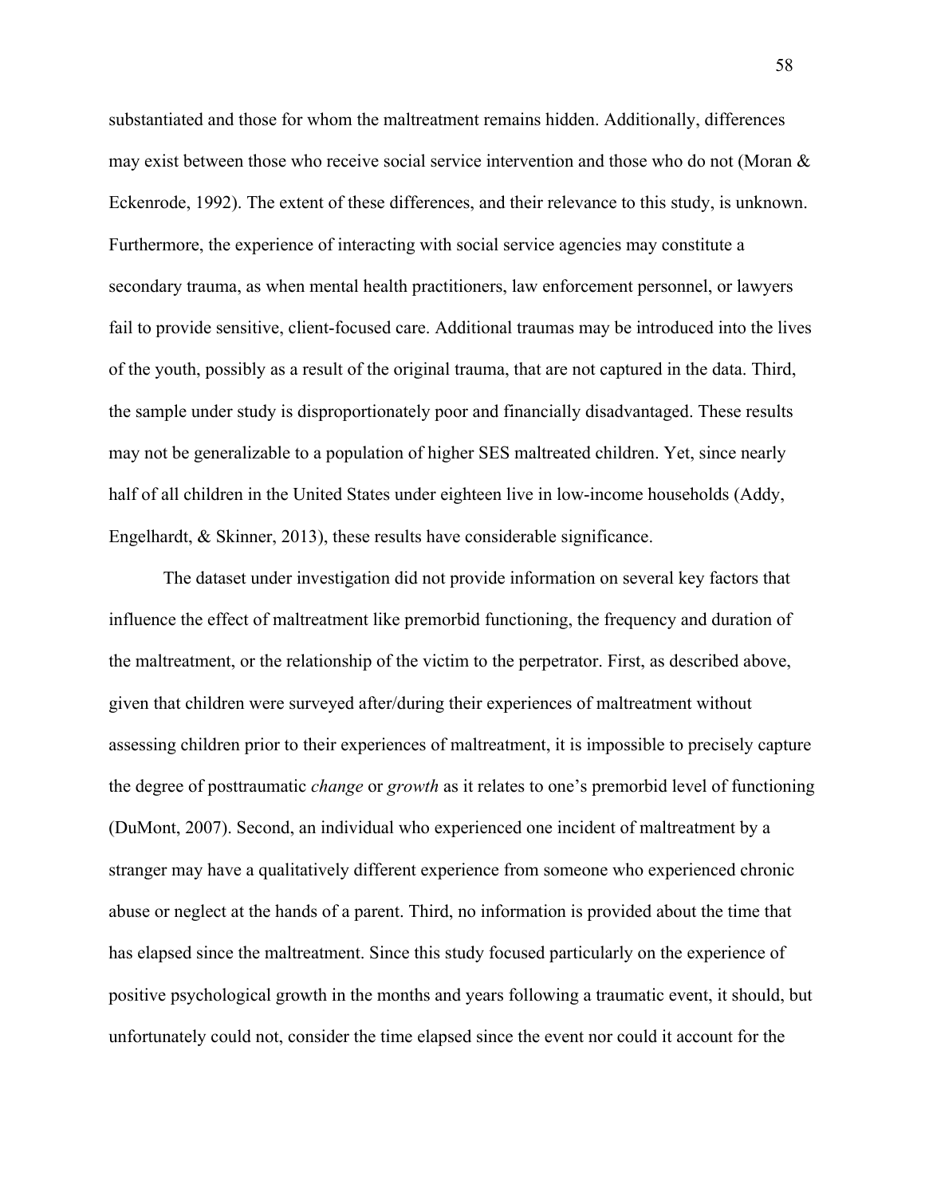substantiated and those for whom the maltreatment remains hidden. Additionally, differences may exist between those who receive social service intervention and those who do not (Moran & Eckenrode, 1992). The extent of these differences, and their relevance to this study, is unknown. Furthermore, the experience of interacting with social service agencies may constitute a secondary trauma, as when mental health practitioners, law enforcement personnel, or lawyers fail to provide sensitive, client-focused care. Additional traumas may be introduced into the lives of the youth, possibly as a result of the original trauma, that are not captured in the data. Third, the sample under study is disproportionately poor and financially disadvantaged. These results may not be generalizable to a population of higher SES maltreated children. Yet, since nearly half of all children in the United States under eighteen live in low-income households (Addy, Engelhardt, & Skinner, 2013), these results have considerable significance.

The dataset under investigation did not provide information on several key factors that influence the effect of maltreatment like premorbid functioning, the frequency and duration of the maltreatment, or the relationship of the victim to the perpetrator. First, as described above, given that children were surveyed after/during their experiences of maltreatment without assessing children prior to their experiences of maltreatment, it is impossible to precisely capture the degree of posttraumatic *change* or *growth* as it relates to one's premorbid level of functioning (DuMont, 2007). Second, an individual who experienced one incident of maltreatment by a stranger may have a qualitatively different experience from someone who experienced chronic abuse or neglect at the hands of a parent. Third, no information is provided about the time that has elapsed since the maltreatment. Since this study focused particularly on the experience of positive psychological growth in the months and years following a traumatic event, it should, but unfortunately could not, consider the time elapsed since the event nor could it account for the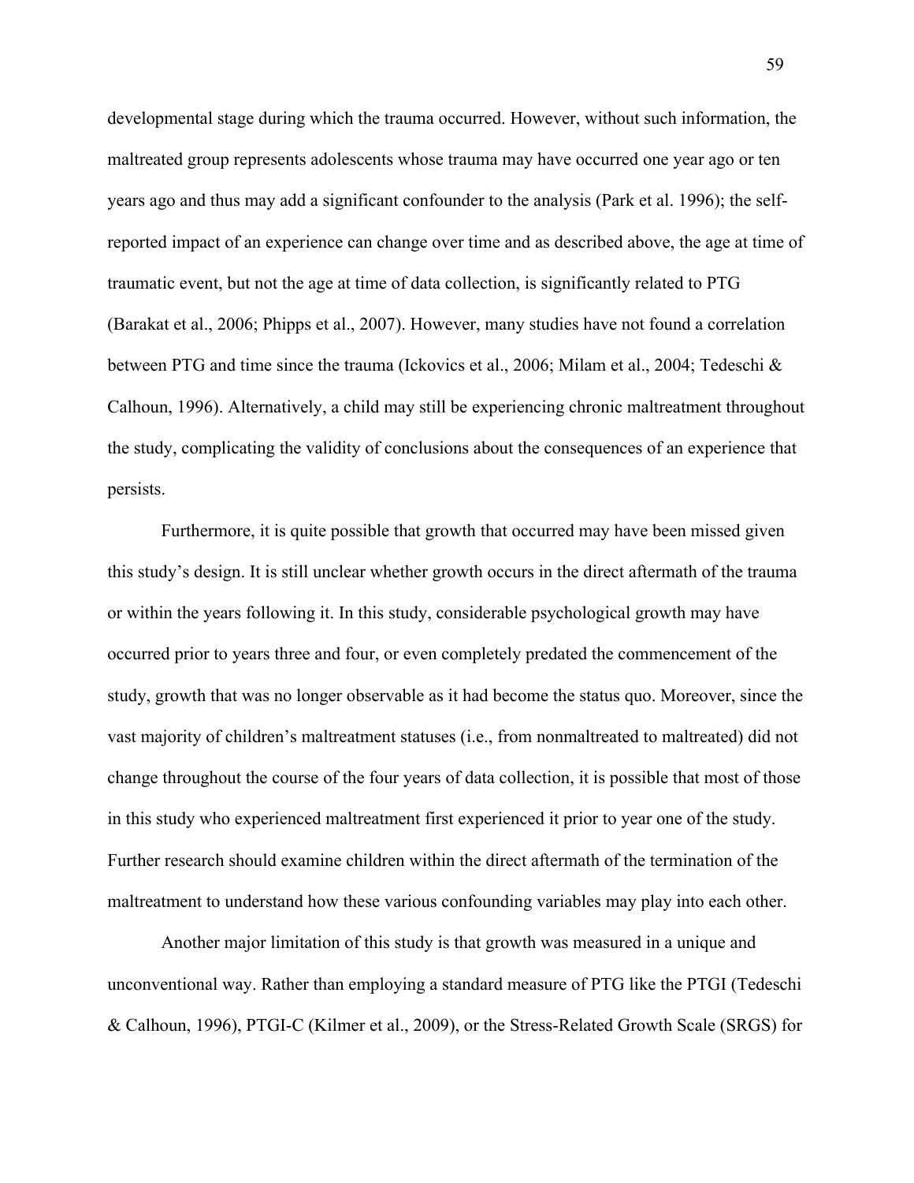developmental stage during which the trauma occurred. However, without such information, the maltreated group represents adolescents whose trauma may have occurred one year ago or ten years ago and thus may add a significant confounder to the analysis (Park et al. 1996); the self-reported impact of an experience can change over time and as described above, the age at time of traumatic event, but not the age at time of data collection, is significantly related to PTG (Barakat et al., 2006; Phipps et al., 2007). However, many studies have not found a correlation between PTG and time since the trauma (Ickovics et al., 2006; Milam et al., 2004; Tedeschi & Calhoun, 1996). Alternatively, a child may still be experiencing chronic maltreatment throughout the study, complicating the validity of conclusions about the consequences of an experience that persists.

Furthermore, it is quite possible that growth that occurred may have been missed given this study's design. It is still unclear whether growth occurs in the direct aftermath of the trauma or within the years following it. In this study, considerable psychological growth may have occurred prior to years three and four, or even completely predated the commencement of the study, growth that was no longer observable as it had become the status quo. Moreover, since the vast majority of children's maltreatment statuses (i.e., from nonmaltreated to maltreated) did not change throughout the course of the four years of data collection, it is possible that most of those in this study who experienced maltreatment first experienced it prior to year one of the study. Further research should examine children within the direct aftermath of the termination of the maltreatment to understand how these various confounding variables may play into each other.

Another major limitation of this study is that growth was measured in a unique and unconventional way. Rather than employing a standard measure of PTG like the PTGI (Tedeschi & Calhoun, 1996), PTGI-C (Kilmer et al., 2009), or the Stress-Related Growth Scale (SRGS) for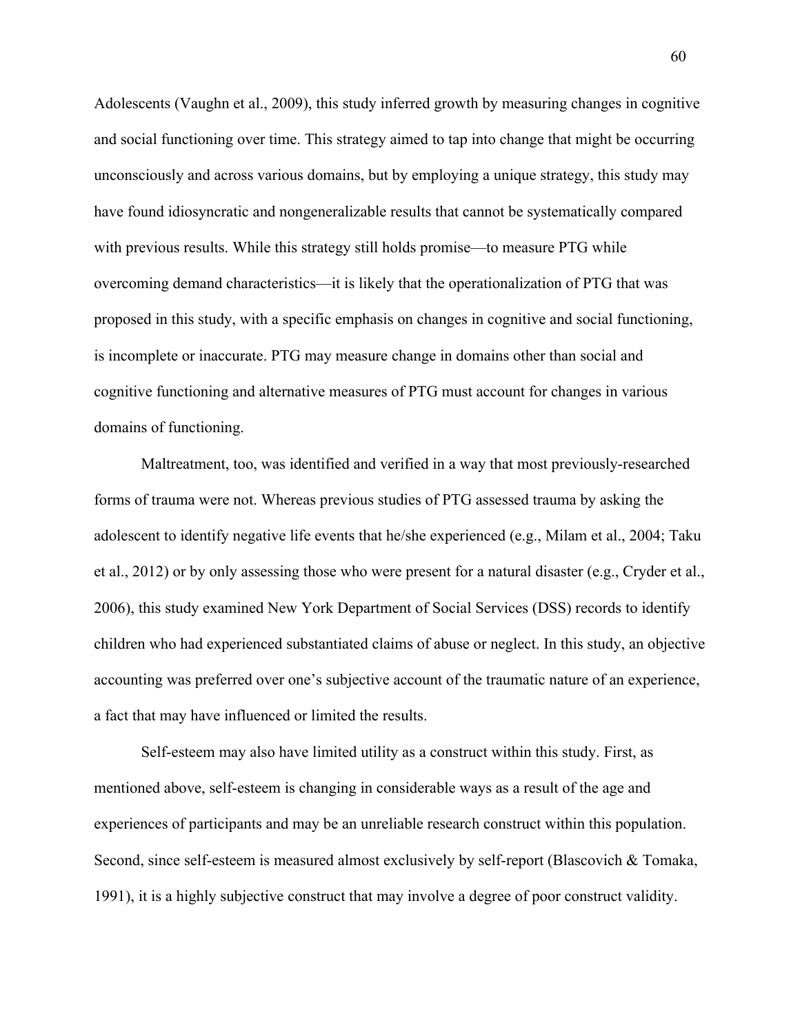Adolescents (Vaughn et al., 2009), this study inferred growth by measuring changes in cognitive and social functioning over time. This strategy aimed to tap into change that might be occurring unconsciously and across various domains, but by employing a unique strategy, this study may have found idiosyncratic and nongeneralizable results that cannot be systematically compared with previous results. While this strategy still holds promise—to measure PTG while overcoming demand characteristics—it is likely that the operationalization of PTG that was proposed in this study, with a specific emphasis on changes in cognitive and social functioning, is incomplete or inaccurate. PTG may measure change in domains other than social and cognitive functioning and alternative measures of PTG must account for changes in various domains of functioning.

Maltreatment, too, was identified and verified in a way that most previously-researched forms of trauma were not. Whereas previous studies of PTG assessed trauma by asking the adolescent to identify negative life events that he/she experienced (e.g., Milam et al., 2004; Taku et al., 2012) or by only assessing those who were present for a natural disaster (e.g., Cryder et al., 2006), this study examined New York Department of Social Services (DSS) records to identify children who had experienced substantiated claims of abuse or neglect. In this study, an objective accounting was preferred over one's subjective account of the traumatic nature of an experience, a fact that may have influenced or limited the results.

Self-esteem may also have limited utility as a construct within this study. First, as mentioned above, self-esteem is changing in considerable ways as a result of the age and experiences of participants and may be an unreliable research construct within this population. Second, since self-esteem is measured almost exclusively by self-report (Blascovich & Tomaka, 1991), it is a highly subjective construct that may involve a degree of poor construct validity.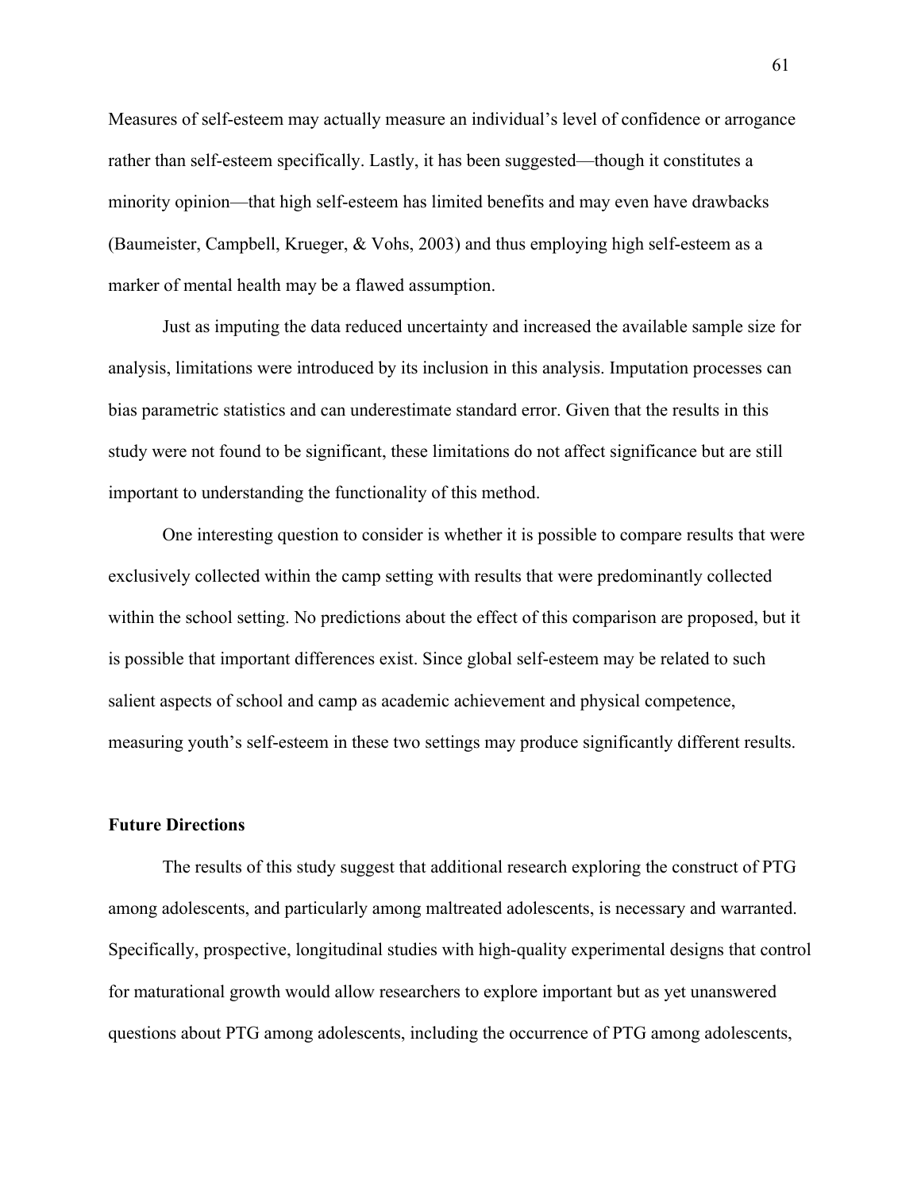Measures of self-esteem may actually measure an individual's level of confidence or arrogance rather than self-esteem specifically. Lastly, it has been suggested—though it constitutes a minority opinion—that high self-esteem has limited benefits and may even have drawbacks (Baumeister, Campbell, Krueger, & Vohs, 2003) and thus employing high self-esteem as a marker of mental health may be a flawed assumption.

Just as imputing the data reduced uncertainty and increased the available sample size for analysis, limitations were introduced by its inclusion in this analysis. Imputation processes can bias parametric statistics and can underestimate standard error. Given that the results in this study were not found to be significant, these limitations do not affect significance but are still important to understanding the functionality of this method.

One interesting question to consider is whether it is possible to compare results that were exclusively collected within the camp setting with results that were predominantly collected within the school setting. No predictions about the effect of this comparison are proposed, but it is possible that important differences exist. Since global self-esteem may be related to such salient aspects of school and camp as academic achievement and physical competence, measuring youth's self-esteem in these two settings may produce significantly different results.

### Future Directions

The results of this study suggest that additional research exploring the construct of PTG among adolescents, and particularly among maltreated adolescents, is necessary and warranted. Specifically, prospective, longitudinal studies with high-quality experimental designs that control for maturational growth would allow researchers to explore important but as yet unanswered questions about PTG among adolescents, including the occurrence of PTG among adolescents,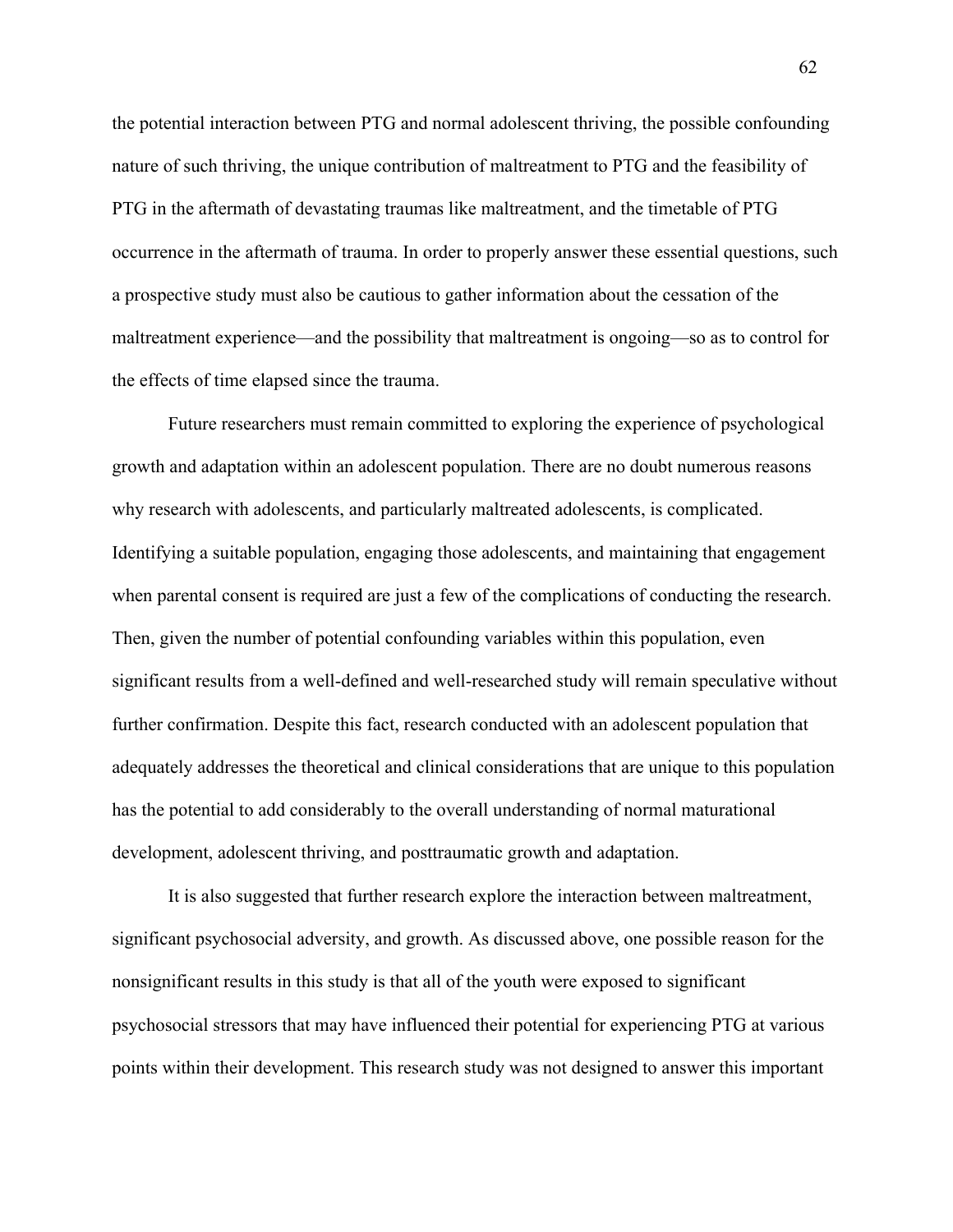the potential interaction between PTG and normal adolescent thriving, the possible confounding nature of such thriving, the unique contribution of maltreatment to PTG and the feasibility of PTG in the aftermath of devastating traumas like maltreatment, and the timetable of PTG occurrence in the aftermath of trauma. In order to properly answer these essential questions, such a prospective study must also be cautious to gather information about the cessation of the maltreatment experience—and the possibility that maltreatment is ongoing—so as to control for the effects of time elapsed since the trauma.

Future researchers must remain committed to exploring the experience of psychological growth and adaptation within an adolescent population. There are no doubt numerous reasons why research with adolescents, and particularly maltreated adolescents, is complicated. Identifying a suitable population, engaging those adolescents, and maintaining that engagement when parental consent is required are just a few of the complications of conducting the research. Then, given the number of potential confounding variables within this population, even significant results from a well-defined and well-researched study will remain speculative without further confirmation. Despite this fact, research conducted with an adolescent population that adequately addresses the theoretical and clinical considerations that are unique to this population has the potential to add considerably to the overall understanding of normal maturational development, adolescent thriving, and posttraumatic growth and adaptation.

It is also suggested that further research explore the interaction between maltreatment, significant psychosocial adversity, and growth. As discussed above, one possible reason for the nonsignificant results in this study is that all of the youth were exposed to significant psychosocial stressors that may have influenced their potential for experiencing PTG at various points within their development. This research study was not designed to answer this important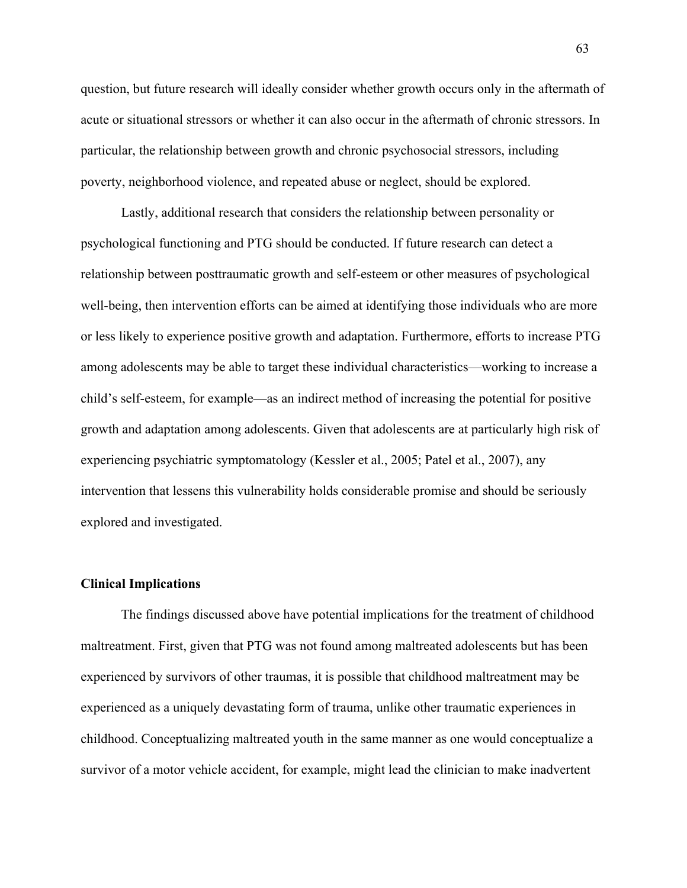question, but future research will ideally consider whether growth occurs only in the aftermath of acute or situational stressors or whether it can also occur in the aftermath of chronic stressors. In particular, the relationship between growth and chronic psychosocial stressors, including poverty, neighborhood violence, and repeated abuse or neglect, should be explored.

Lastly, additional research that considers the relationship between personality or psychological functioning and PTG should be conducted. If future research can detect a relationship between posttraumatic growth and self-esteem or other measures of psychological well-being, then intervention efforts can be aimed at identifying those individuals who are more or less likely to experience positive growth and adaptation. Furthermore, efforts to increase PTG among adolescents may be able to target these individual characteristics—working to increase a child's self-esteem, for example—as an indirect method of increasing the potential for positive growth and adaptation among adolescents. Given that adolescents are at particularly high risk of experiencing psychiatric symptomatology (Kessler et al., 2005; Patel et al., 2007), any intervention that lessens this vulnerability holds considerable promise and should be seriously explored and investigated.

### Clinical Implications

The findings discussed above have potential implications for the treatment of childhood maltreatment. First, given that PTG was not found among maltreated adolescents but has been experienced by survivors of other traumas, it is possible that childhood maltreatment may be experienced as a uniquely devastating form of trauma, unlike other traumatic experiences in childhood. Conceptualizing maltreated youth in the same manner as one would conceptualize a survivor of a motor vehicle accident, for example, might lead the clinician to make inadvertent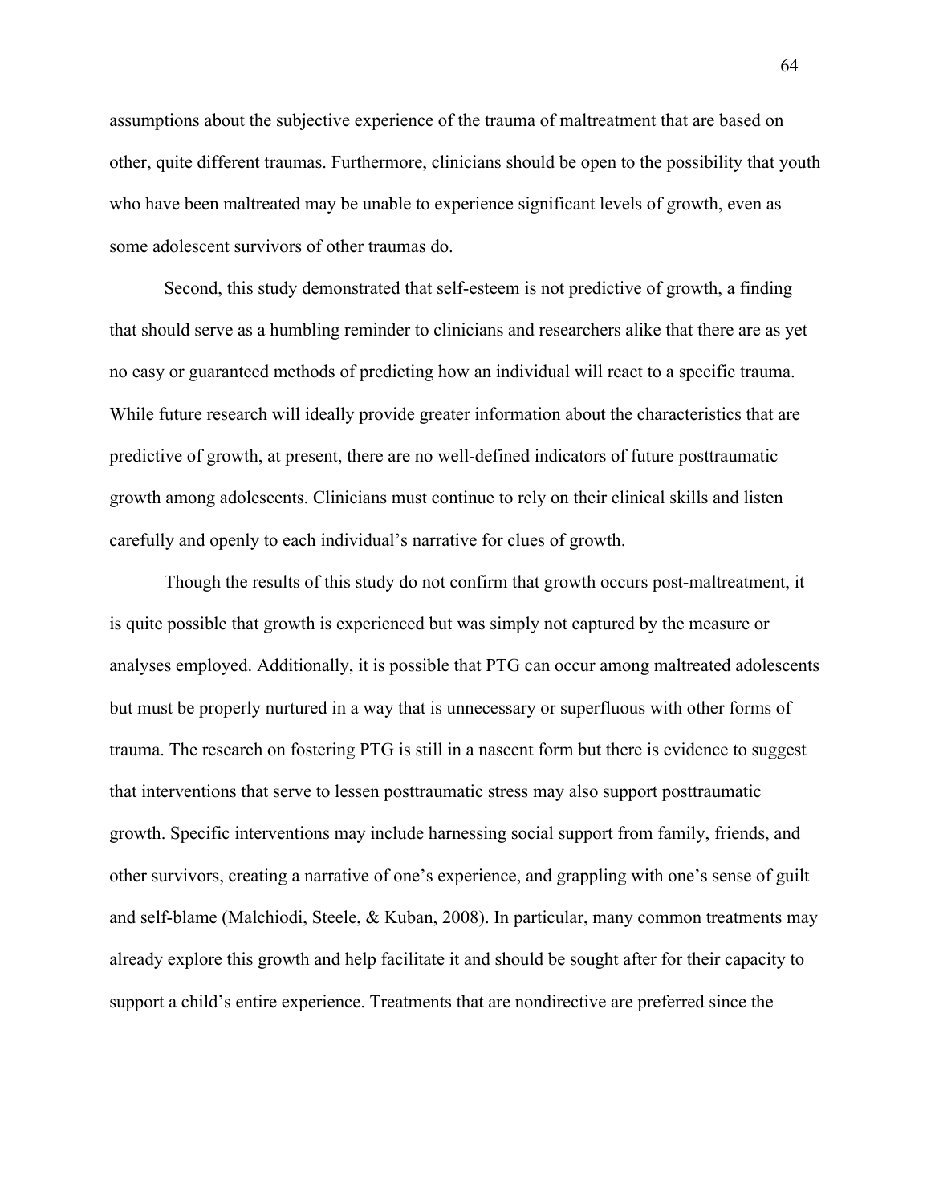assumptions about the subjective experience of the trauma of maltreatment that are based on other, quite different traumas. Furthermore, clinicians should be open to the possibility that youth who have been maltreated may be unable to experience significant levels of growth, even as some adolescent survivors of other traumas do.

Second, this study demonstrated that self-esteem is not predictive of growth, a finding that should serve as a humbling reminder to clinicians and researchers alike that there are as yet no easy or guaranteed methods of predicting how an individual will react to a specific trauma. While future research will ideally provide greater information about the characteristics that are predictive of growth, at present, there are no well-defined indicators of future posttraumatic growth among adolescents. Clinicians must continue to rely on their clinical skills and listen carefully and openly to each individual's narrative for clues of growth.

Though the results of this study do not confirm that growth occurs post-maltreatment, it is quite possible that growth is experienced but was simply not captured by the measure or analyses employed. Additionally, it is possible that PTG can occur among maltreated adolescents but must be properly nurtured in a way that is unnecessary or superfluous with other forms of trauma. The research on fostering PTG is still in a nascent form but there is evidence to suggest that interventions that serve to lessen posttraumatic stress may also support posttraumatic growth. Specific interventions may include harnessing social support from family, friends, and other survivors, creating a narrative of one's experience, and grappling with one's sense of guilt and self-blame (Malchiodi, Steele, & Kuban, 2008). In particular, many common treatments may already explore this growth and help facilitate it and should be sought after for their capacity to support a child's entire experience. Treatments that are nondirective are preferred since the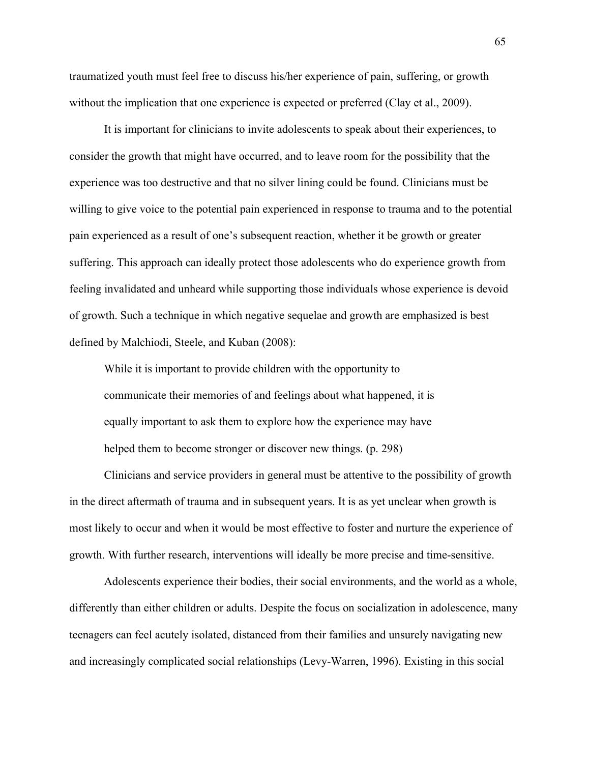traumatized youth must feel free to discuss his/her experience of pain, suffering, or growth without the implication that one experience is expected or preferred (Clay et al., 2009).

It is important for clinicians to invite adolescents to speak about their experiences, to consider the growth that might have occurred, and to leave room for the possibility that the experience was too destructive and that no silver lining could be found. Clinicians must be willing to give voice to the potential pain experienced in response to trauma and to the potential pain experienced as a result of one's subsequent reaction, whether it be growth or greater suffering. This approach can ideally protect those adolescents who do experience growth from feeling invalidated and unheard while supporting those individuals whose experience is devoid of growth. Such a technique in which negative sequelae and growth are emphasized is best defined by Malchiodi, Steele, and Kuban (2008):

> While it is important to provide children with the opportunity to communicate their memories of and feelings about what happened, it is equally important to ask them to explore how the experience may have helped them to become stronger or discover new things. (p. 298)

Clinicians and service providers in general must be attentive to the possibility of growth in the direct aftermath of trauma and in subsequent years. It is as yet unclear when growth is most likely to occur and when it would be most effective to foster and nurture the experience of growth. With further research, interventions will ideally be more precise and time-sensitive.

Adolescents experience their bodies, their social environments, and the world as a whole, differently than either children or adults. Despite the focus on socialization in adolescence, many teenagers can feel acutely isolated, distanced from their families and unsurely navigating new and increasingly complicated social relationships (Levy-Warren, 1996). Existing in this social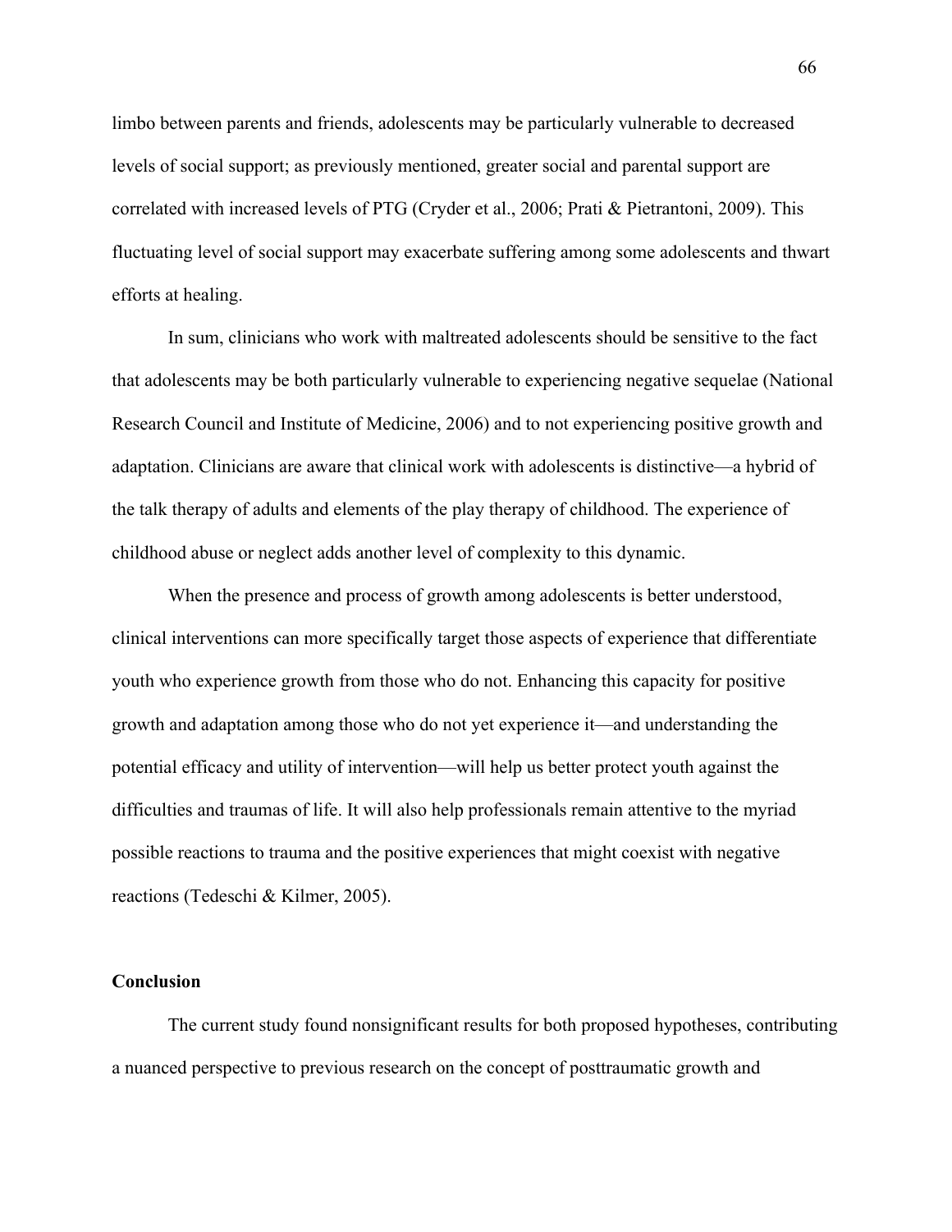limbo between parents and friends, adolescents may be particularly vulnerable to decreased levels of social support; as previously mentioned, greater social and parental support are correlated with increased levels of PTG (Cryder et al., 2006; Prati & Pietrantoni, 2009). This fluctuating level of social support may exacerbate suffering among some adolescents and thwart efforts at healing.

In sum, clinicians who work with maltreated adolescents should be sensitive to the fact that adolescents may be both particularly vulnerable to experiencing negative sequelae (National Research Council and Institute of Medicine, 2006) and to not experiencing positive growth and adaptation. Clinicians are aware that clinical work with adolescents is distinctive—a hybrid of the talk therapy of adults and elements of the play therapy of childhood. The experience of childhood abuse or neglect adds another level of complexity to this dynamic.

When the presence and process of growth among adolescents is better understood, clinical interventions can more specifically target those aspects of experience that differentiate youth who experience growth from those who do not. Enhancing this capacity for positive growth and adaptation among those who do not yet experience it—and understanding the potential efficacy and utility of intervention—will help us better protect youth against the difficulties and traumas of life. It will also help professionals remain attentive to the myriad possible reactions to trauma and the positive experiences that might coexist with negative reactions (Tedeschi & Kilmer, 2005).

**Conclusion**

The current study found nonsignificant results for both proposed hypotheses, contributing a nuanced perspective to previous research on the concept of posttraumatic growth and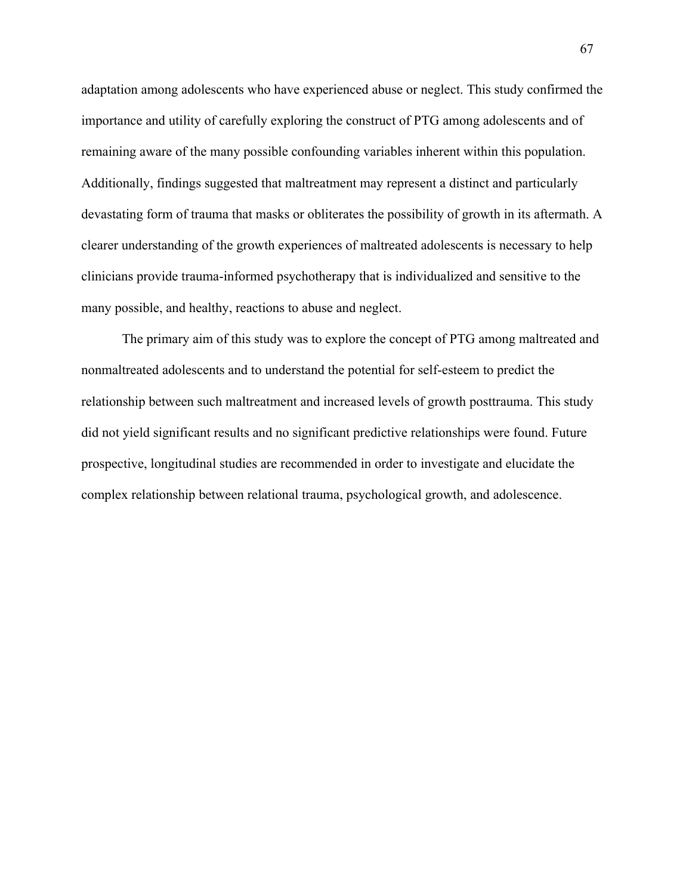adaptation among adolescents who have experienced abuse or neglect. This study confirmed the importance and utility of carefully exploring the construct of PTG among adolescents and of remaining aware of the many possible confounding variables inherent within this population. Additionally, findings suggested that maltreatment may represent a distinct and particularly devastating form of trauma that masks or obliterates the possibility of growth in its aftermath. A clearer understanding of the growth experiences of maltreated adolescents is necessary to help clinicians provide trauma-informed psychotherapy that is individualized and sensitive to the many possible, and healthy, reactions to abuse and neglect.

The primary aim of this study was to explore the concept of PTG among maltreated and nonmaltreated adolescents and to understand the potential for self-esteem to predict the relationship between such maltreatment and increased levels of growth posttrauma. This study did not yield significant results and no significant predictive relationships were found. Future prospective, longitudinal studies are recommended in order to investigate and elucidate the complex relationship between relational trauma, psychological growth, and adolescence.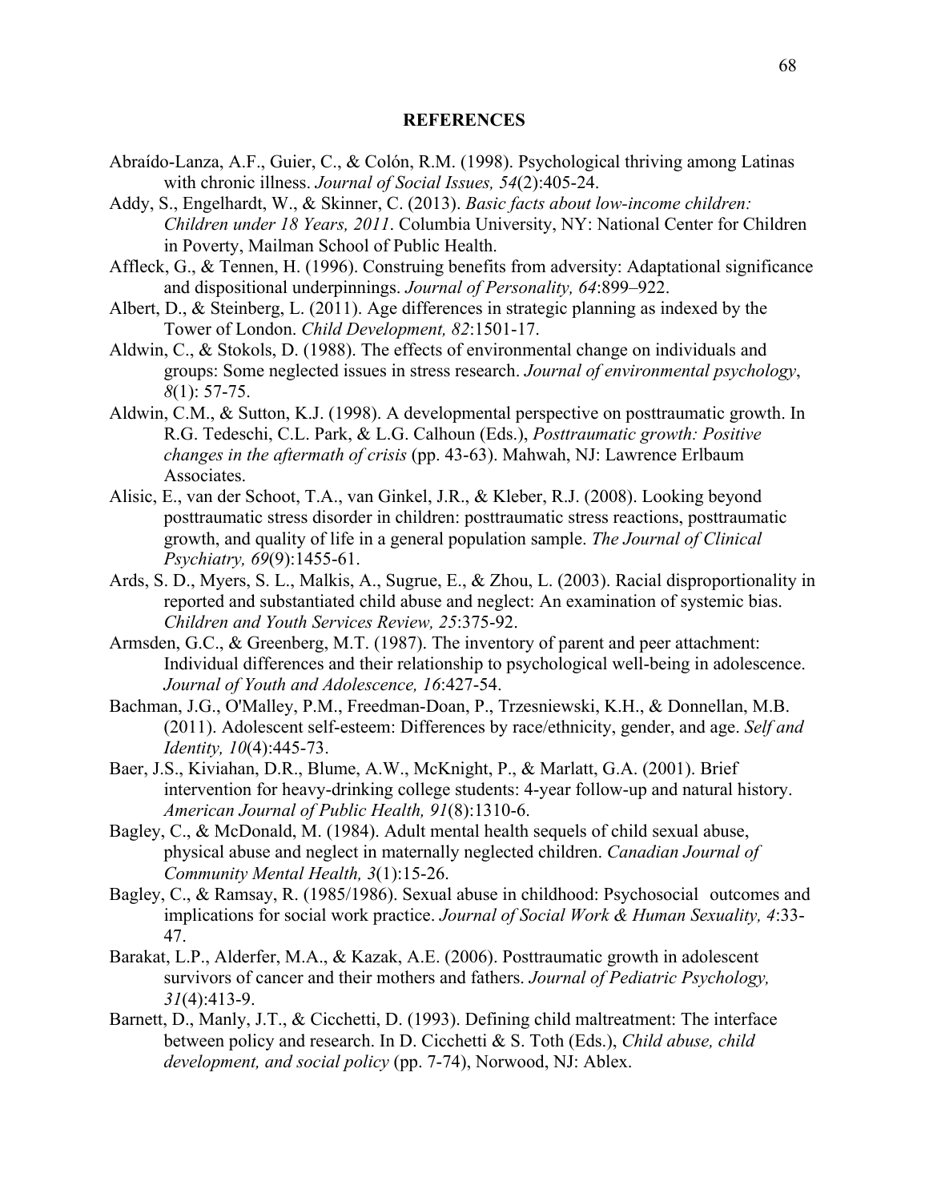# REFERENCES

Abraído-Lanza, A.F., Guier, C., & Colón, R.M. (1998). Psychological thriving among Latinas with chronic illness. *Journal of Social Issues, 54*(2):405-24.

Addy, S., Engelhardt, W., & Skinner, C. (2013). *Basic facts about low-income children: Children under 18 Years, 2011*. Columbia University, NY: National Center for Children in Poverty, Mailman School of Public Health.

Affleck, G., & Tennen, H. (1996). Construing benefits from adversity: Adaptational significance and dispositional underpinnings. *Journal of Personality, 64*:899–922.

Albert, D., & Steinberg, L. (2011). Age differences in strategic planning as indexed by the Tower of London. *Child Development, 82*:1501-17.

Aldwin, C., & Stokols, D. (1988). The effects of environmental change on individuals and groups: Some neglected issues in stress research. *Journal of environmental psychology*, *8*(1): 57-75.

Aldwin, C.M., & Sutton, K.J. (1998). A developmental perspective on posttraumatic growth. In R.G. Tedeschi, C.L. Park, & L.G. Calhoun (Eds.), *Posttraumatic growth: Positive changes in the aftermath of crisis* (pp. 43-63). Mahwah, NJ: Lawrence Erlbaum Associates.

Alisic, E., van der Schoot, T.A., van Ginkel, J.R., & Kleber, R.J. (2008). Looking beyond posttraumatic stress disorder in children: posttraumatic stress reactions, posttraumatic growth, and quality of life in a general population sample. *The Journal of Clinical Psychiatry, 69*(9):1455-61.

Ards, S. D., Myers, S. L., Malkis, A., Sugrue, E., & Zhou, L. (2003). Racial disproportionality in reported and substantiated child abuse and neglect: An examination of systemic bias. *Children and Youth Services Review, 25*:375-92.

Armsden, G.C., & Greenberg, M.T. (1987). The inventory of parent and peer attachment: Individual differences and their relationship to psychological well-being in adolescence. *Journal of Youth and Adolescence, 16*:427-54.

Bachman, J.G., O'Malley, P.M., Freedman-Doan, P., Trzesniewski, K.H., & Donnellan, M.B. (2011). Adolescent self-esteem: Differences by race/ethnicity, gender, and age. *Self and Identity, 10*(4):445-73.

Baer, J.S., Kiviahan, D.R., Blume, A.W., McKnight, P., & Marlatt, G.A. (2001). Brief intervention for heavy-drinking college students: 4-year follow-up and natural history. *American Journal of Public Health, 91*(8):1310-6.

Bagley, C., & McDonald, M. (1984). Adult mental health sequels of child sexual abuse, physical abuse and neglect in maternally neglected children. *Canadian Journal of Community Mental Health, 3*(1):15-26.

Bagley, C., & Ramsay, R. (1985/1986). Sexual abuse in childhood: Psychosocial outcomes and implications for social work practice. *Journal of Social Work & Human Sexuality, 4*:33-47.

Barakat, L.P., Alderfer, M.A., & Kazak, A.E. (2006). Posttraumatic growth in adolescent survivors of cancer and their mothers and fathers. *Journal of Pediatric Psychology, 31*(4):413-9.

Barnett, D., Manly, J.T., & Cicchetti, D. (1993). Defining child maltreatment: The interface between policy and research. In D. Cicchetti & S. Toth (Eds.), *Child abuse, child development, and social policy* (pp. 7-74), Norwood, NJ: Ablex.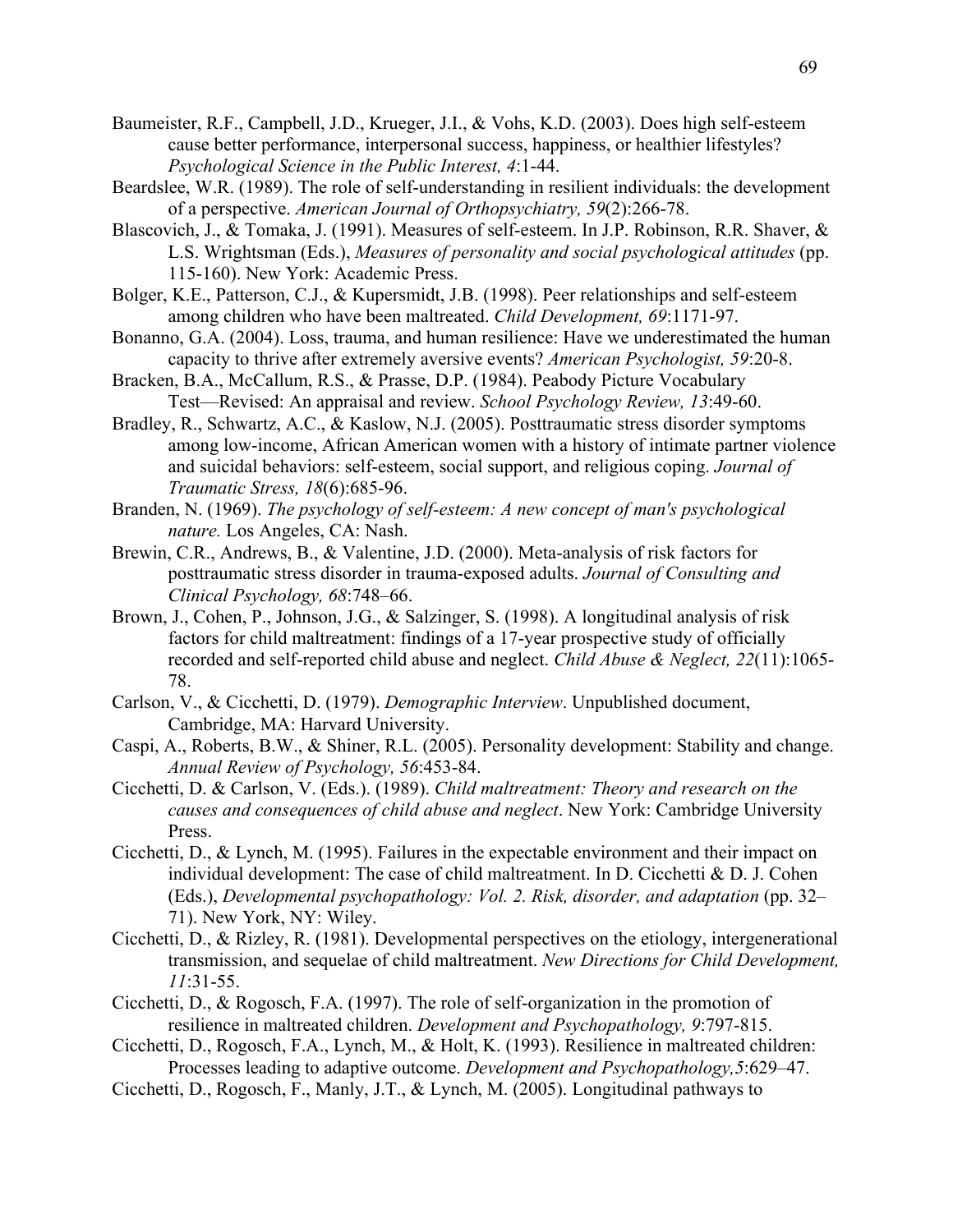Baumeister, R.F., Campbell, J.D., Krueger, J.I., & Vohs, K.D. (2003). Does high self-esteem cause better performance, interpersonal success, happiness, or healthier lifestyles? *Psychological Science in the Public Interest, 4*:1-44.

Beardslee, W.R. (1989). The role of self-understanding in resilient individuals: the development of a perspective. *American Journal of Orthopsychiatry, 59*(2):266-78.

Blascovich, J., & Tomaka, J. (1991). Measures of self-esteem. In J.P. Robinson, R.R. Shaver, & L.S. Wrightsman (Eds.), *Measures of personality and social psychological attitudes* (pp. 115-160). New York: Academic Press.

Bolger, K.E., Patterson, C.J., & Kupersmidt, J.B. (1998). Peer relationships and self-esteem among children who have been maltreated. *Child Development, 69*:1171-97.

Bonanno, G.A. (2004). Loss, trauma, and human resilience: Have we underestimated the human capacity to thrive after extremely aversive events? *American Psychologist, 59*:20-8.

Bracken, B.A., McCallum, R.S., & Prasse, D.P. (1984). Peabody Picture Vocabulary Test—Revised: An appraisal and review. *School Psychology Review, 13*:49-60.

Bradley, R., Schwartz, A.C., & Kaslow, N.J. (2005). Posttraumatic stress disorder symptoms among low-income, African American women with a history of intimate partner violence and suicidal behaviors: self-esteem, social support, and religious coping. *Journal of Traumatic Stress, 18*(6):685-96.

Branden, N. (1969). *The psychology of self-esteem: A new concept of man's psychological nature.* Los Angeles, CA: Nash.

Brewin, C.R., Andrews, B., & Valentine, J.D. (2000). Meta-analysis of risk factors for posttraumatic stress disorder in trauma-exposed adults. *Journal of Consulting and Clinical Psychology, 68*:748–66.

Brown, J., Cohen, P., Johnson, J.G., & Salzinger, S. (1998). A longitudinal analysis of risk factors for child maltreatment: findings of a 17-year prospective study of officially recorded and self-reported child abuse and neglect. *Child Abuse & Neglect, 22*(11):1065-78.

Carlson, V., & Cicchetti, D. (1979). *Demographic Interview*. Unpublished document, Cambridge, MA: Harvard University.

Caspi, A., Roberts, B.W., & Shiner, R.L. (2005). Personality development: Stability and change. *Annual Review of Psychology, 56*:453-84.

Cicchetti, D. & Carlson, V. (Eds.). (1989). *Child maltreatment: Theory and research on the causes and consequences of child abuse and neglect*. New York: Cambridge University Press.

Cicchetti, D., & Lynch, M. (1995). Failures in the expectable environment and their impact on individual development: The case of child maltreatment. In D. Cicchetti & D. J. Cohen (Eds.), *Developmental psychopathology: Vol. 2. Risk, disorder, and adaptation* (pp. 32–71). New York, NY: Wiley.

Cicchetti, D., & Rizley, R. (1981). Developmental perspectives on the etiology, intergenerational transmission, and sequelae of child maltreatment. *New Directions for Child Development, 11*:31-55.

Cicchetti, D., & Rogosch, F.A. (1997). The role of self-organization in the promotion of resilience in maltreated children. *Development and Psychopathology, 9*:797-815.

Cicchetti, D., Rogosch, F.A., Lynch, M., & Holt, K. (1993). Resilience in maltreated children: Processes leading to adaptive outcome. *Development and Psychopathology,5*:629–47.

Cicchetti, D., Rogosch, F., Manly, J.T., & Lynch, M. (2005). Longitudinal pathways to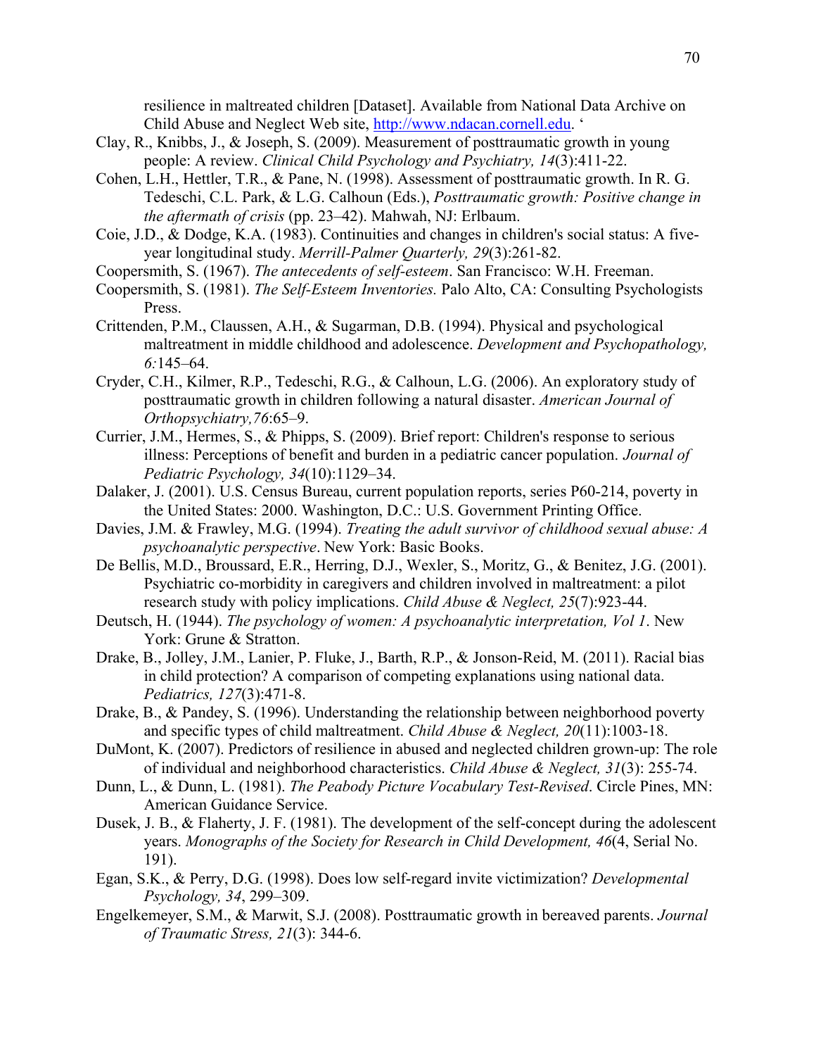resilience in maltreated children [Dataset]. Available from National Data Archive on Child Abuse and Neglect Web site, http://www.ndacan.cornell.edu. '

Clay, R., Knibbs, J., & Joseph, S. (2009). Measurement of posttraumatic growth in young people: A review. *Clinical Child Psychology and Psychiatry, 14*(3):411-22.

Cohen, L.H., Hettler, T.R., & Pane, N. (1998). Assessment of posttraumatic growth. In R. G. Tedeschi, C.L. Park, & L.G. Calhoun (Eds.), *Posttraumatic growth: Positive change in the aftermath of crisis* (pp. 23–42). Mahwah, NJ: Erlbaum.

Coie, J.D., & Dodge, K.A. (1983). Continuities and changes in children's social status: A five-year longitudinal study. *Merrill-Palmer Quarterly, 29*(3):261-82.

Coopersmith, S. (1967). *The antecedents of self-esteem*. San Francisco: W.H. Freeman.

Coopersmith, S. (1981). *The Self-Esteem Inventories.* Palo Alto, CA: Consulting Psychologists Press.

Crittenden, P.M., Claussen, A.H., & Sugarman, D.B. (1994). Physical and psychological maltreatment in middle childhood and adolescence. *Development and Psychopathology, 6:*145–64.

Cryder, C.H., Kilmer, R.P., Tedeschi, R.G., & Calhoun, L.G. (2006). An exploratory study of posttraumatic growth in children following a natural disaster. *American Journal of Orthopsychiatry,76*:65–9.

Currier, J.M., Hermes, S., & Phipps, S. (2009). Brief report: Children's response to serious illness: Perceptions of benefit and burden in a pediatric cancer population. *Journal of Pediatric Psychology, 34*(10):1129–34.

Dalaker, J. (2001). U.S. Census Bureau, current population reports, series P60-214, poverty in the United States: 2000. Washington, D.C.: U.S. Government Printing Office.

Davies, J.M. & Frawley, M.G. (1994). *Treating the adult survivor of childhood sexual abuse: A psychoanalytic perspective*. New York: Basic Books.

De Bellis, M.D., Broussard, E.R., Herring, D.J., Wexler, S., Moritz, G., & Benitez, J.G. (2001). Psychiatric co-morbidity in caregivers and children involved in maltreatment: a pilot research study with policy implications. *Child Abuse & Neglect, 25*(7):923-44.

Deutsch, H. (1944). *The psychology of women: A psychoanalytic interpretation, Vol 1*. New York: Grune & Stratton.

Drake, B., Jolley, J.M., Lanier, P. Fluke, J., Barth, R.P., & Jonson-Reid, M. (2011). Racial bias in child protection? A comparison of competing explanations using national data. *Pediatrics, 127*(3):471-8.

Drake, B., & Pandey, S. (1996). Understanding the relationship between neighborhood poverty and specific types of child maltreatment. *Child Abuse & Neglect, 20*(11):1003-18.

DuMont, K. (2007). Predictors of resilience in abused and neglected children grown-up: The role of individual and neighborhood characteristics. *Child Abuse & Neglect, 31*(3): 255-74.

Dunn, L., & Dunn, L. (1981). *The Peabody Picture Vocabulary Test-Revised*. Circle Pines, MN: American Guidance Service.

Dusek, J. B., & Flaherty, J. F. (1981). The development of the self-concept during the adolescent years. *Monographs of the Society for Research in Child Development, 46*(4, Serial No. 191).

Egan, S.K., & Perry, D.G. (1998). Does low self-regard invite victimization? *Developmental Psychology, 34*, 299–309.

Engelkemeyer, S.M., & Marwit, S.J. (2008). Posttraumatic growth in bereaved parents. *Journal of Traumatic Stress, 21*(3): 344-6.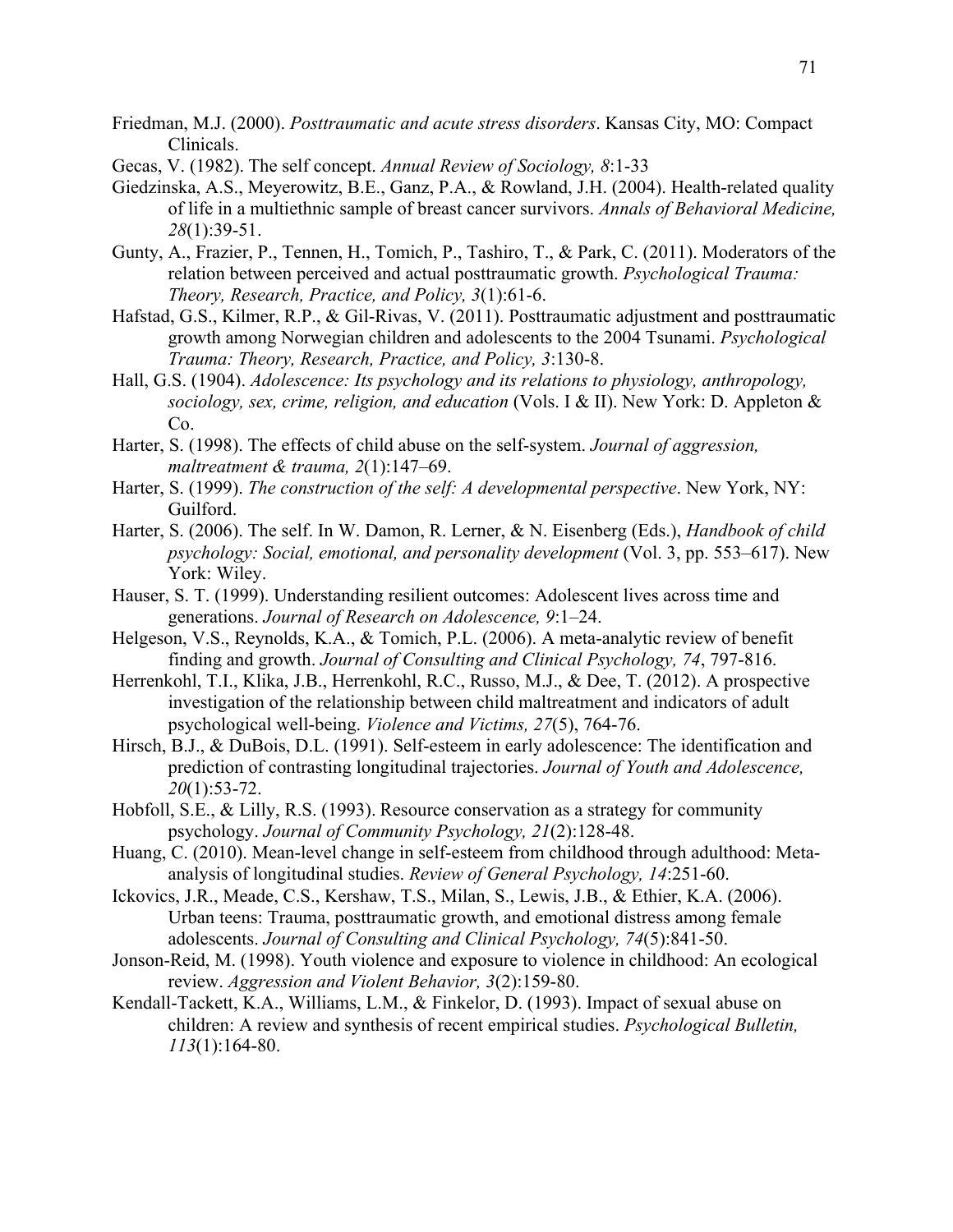Friedman, M.J. (2000). *Posttraumatic and acute stress disorders*. Kansas City, MO: Compact Clinicals.

Gecas, V. (1982). The self concept. *Annual Review of Sociology, 8*:1-33

Giedzinska, A.S., Meyerowitz, B.E., Ganz, P.A., & Rowland, J.H. (2004). Health-related quality of life in a multiethnic sample of breast cancer survivors. *Annals of Behavioral Medicine, 28*(1):39-51.

Gunty, A., Frazier, P., Tennen, H., Tomich, P., Tashiro, T., & Park, C. (2011). Moderators of the relation between perceived and actual posttraumatic growth. *Psychological Trauma: Theory, Research, Practice, and Policy, 3*(1):61-6.

Hafstad, G.S., Kilmer, R.P., & Gil-Rivas, V. (2011). Posttraumatic adjustment and posttraumatic growth among Norwegian children and adolescents to the 2004 Tsunami. *Psychological Trauma: Theory, Research, Practice, and Policy, 3*:130-8.

Hall, G.S. (1904). *Adolescence: Its psychology and its relations to physiology, anthropology, sociology, sex, crime, religion, and education* (Vols. I & II). New York: D. Appleton & Co.

Harter, S. (1998). The effects of child abuse on the self-system. *Journal of aggression, maltreatment & trauma, 2*(1):147–69.

Harter, S. (1999). *The construction of the self: A developmental perspective*. New York, NY: Guilford.

Harter, S. (2006). The self. In W. Damon, R. Lerner, & N. Eisenberg (Eds.), *Handbook of child psychology: Social, emotional, and personality development* (Vol. 3, pp. 553–617). New York: Wiley.

Hauser, S. T. (1999). Understanding resilient outcomes: Adolescent lives across time and generations. *Journal of Research on Adolescence, 9*:1–24.

Helgeson, V.S., Reynolds, K.A., & Tomich, P.L. (2006). A meta-analytic review of benefit finding and growth. *Journal of Consulting and Clinical Psychology, 74*, 797-816.

Herrenkohl, T.I., Klika, J.B., Herrenkohl, R.C., Russo, M.J., & Dee, T. (2012). A prospective investigation of the relationship between child maltreatment and indicators of adult psychological well-being. *Violence and Victims, 27*(5), 764-76.

Hirsch, B.J., & DuBois, D.L. (1991). Self-esteem in early adolescence: The identification and prediction of contrasting longitudinal trajectories. *Journal of Youth and Adolescence, 20*(1):53-72.

Hobfoll, S.E., & Lilly, R.S. (1993). Resource conservation as a strategy for community psychology. *Journal of Community Psychology, 21*(2):128-48.

Huang, C. (2010). Mean-level change in self-esteem from childhood through adulthood: Meta-analysis of longitudinal studies. *Review of General Psychology, 14*:251-60.

Ickovics, J.R., Meade, C.S., Kershaw, T.S., Milan, S., Lewis, J.B., & Ethier, K.A. (2006). Urban teens: Trauma, posttraumatic growth, and emotional distress among female adolescents. *Journal of Consulting and Clinical Psychology, 74*(5):841-50.

Jonson-Reid, M. (1998). Youth violence and exposure to violence in childhood: An ecological review. *Aggression and Violent Behavior, 3*(2):159-80.

Kendall-Tackett, K.A., Williams, L.M., & Finkelor, D. (1993). Impact of sexual abuse on children: A review and synthesis of recent empirical studies. *Psychological Bulletin, 113*(1):164-80.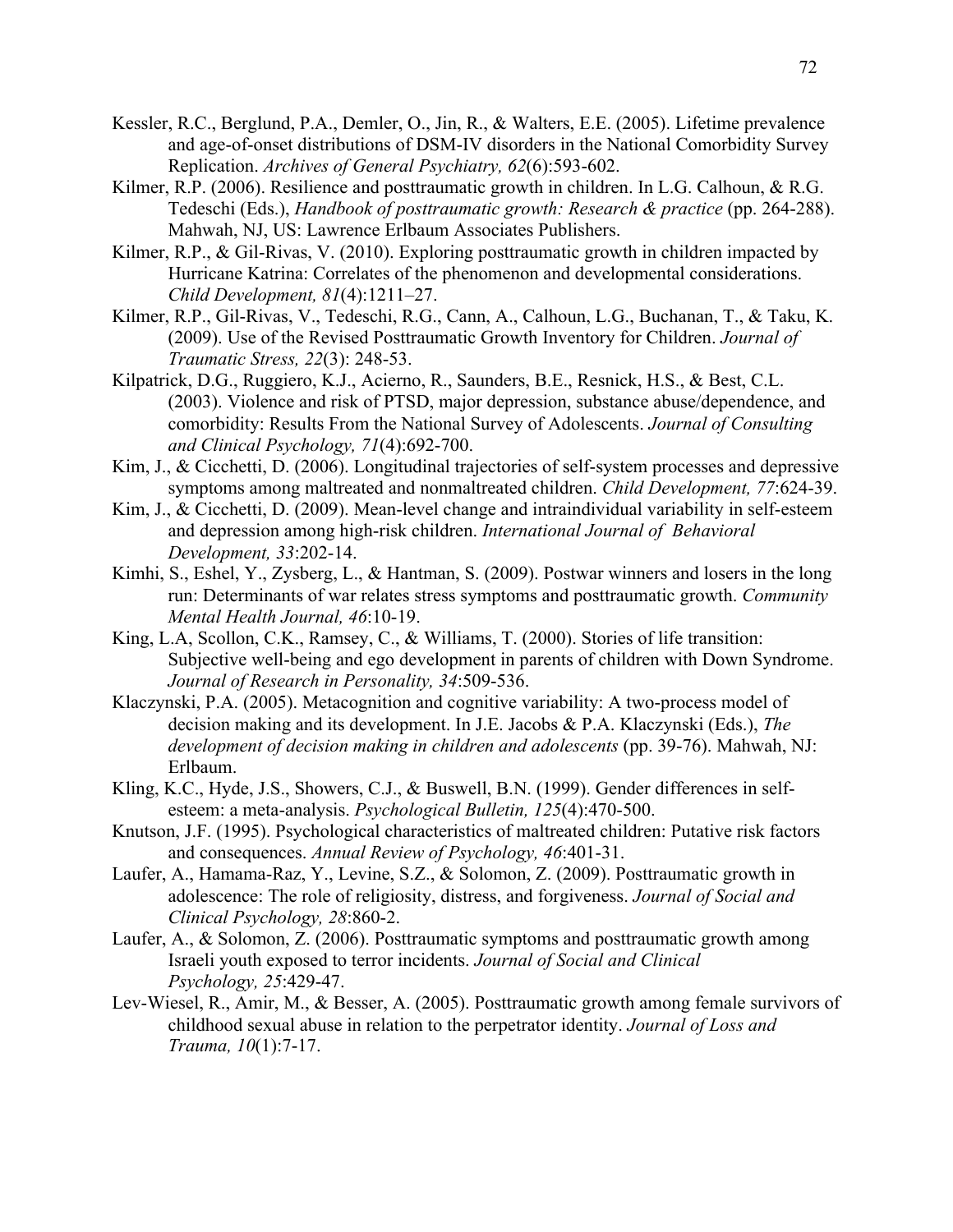Kessler, R.C., Berglund, P.A., Demler, O., Jin, R., & Walters, E.E. (2005). Lifetime prevalence and age-of-onset distributions of DSM-IV disorders in the National Comorbidity Survey Replication. *Archives of General Psychiatry, 62*(6):593-602.

Kilmer, R.P. (2006). Resilience and posttraumatic growth in children. In L.G. Calhoun, & R.G. Tedeschi (Eds.), *Handbook of posttraumatic growth: Research & practice* (pp. 264-288). Mahwah, NJ, US: Lawrence Erlbaum Associates Publishers.

Kilmer, R.P., & Gil-Rivas, V. (2010). Exploring posttraumatic growth in children impacted by Hurricane Katrina: Correlates of the phenomenon and developmental considerations. *Child Development, 81*(4):1211–27.

Kilmer, R.P., Gil-Rivas, V., Tedeschi, R.G., Cann, A., Calhoun, L.G., Buchanan, T., & Taku, K. (2009). Use of the Revised Posttraumatic Growth Inventory for Children. *Journal of Traumatic Stress, 22*(3): 248-53.

Kilpatrick, D.G., Ruggiero, K.J., Acierno, R., Saunders, B.E., Resnick, H.S., & Best, C.L. (2003). Violence and risk of PTSD, major depression, substance abuse/dependence, and comorbidity: Results From the National Survey of Adolescents. *Journal of Consulting and Clinical Psychology, 71*(4):692-700.

Kim, J., & Cicchetti, D. (2006). Longitudinal trajectories of self-system processes and depressive symptoms among maltreated and nonmaltreated children. *Child Development, 77*:624-39.

Kim, J., & Cicchetti, D. (2009). Mean-level change and intraindividual variability in self-esteem and depression among high-risk children. *International Journal of Behavioral Development, 33*:202-14.

Kimhi, S., Eshel, Y., Zysberg, L., & Hantman, S. (2009). Postwar winners and losers in the long run: Determinants of war relates stress symptoms and posttraumatic growth. *Community Mental Health Journal, 46*:10-19.

King, L.A, Scollon, C.K., Ramsey, C., & Williams, T. (2000). Stories of life transition: Subjective well-being and ego development in parents of children with Down Syndrome. *Journal of Research in Personality, 34*:509-536.

Klaczynski, P.A. (2005). Metacognition and cognitive variability: A two-process model of decision making and its development. In J.E. Jacobs & P.A. Klaczynski (Eds.), *The development of decision making in children and adolescents* (pp. 39-76). Mahwah, NJ: Erlbaum.

Kling, K.C., Hyde, J.S., Showers, C.J., & Buswell, B.N. (1999). Gender differences in self-esteem: a meta-analysis. *Psychological Bulletin, 125*(4):470-500.

Knutson, J.F. (1995). Psychological characteristics of maltreated children: Putative risk factors and consequences. *Annual Review of Psychology, 46*:401-31.

Laufer, A., Hamama-Raz, Y., Levine, S.Z., & Solomon, Z. (2009). Posttraumatic growth in adolescence: The role of religiosity, distress, and forgiveness. *Journal of Social and Clinical Psychology, 28*:860-2.

Laufer, A., & Solomon, Z. (2006). Posttraumatic symptoms and posttraumatic growth among Israeli youth exposed to terror incidents. *Journal of Social and Clinical Psychology, 25*:429-47.

Lev-Wiesel, R., Amir, M., & Besser, A. (2005). Posttraumatic growth among female survivors of childhood sexual abuse in relation to the perpetrator identity. *Journal of Loss and Trauma, 10*(1):7-17.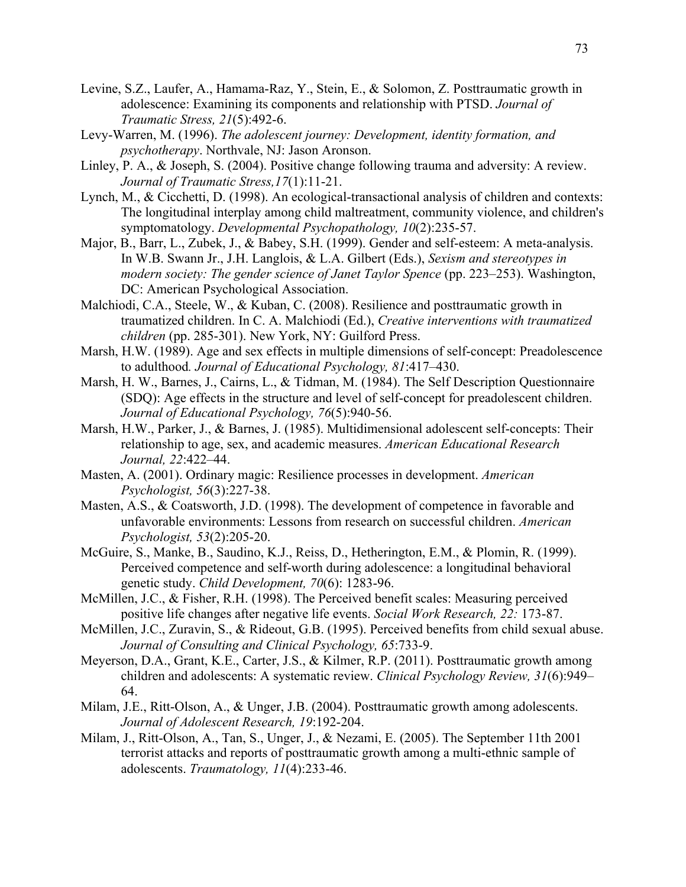Levine, S.Z., Laufer, A., Hamama-Raz, Y., Stein, E., & Solomon, Z. Posttraumatic growth in adolescence: Examining its components and relationship with PTSD. *Journal of Traumatic Stress, 21*(5):492-6.

Levy-Warren, M. (1996). *The adolescent journey: Development, identity formation, and psychotherapy*. Northvale, NJ: Jason Aronson.

Linley, P. A., & Joseph, S. (2004). Positive change following trauma and adversity: A review. *Journal of Traumatic Stress,17*(1):11-21.

Lynch, M., & Cicchetti, D. (1998). An ecological-transactional analysis of children and contexts: The longitudinal interplay among child maltreatment, community violence, and children's symptomatology. *Developmental Psychopathology, 10*(2):235-57.

Major, B., Barr, L., Zubek, J., & Babey, S.H. (1999). Gender and self-esteem: A meta-analysis. In W.B. Swann Jr., J.H. Langlois, & L.A. Gilbert (Eds.), *Sexism and stereotypes in modern society: The gender science of Janet Taylor Spence* (pp. 223–253). Washington, DC: American Psychological Association.

Malchiodi, C.A., Steele, W., & Kuban, C. (2008). Resilience and posttraumatic growth in traumatized children. In C. A. Malchiodi (Ed.), *Creative interventions with traumatized children* (pp. 285-301). New York, NY: Guilford Press.

Marsh, H.W. (1989). Age and sex effects in multiple dimensions of self-concept: Preadolescence to adulthood*. Journal of Educational Psychology, 81*:417–430.

Marsh, H. W., Barnes, J., Cairns, L., & Tidman, M. (1984). The Self Description Questionnaire (SDQ): Age effects in the structure and level of self-concept for preadolescent children. *Journal of Educational Psychology, 76*(5):940-56.

Marsh, H.W., Parker, J., & Barnes, J. (1985). Multidimensional adolescent self-concepts: Their relationship to age, sex, and academic measures. *American Educational Research Journal, 22*:422–44.

Masten, A. (2001). Ordinary magic: Resilience processes in development. *American Psychologist, 56*(3):227-38.

Masten, A.S., & Coatsworth, J.D. (1998). The development of competence in favorable and unfavorable environments: Lessons from research on successful children. *American Psychologist, 53*(2):205-20.

McGuire, S., Manke, B., Saudino, K.J., Reiss, D., Hetherington, E.M., & Plomin, R. (1999). Perceived competence and self-worth during adolescence: a longitudinal behavioral genetic study. *Child Development, 70*(6): 1283-96.

McMillen, J.C., & Fisher, R.H. (1998). The Perceived benefit scales: Measuring perceived positive life changes after negative life events. *Social Work Research, 22:* 173-87.

McMillen, J.C., Zuravin, S., & Rideout, G.B. (1995). Perceived benefits from child sexual abuse. *Journal of Consulting and Clinical Psychology, 65*:733-9.

Meyerson, D.A., Grant, K.E., Carter, J.S., & Kilmer, R.P. (2011). Posttraumatic growth among children and adolescents: A systematic review. *Clinical Psychology Review, 31*(6):949–64.

Milam, J.E., Ritt-Olson, A., & Unger, J.B. (2004). Posttraumatic growth among adolescents. *Journal of Adolescent Research, 19*:192-204.

Milam, J., Ritt-Olson, A., Tan, S., Unger, J., & Nezami, E. (2005). The September 11th 2001 terrorist attacks and reports of posttraumatic growth among a multi-ethnic sample of adolescents. *Traumatology, 11*(4):233-46.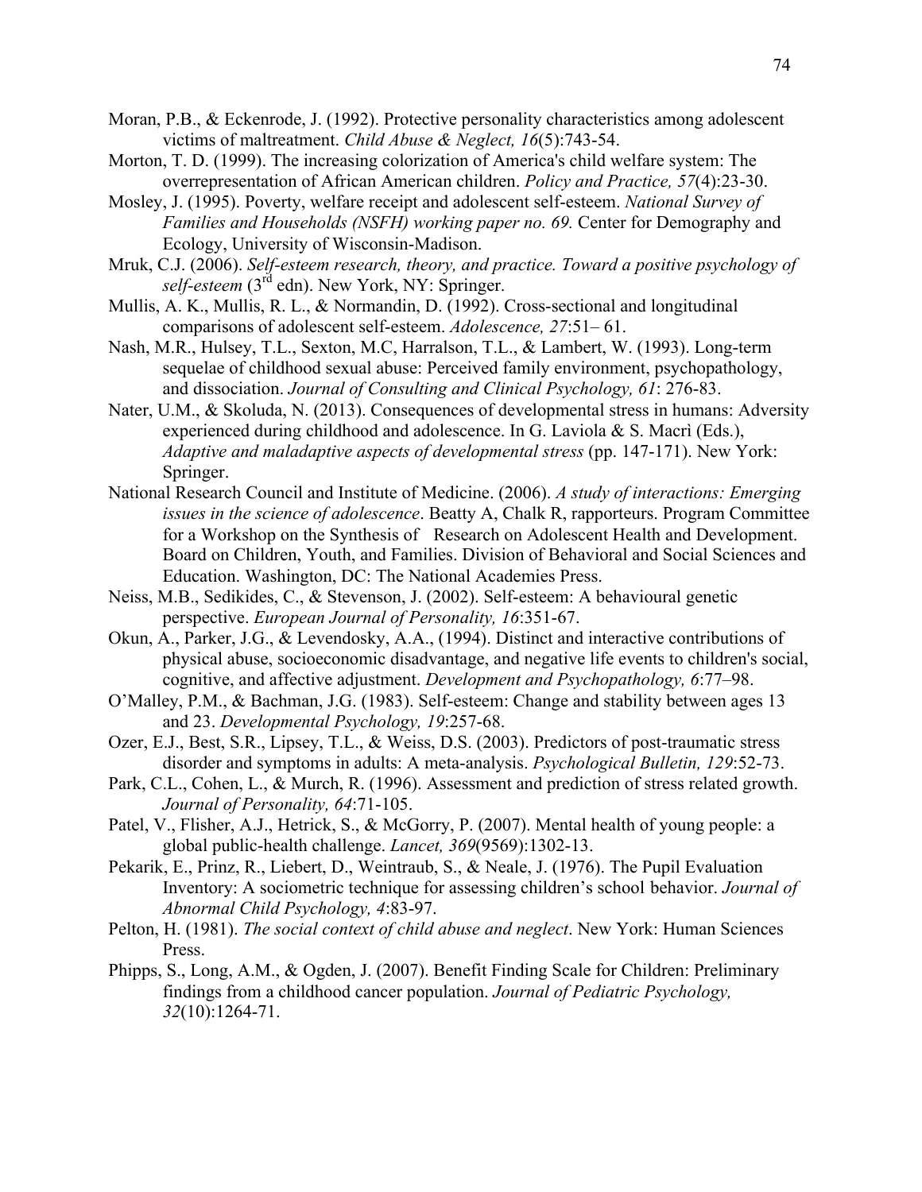Moran, P.B., & Eckenrode, J. (1992). Protective personality characteristics among adolescent victims of maltreatment. *Child Abuse & Neglect, 16*(5):743-54.

Morton, T. D. (1999). The increasing colorization of America's child welfare system: The overrepresentation of African American children. *Policy and Practice, 57*(4):23-30.

Mosley, J. (1995). Poverty, welfare receipt and adolescent self-esteem. *National Survey of Families and Households (NSFH) working paper no. 69.* Center for Demography and Ecology, University of Wisconsin-Madison.

Mruk, C.J. (2006). *Self-esteem research, theory, and practice. Toward a positive psychology of self-esteem* (3rd edn). New York, NY: Springer.

Mullis, A. K., Mullis, R. L., & Normandin, D. (1992). Cross-sectional and longitudinal comparisons of adolescent self-esteem. *Adolescence, 27*:51– 61.

Nash, M.R., Hulsey, T.L., Sexton, M.C, Harralson, T.L., & Lambert, W. (1993). Long-term sequelae of childhood sexual abuse: Perceived family environment, psychopathology, and dissociation. *Journal of Consulting and Clinical Psychology, 61*: 276-83.

Nater, U.M., & Skoluda, N. (2013). Consequences of developmental stress in humans: Adversity experienced during childhood and adolescence. In G. Laviola & S. Macrì (Eds.), *Adaptive and maladaptive aspects of developmental stress* (pp. 147-171). New York: Springer.

National Research Council and Institute of Medicine. (2006). *A study of interactions: Emerging issues in the science of adolescence*. Beatty A, Chalk R, rapporteurs. Program Committee for a Workshop on the Synthesis of Research on Adolescent Health and Development. Board on Children, Youth, and Families. Division of Behavioral and Social Sciences and Education. Washington, DC: The National Academies Press.

Neiss, M.B., Sedikides, C., & Stevenson, J. (2002). Self-esteem: A behavioural genetic perspective. *European Journal of Personality, 16*:351-67.

Okun, A., Parker, J.G., & Levendosky, A.A., (1994). Distinct and interactive contributions of physical abuse, socioeconomic disadvantage, and negative life events to children's social, cognitive, and affective adjustment. *Development and Psychopathology, 6*:77–98.

O'Malley, P.M., & Bachman, J.G. (1983). Self-esteem: Change and stability between ages 13 and 23. *Developmental Psychology, 19*:257-68.

Ozer, E.J., Best, S.R., Lipsey, T.L., & Weiss, D.S. (2003). Predictors of post-traumatic stress disorder and symptoms in adults: A meta-analysis. *Psychological Bulletin, 129*:52-73.

Park, C.L., Cohen, L., & Murch, R. (1996). Assessment and prediction of stress related growth. *Journal of Personality, 64*:71-105.

Patel, V., Flisher, A.J., Hetrick, S., & McGorry, P. (2007). Mental health of young people: a global public-health challenge. *Lancet, 369*(9569):1302-13.

Pekarik, E., Prinz, R., Liebert, D., Weintraub, S., & Neale, J. (1976). The Pupil Evaluation Inventory: A sociometric technique for assessing children's school behavior. *Journal of Abnormal Child Psychology, 4*:83-97.

Pelton, H. (1981). *The social context of child abuse and neglect*. New York: Human Sciences Press.

Phipps, S., Long, A.M., & Ogden, J. (2007). Benefit Finding Scale for Children: Preliminary findings from a childhood cancer population. *Journal of Pediatric Psychology, 32*(10):1264-71.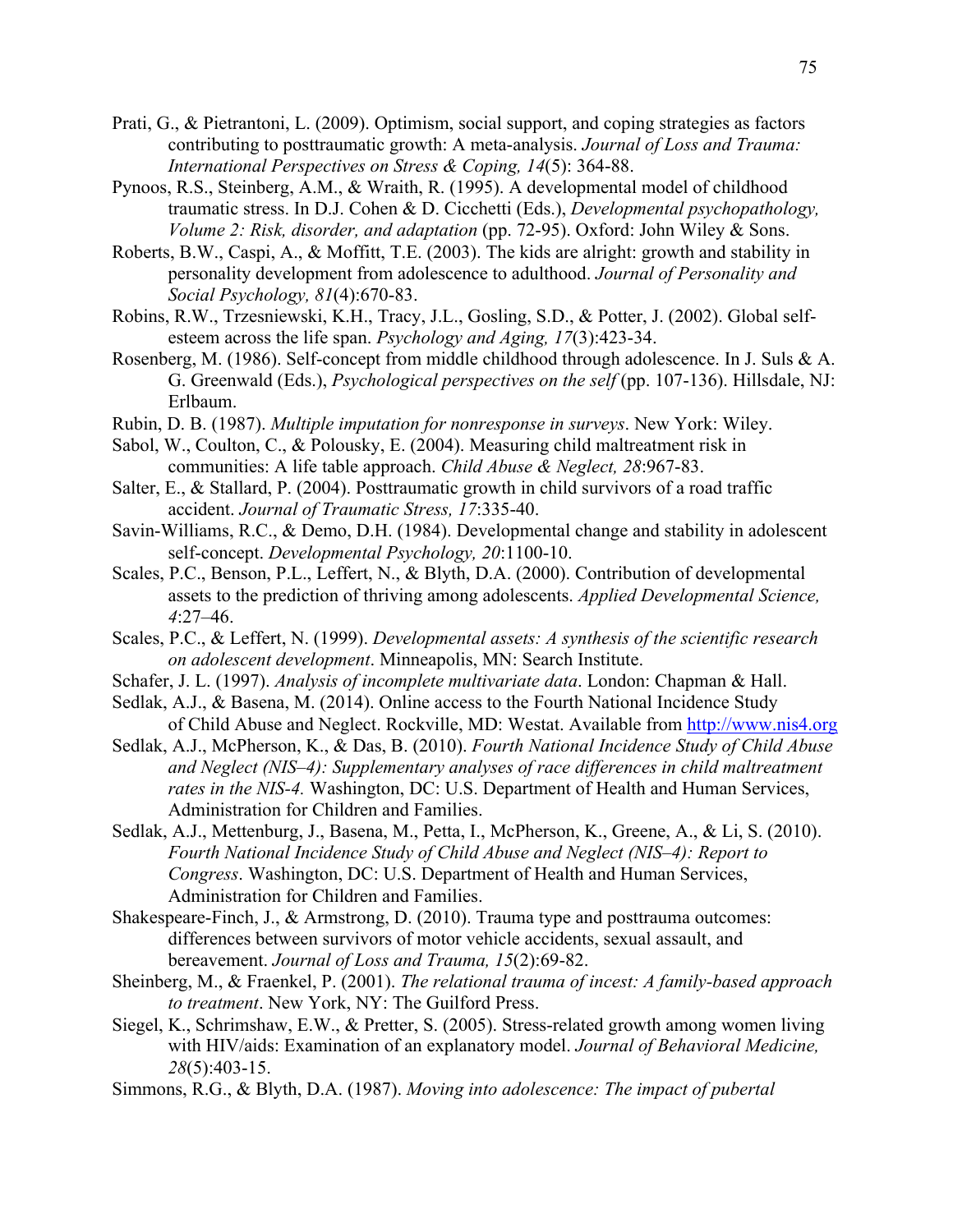Prati, G., & Pietrantoni, L. (2009). Optimism, social support, and coping strategies as factors contributing to posttraumatic growth: A meta-analysis. *Journal of Loss and Trauma: International Perspectives on Stress & Coping, 14*(5): 364-88.

Pynoos, R.S., Steinberg, A.M., & Wraith, R. (1995). A developmental model of childhood traumatic stress. In D.J. Cohen & D. Cicchetti (Eds.), *Developmental psychopathology, Volume 2: Risk, disorder, and adaptation* (pp. 72-95). Oxford: John Wiley & Sons.

Roberts, B.W., Caspi, A., & Moffitt, T.E. (2003). The kids are alright: growth and stability in personality development from adolescence to adulthood. *Journal of Personality and Social Psychology, 81*(4):670-83.

Robins, R.W., Trzesniewski, K.H., Tracy, J.L., Gosling, S.D., & Potter, J. (2002). Global self-esteem across the life span. *Psychology and Aging, 17*(3):423-34.

Rosenberg, M. (1986). Self-concept from middle childhood through adolescence. In J. Suls & A. G. Greenwald (Eds.), *Psychological perspectives on the self* (pp. 107-136). Hillsdale, NJ: Erlbaum.

Rubin, D. B. (1987). *Multiple imputation for nonresponse in surveys*. New York: Wiley.

Sabol, W., Coulton, C., & Polousky, E. (2004). Measuring child maltreatment risk in communities: A life table approach. *Child Abuse & Neglect, 28*:967-83.

Salter, E., & Stallard, P. (2004). Posttraumatic growth in child survivors of a road traffic accident. *Journal of Traumatic Stress, 17*:335-40.

Savin-Williams, R.C., & Demo, D.H. (1984). Developmental change and stability in adolescent self-concept. *Developmental Psychology, 20*:1100-10.

Scales, P.C., Benson, P.L., Leffert, N., & Blyth, D.A. (2000). Contribution of developmental assets to the prediction of thriving among adolescents. *Applied Developmental Science, 4*:27–46.

Scales, P.C., & Leffert, N. (1999). *Developmental assets: A synthesis of the scientific research on adolescent development*. Minneapolis, MN: Search Institute.

Schafer, J. L. (1997). *Analysis of incomplete multivariate data*. London: Chapman & Hall.

Sedlak, A.J., & Basena, M. (2014). Online access to the Fourth National Incidence Study of Child Abuse and Neglect. Rockville, MD: Westat. Available from http://www.nis4.org

Sedlak, A.J., McPherson, K., & Das, B. (2010). *Fourth National Incidence Study of Child Abuse and Neglect (NIS–4): Supplementary analyses of race differences in child maltreatment rates in the NIS-4.* Washington, DC: U.S. Department of Health and Human Services, Administration for Children and Families.

Sedlak, A.J., Mettenburg, J., Basena, M., Petta, I., McPherson, K., Greene, A., & Li, S. (2010). *Fourth National Incidence Study of Child Abuse and Neglect (NIS–4): Report to Congress*. Washington, DC: U.S. Department of Health and Human Services, Administration for Children and Families.

Shakespeare-Finch, J., & Armstrong, D. (2010). Trauma type and posttrauma outcomes: differences between survivors of motor vehicle accidents, sexual assault, and bereavement. *Journal of Loss and Trauma, 15*(2):69-82.

Sheinberg, M., & Fraenkel, P. (2001). *The relational trauma of incest: A family-based approach to treatment*. New York, NY: The Guilford Press.

Siegel, K., Schrimshaw, E.W., & Pretter, S. (2005). Stress-related growth among women living with HIV/aids: Examination of an explanatory model. *Journal of Behavioral Medicine, 28*(5):403-15.

Simmons, R.G., & Blyth, D.A. (1987). *Moving into adolescence: The impact of pubertal*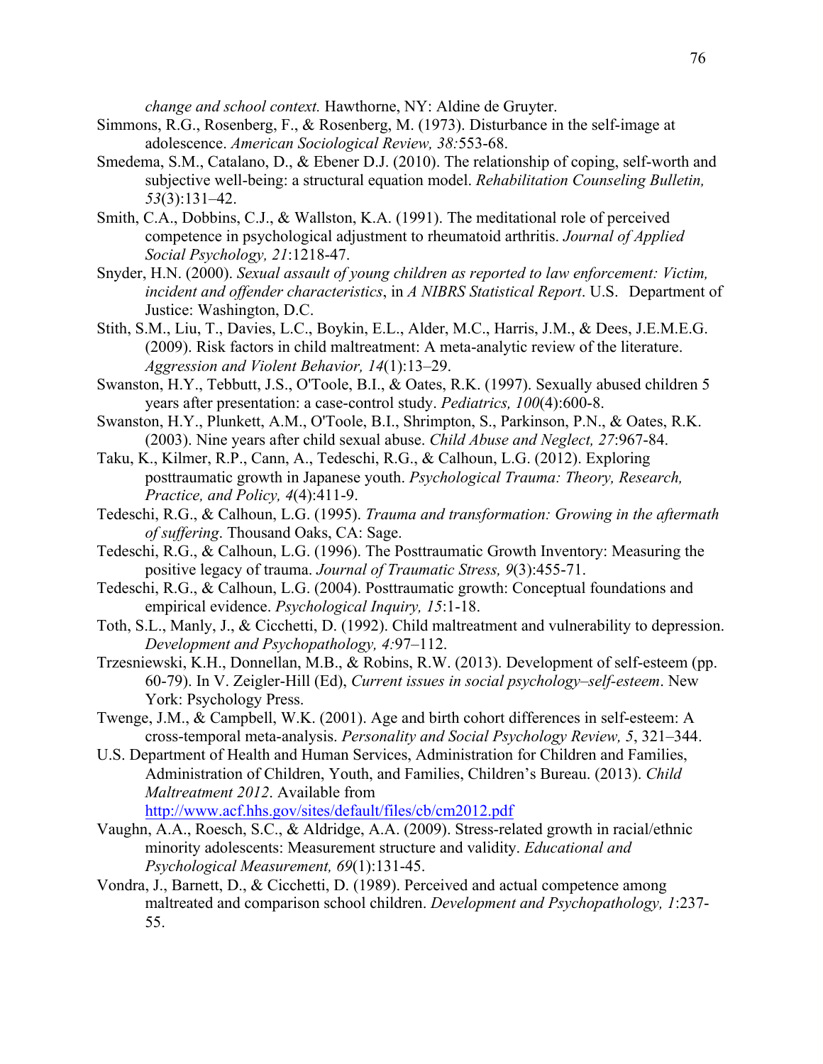*change and school context.* Hawthorne, NY: Aldine de Gruyter.

Simmons, R.G., Rosenberg, F., & Rosenberg, M. (1973). Disturbance in the self-image at adolescence. *American Sociological Review, 38:*553-68.

Smedema, S.M., Catalano, D., & Ebener D.J. (2010). The relationship of coping, self-worth and subjective well-being: a structural equation model. *Rehabilitation Counseling Bulletin, 53*(3):131–42.

Smith, C.A., Dobbins, C.J., & Wallston, K.A. (1991). The meditational role of perceived competence in psychological adjustment to rheumatoid arthritis. *Journal of Applied Social Psychology, 21*:1218-47.

Snyder, H.N. (2000). *Sexual assault of young children as reported to law enforcement: Victim, incident and offender characteristics*, in *A NIBRS Statistical Report*. U.S. Department of Justice: Washington, D.C.

Stith, S.M., Liu, T., Davies, L.C., Boykin, E.L., Alder, M.C., Harris, J.M., & Dees, J.E.M.E.G. (2009). Risk factors in child maltreatment: A meta-analytic review of the literature. *Aggression and Violent Behavior, 14*(1):13–29.

Swanston, H.Y., Tebbutt, J.S., O'Toole, B.I., & Oates, R.K. (1997). Sexually abused children 5 years after presentation: a case-control study. *Pediatrics, 100*(4):600-8.

Swanston, H.Y., Plunkett, A.M., O'Toole, B.I., Shrimpton, S., Parkinson, P.N., & Oates, R.K. (2003). Nine years after child sexual abuse. *Child Abuse and Neglect, 27*:967-84.

Taku, K., Kilmer, R.P., Cann, A., Tedeschi, R.G., & Calhoun, L.G. (2012). Exploring posttraumatic growth in Japanese youth. *Psychological Trauma: Theory, Research, Practice, and Policy, 4*(4):411-9.

Tedeschi, R.G., & Calhoun, L.G. (1995). *Trauma and transformation: Growing in the aftermath of suffering*. Thousand Oaks, CA: Sage.

Tedeschi, R.G., & Calhoun, L.G. (1996). The Posttraumatic Growth Inventory: Measuring the positive legacy of trauma. *Journal of Traumatic Stress, 9*(3):455-71.

Tedeschi, R.G., & Calhoun, L.G. (2004). Posttraumatic growth: Conceptual foundations and empirical evidence. *Psychological Inquiry, 15*:1-18.

Toth, S.L., Manly, J., & Cicchetti, D. (1992). Child maltreatment and vulnerability to depression. *Development and Psychopathology, 4:*97–112.

Trzesniewski, K.H., Donnellan, M.B., & Robins, R.W. (2013). Development of self-esteem (pp. 60-79). In V. Zeigler-Hill (Ed), *Current issues in social psychology–self-esteem*. New York: Psychology Press.

Twenge, J.M., & Campbell, W.K. (2001). Age and birth cohort differences in self-esteem: A cross-temporal meta-analysis. *Personality and Social Psychology Review, 5*, 321–344.

U.S. Department of Health and Human Services, Administration for Children and Families, Administration of Children, Youth, and Families, Children's Bureau. (2013). *Child Maltreatment 2012*. Available from http://www.acf.hhs.gov/sites/default/files/cb/cm2012.pdf

Vaughn, A.A., Roesch, S.C., & Aldridge, A.A. (2009). Stress-related growth in racial/ethnic minority adolescents: Measurement structure and validity. *Educational and Psychological Measurement, 69*(1):131-45.

Vondra, J., Barnett, D., & Cicchetti, D. (1989). Perceived and actual competence among maltreated and comparison school children. *Development and Psychopathology, 1*:237-55.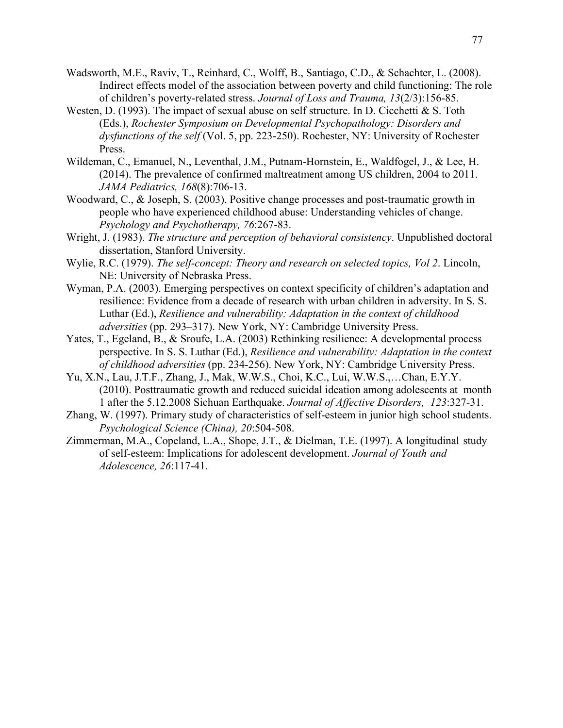Wadsworth, M.E., Raviv, T., Reinhard, C., Wolff, B., Santiago, C.D., & Schachter, L. (2008). Indirect effects model of the association between poverty and child functioning: The role of children's poverty-related stress. *Journal of Loss and Trauma, 13*(2/3):156-85.

Westen, D. (1993). The impact of sexual abuse on self structure. In D. Cicchetti & S. Toth (Eds.), *Rochester Symposium on Developmental Psychopathology: Disorders and dysfunctions of the self* (Vol. 5, pp. 223-250). Rochester, NY: University of Rochester Press.

Wildeman, C., Emanuel, N., Leventhal, J.M., Putnam-Hornstein, E., Waldfogel, J., & Lee, H. (2014). The prevalence of confirmed maltreatment among US children, 2004 to 2011. *JAMA Pediatrics, 168*(8):706-13.

Woodward, C., & Joseph, S. (2003). Positive change processes and post-traumatic growth in people who have experienced childhood abuse: Understanding vehicles of change. *Psychology and Psychotherapy, 76*:267-83.

Wright, J. (1983). *The structure and perception of behavioral consistency*. Unpublished doctoral dissertation, Stanford University.

Wylie, R.C. (1979). *The self-concept: Theory and research on selected topics, Vol 2*. Lincoln, NE: University of Nebraska Press.

Wyman, P.A. (2003). Emerging perspectives on context specificity of children's adaptation and resilience: Evidence from a decade of research with urban children in adversity. In S. S. Luthar (Ed.), *Resilience and vulnerability: Adaptation in the context of childhood adversities* (pp. 293–317). New York, NY: Cambridge University Press.

Yates, T., Egeland, B., & Sroufe, L.A. (2003) Rethinking resilience: A developmental process perspective. In S. S. Luthar (Ed.), *Resilience and vulnerability: Adaptation in the context of childhood adversities* (pp. 234-256). New York, NY: Cambridge University Press.

Yu, X.N., Lau, J.T.F., Zhang, J., Mak, W.W.S., Choi, K.C., Lui, W.W.S.,…Chan, E.Y.Y. (2010). Posttraumatic growth and reduced suicidal ideation among adolescents at month 1 after the 5.12.2008 Sichuan Earthquake. *Journal of Affective Disorders, 123*:327-31.

Zhang, W. (1997). Primary study of characteristics of self-esteem in junior high school students. *Psychological Science (China), 20*:504-508.

Zimmerman, M.A., Copeland, L.A., Shope, J.T., & Dielman, T.E. (1997). A longitudinal study of self-esteem: Implications for adolescent development. *Journal of Youth and Adolescence, 26*:117-41.